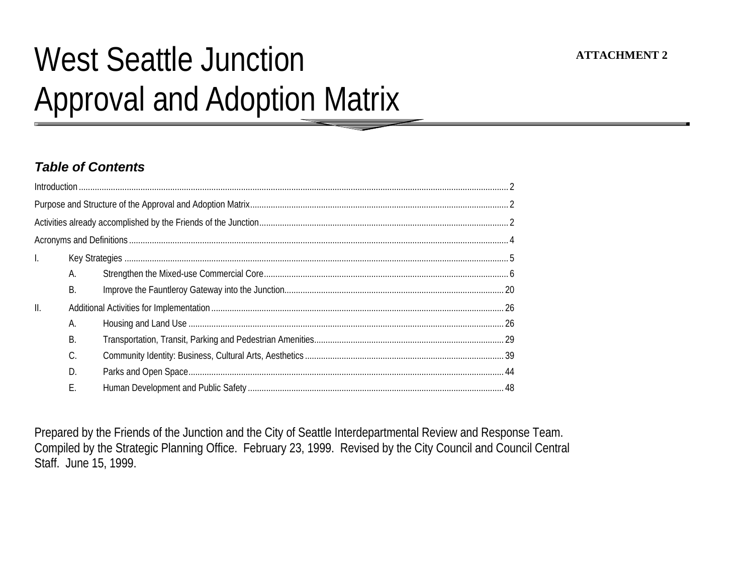**ATTACHMENT 2**

# West Seattle Junction
# Approval and Adoption Matrix

### *Table of Contents*

Introduction .......... 2

Purpose and Structure of the Approval and Adoption Matrix .......... 2

Activities already accomplished by the Friends of the Junction .......... 2

Acronyms and Definitions .......... 4

I. Key Strategies .......... 5
   - A. Strengthen the Mixed-use Commercial Core .......... 6
   - B. Improve the Fauntleroy Gateway into the Junction .......... 20

II. Additional Activities for Implementation .......... 26
   - A. Housing and Land Use .......... 26
   - B. Transportation, Transit, Parking and Pedestrian Amenities .......... 29
   - C. Community Identity: Business, Cultural Arts, Aesthetics .......... 39
   - D. Parks and Open Space .......... 44
   - E. Human Development and Public Safety .......... 48

Prepared by the Friends of the Junction and the City of Seattle Interdepartmental Review and Response Team. Compiled by the Strategic Planning Office. February 23, 1999. Revised by the City Council and Council Central Staff. June 15, 1999.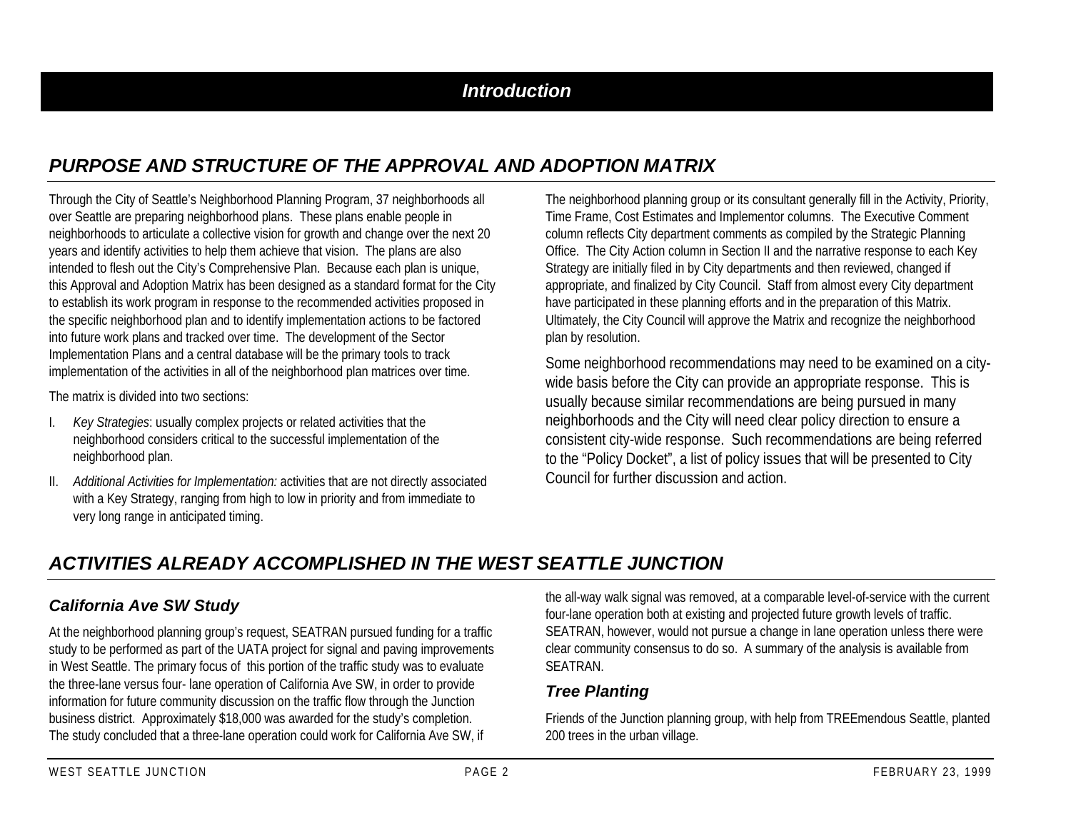# Introduction

## PURPOSE AND STRUCTURE OF THE APPROVAL AND ADOPTION MATRIX

Through the City of Seattle's Neighborhood Planning Program, 37 neighborhoods all over Seattle are preparing neighborhood plans. These plans enable people in neighborhoods to articulate a collective vision for growth and change over the next 20 years and identify activities to help them achieve that vision. The plans are also intended to flesh out the City's Comprehensive Plan. Because each plan is unique, this Approval and Adoption Matrix has been designed as a standard format for the City to establish its work program in response to the recommended activities proposed in the specific neighborhood plan and to identify implementation actions to be factored into future work plans and tracked over time. The development of the Sector Implementation Plans and a central database will be the primary tools to track implementation of the activities in all of the neighborhood plan matrices over time.

The matrix is divided into two sections:

I. *Key Strategies*: usually complex projects or related activities that the neighborhood considers critical to the successful implementation of the neighborhood plan.

II. *Additional Activities for Implementation:* activities that are not directly associated with a Key Strategy, ranging from high to low in priority and from immediate to very long range in anticipated timing.

The neighborhood planning group or its consultant generally fill in the Activity, Priority, Time Frame, Cost Estimates and Implementor columns. The Executive Comment column reflects City department comments as compiled by the Strategic Planning Office. The City Action column in Section II and the narrative response to each Key Strategy are initially filed in by City departments and then reviewed, changed if appropriate, and finalized by City Council. Staff from almost every City department have participated in these planning efforts and in the preparation of this Matrix. Ultimately, the City Council will approve the Matrix and recognize the neighborhood plan by resolution.

Some neighborhood recommendations may need to be examined on a city-wide basis before the City can provide an appropriate response. This is usually because similar recommendations are being pursued in many neighborhoods and the City will need clear policy direction to ensure a consistent city-wide response. Such recommendations are being referred to the "Policy Docket", a list of policy issues that will be presented to City Council for further discussion and action.

## ACTIVITIES ALREADY ACCOMPLISHED IN THE WEST SEATTLE JUNCTION

### California Ave SW Study

At the neighborhood planning group's request, SEATRAN pursued funding for a traffic study to be performed as part of the UATA project for signal and paving improvements in West Seattle. The primary focus of this portion of the traffic study was to evaluate the three-lane versus four- lane operation of California Ave SW, in order to provide information for future community discussion on the traffic flow through the Junction business district. Approximately $18,000 was awarded for the study's completion. The study concluded that a three-lane operation could work for California Ave SW, if the all-way walk signal was removed, at a comparable level-of-service with the current four-lane operation both at existing and projected future growth levels of traffic. SEATRAN, however, would not pursue a change in lane operation unless there were clear community consensus to do so. A summary of the analysis is available from SEATRAN.

### Tree Planting

Friends of the Junction planning group, with help from TREEmendous Seattle, planted 200 trees in the urban village.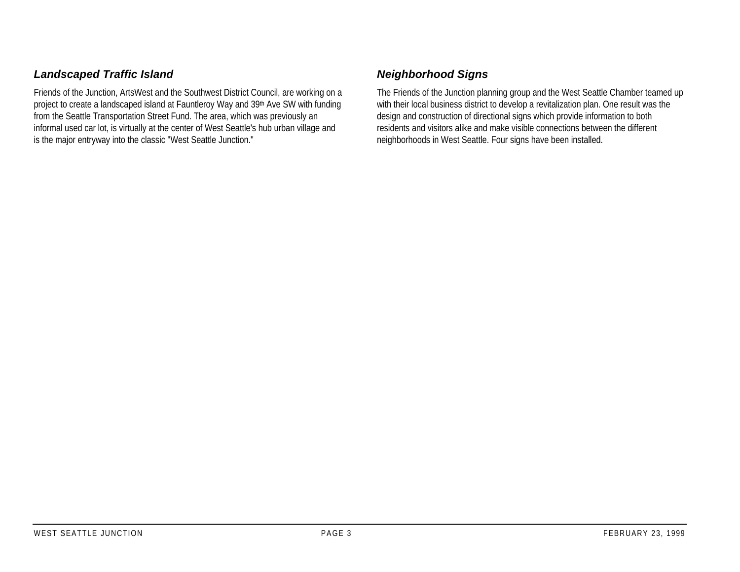### *Landscaped Traffic Island*

Friends of the Junction, ArtsWest and the Southwest District Council, are working on a project to create a landscaped island at Fauntleroy Way and 39th Ave SW with funding from the Seattle Transportation Street Fund. The area, which was previously an informal used car lot, is virtually at the center of West Seattle's hub urban village and is the major entryway into the classic "West Seattle Junction."

### *Neighborhood Signs*

The Friends of the Junction planning group and the West Seattle Chamber teamed up with their local business district to develop a revitalization plan. One result was the design and construction of directional signs which provide information to both residents and visitors alike and make visible connections between the different neighborhoods in West Seattle. Four signs have been installed.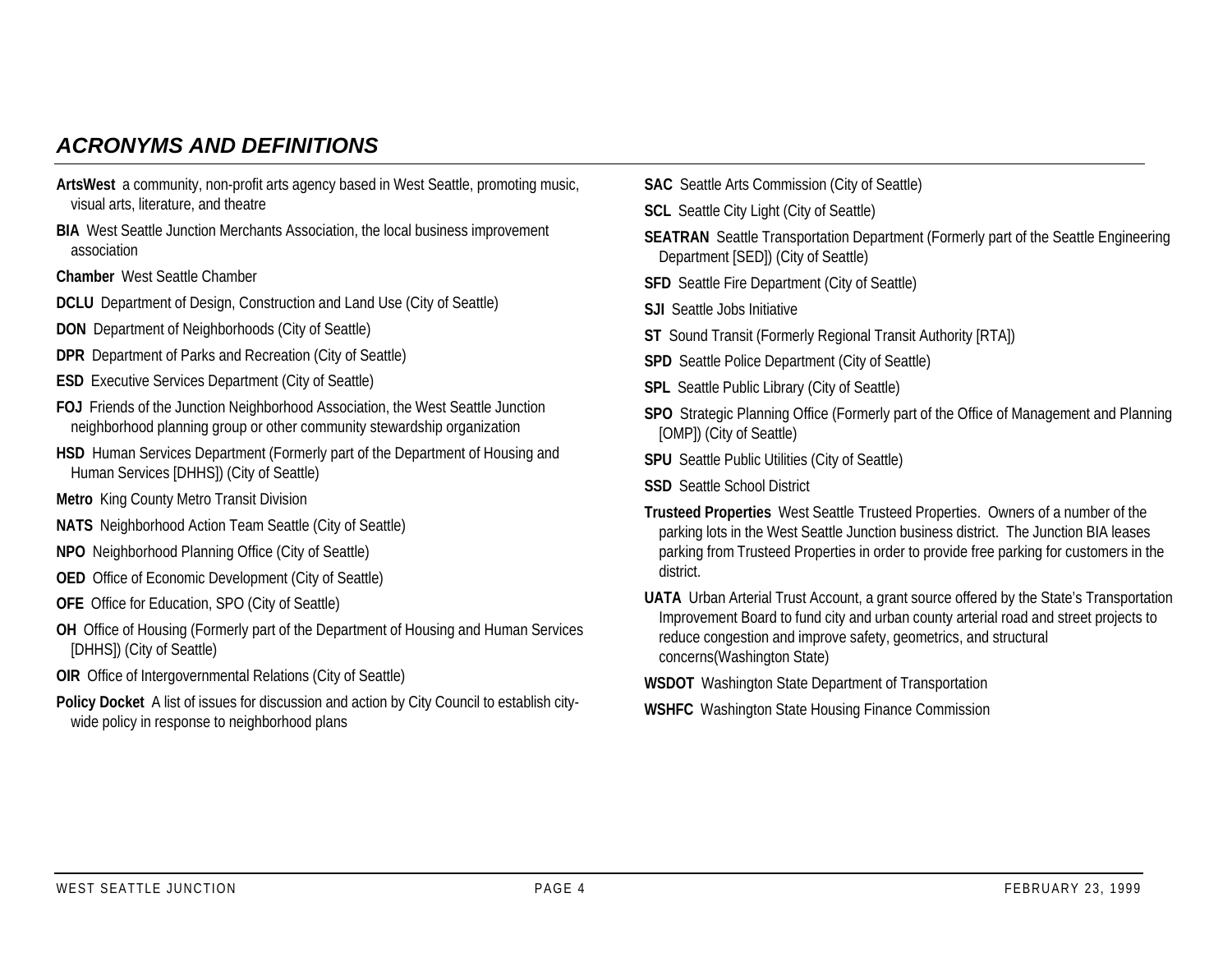## *ACRONYMS AND DEFINITIONS*

**ArtsWest** a community, non-profit arts agency based in West Seattle, promoting music, visual arts, literature, and theatre

**BIA** West Seattle Junction Merchants Association, the local business improvement association

**Chamber** West Seattle Chamber

**DCLU** Department of Design, Construction and Land Use (City of Seattle)

**DON** Department of Neighborhoods (City of Seattle)

**DPR** Department of Parks and Recreation (City of Seattle)

**ESD** Executive Services Department (City of Seattle)

**FOJ** Friends of the Junction Neighborhood Association, the West Seattle Junction neighborhood planning group or other community stewardship organization

**HSD** Human Services Department (Formerly part of the Department of Housing and Human Services [DHHS]) (City of Seattle)

**Metro** King County Metro Transit Division

**NATS** Neighborhood Action Team Seattle (City of Seattle)

**NPO** Neighborhood Planning Office (City of Seattle)

**OED** Office of Economic Development (City of Seattle)

**OFE** Office for Education, SPO (City of Seattle)

**OH** Office of Housing (Formerly part of the Department of Housing and Human Services [DHHS]) (City of Seattle)

**OIR** Office of Intergovernmental Relations (City of Seattle)

**Policy Docket** A list of issues for discussion and action by City Council to establish city-wide policy in response to neighborhood plans

**SAC** Seattle Arts Commission (City of Seattle)

**SCL** Seattle City Light (City of Seattle)

**SEATRAN** Seattle Transportation Department (Formerly part of the Seattle Engineering Department [SED]) (City of Seattle)

**SFD** Seattle Fire Department (City of Seattle)

**SJI** Seattle Jobs Initiative

**ST** Sound Transit (Formerly Regional Transit Authority [RTA])

**SPD** Seattle Police Department (City of Seattle)

**SPL** Seattle Public Library (City of Seattle)

**SPO** Strategic Planning Office (Formerly part of the Office of Management and Planning [OMP]) (City of Seattle)

**SPU** Seattle Public Utilities (City of Seattle)

**SSD** Seattle School District

**Trusteed Properties** West Seattle Trusteed Properties. Owners of a number of the parking lots in the West Seattle Junction business district. The Junction BIA leases parking from Trusteed Properties in order to provide free parking for customers in the district.

**UATA** Urban Arterial Trust Account, a grant source offered by the State's Transportation Improvement Board to fund city and urban county arterial road and street projects to reduce congestion and improve safety, geometrics, and structural concerns(Washington State)

**WSDOT** Washington State Department of Transportation

**WSHFC** Washington State Housing Finance Commission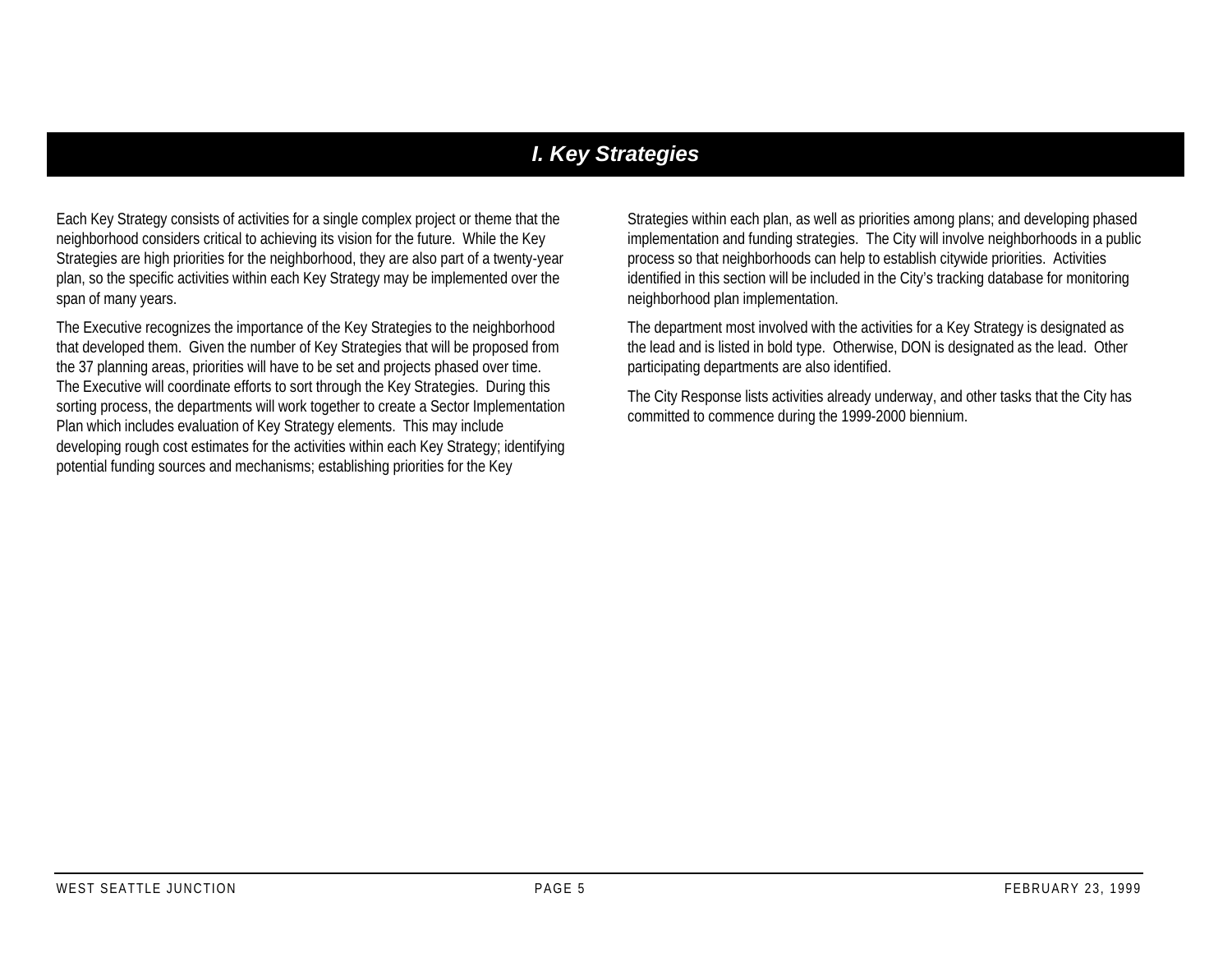# *I. Key Strategies*

Each Key Strategy consists of activities for a single complex project or theme that the neighborhood considers critical to achieving its vision for the future. While the Key Strategies are high priorities for the neighborhood, they are also part of a twenty-year plan, so the specific activities within each Key Strategy may be implemented over the span of many years.

The Executive recognizes the importance of the Key Strategies to the neighborhood that developed them. Given the number of Key Strategies that will be proposed from the 37 planning areas, priorities will have to be set and projects phased over time. The Executive will coordinate efforts to sort through the Key Strategies. During this sorting process, the departments will work together to create a Sector Implementation Plan which includes evaluation of Key Strategy elements. This may include developing rough cost estimates for the activities within each Key Strategy; identifying potential funding sources and mechanisms; establishing priorities for the Key Strategies within each plan, as well as priorities among plans; and developing phased implementation and funding strategies. The City will involve neighborhoods in a public process so that neighborhoods can help to establish citywide priorities. Activities identified in this section will be included in the City's tracking database for monitoring neighborhood plan implementation.

The department most involved with the activities for a Key Strategy is designated as the lead and is listed in bold type. Otherwise, DON is designated as the lead. Other participating departments are also identified.

The City Response lists activities already underway, and other tasks that the City has committed to commence during the 1999-2000 biennium.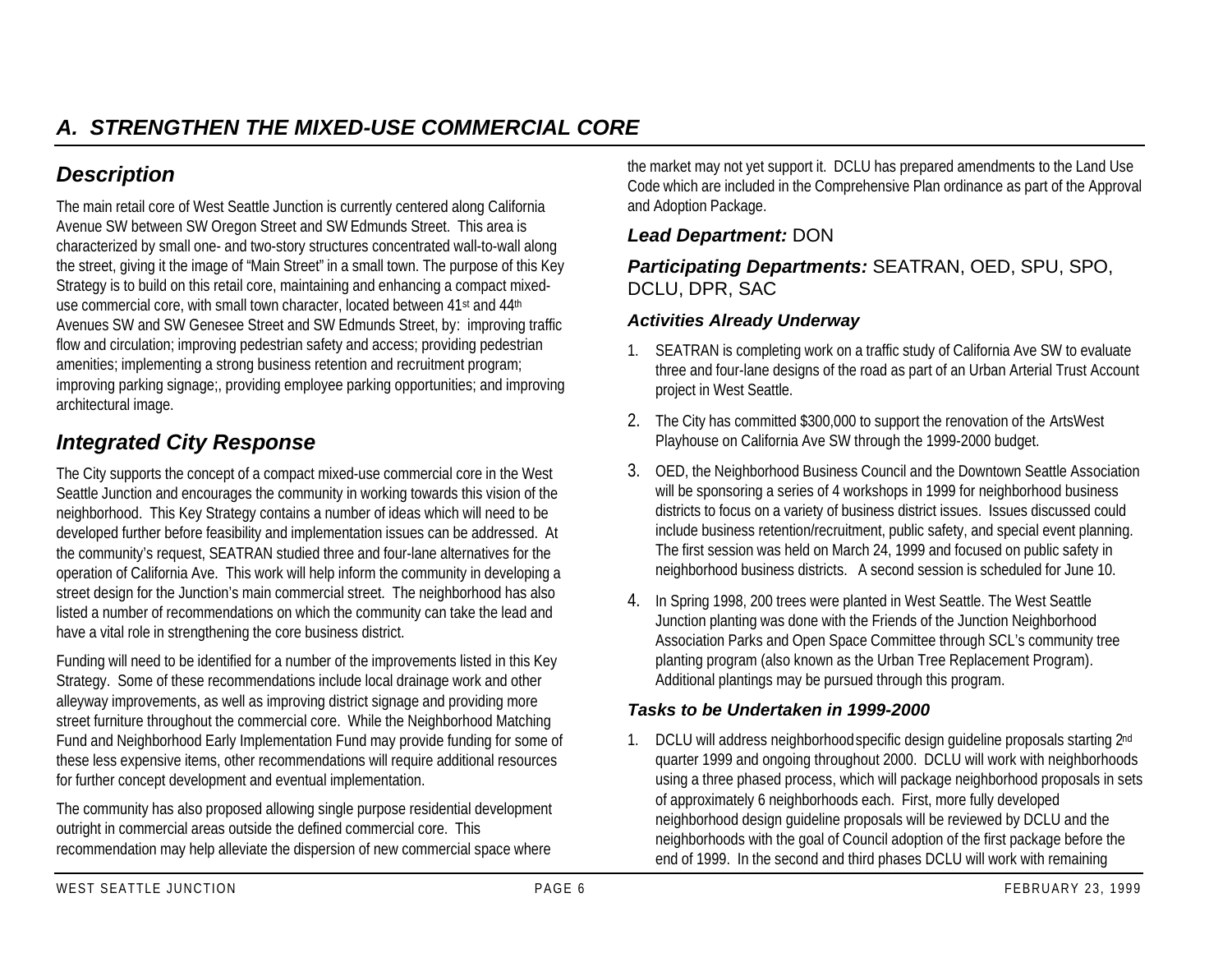## A. STRENGTHEN THE MIXED-USE COMMERCIAL CORE

### Description

The main retail core of West Seattle Junction is currently centered along California Avenue SW between SW Oregon Street and SW Edmunds Street. This area is characterized by small one- and two-story structures concentrated wall-to-wall along the street, giving it the image of "Main Street" in a small town. The purpose of this Key Strategy is to build on this retail core, maintaining and enhancing a compact mixed-use commercial core, with small town character, located between 41st and 44th Avenues SW and SW Genesee Street and SW Edmunds Street, by: improving traffic flow and circulation; improving pedestrian safety and access; providing pedestrian amenities; implementing a strong business retention and recruitment program; improving parking signage;, providing employee parking opportunities; and improving architectural image.

### Integrated City Response

The City supports the concept of a compact mixed-use commercial core in the West Seattle Junction and encourages the community in working towards this vision of the neighborhood. This Key Strategy contains a number of ideas which will need to be developed further before feasibility and implementation issues can be addressed. At the community's request, SEATRAN studied three and four-lane alternatives for the operation of California Ave. This work will help inform the community in developing a street design for the Junction's main commercial street. The neighborhood has also listed a number of recommendations on which the community can take the lead and have a vital role in strengthening the core business district.

Funding will need to be identified for a number of the improvements listed in this Key Strategy. Some of these recommendations include local drainage work and other alleyway improvements, as well as improving district signage and providing more street furniture throughout the commercial core. While the Neighborhood Matching Fund and Neighborhood Early Implementation Fund may provide funding for some of these less expensive items, other recommendations will require additional resources for further concept development and eventual implementation.

The community has also proposed allowing single purpose residential development outright in commercial areas outside the defined commercial core. This recommendation may help alleviate the dispersion of new commercial space where the market may not yet support it. DCLU has prepared amendments to the Land Use Code which are included in the Comprehensive Plan ordinance as part of the Approval and Adoption Package.

### *Lead Department:* DON

### *Participating Departments:* SEATRAN, OED, SPU, SPO, DCLU, DPR, SAC

#### Activities Already Underway

1. SEATRAN is completing work on a traffic study of California Ave SW to evaluate three and four-lane designs of the road as part of an Urban Arterial Trust Account project in West Seattle.
2. The City has committed $300,000 to support the renovation of the ArtsWest Playhouse on California Ave SW through the 1999-2000 budget.
3. OED, the Neighborhood Business Council and the Downtown Seattle Association will be sponsoring a series of 4 workshops in 1999 for neighborhood business districts to focus on a variety of business district issues. Issues discussed could include business retention/recruitment, public safety, and special event planning. The first session was held on March 24, 1999 and focused on public safety in neighborhood business districts. A second session is scheduled for June 10.
4. In Spring 1998, 200 trees were planted in West Seattle. The West Seattle Junction planting was done with the Friends of the Junction Neighborhood Association Parks and Open Space Committee through SCL's community tree planting program (also known as the Urban Tree Replacement Program). Additional plantings may be pursued through this program.

#### Tasks to be Undertaken in 1999-2000

1. DCLU will address neighborhood specific design guideline proposals starting 2nd quarter 1999 and ongoing throughout 2000. DCLU will work with neighborhoods using a three phased process, which will package neighborhood proposals in sets of approximately 6 neighborhoods each. First, more fully developed neighborhood design guideline proposals will be reviewed by DCLU and the neighborhoods with the goal of Council adoption of the first package before the end of 1999. In the second and third phases DCLU will work with remaining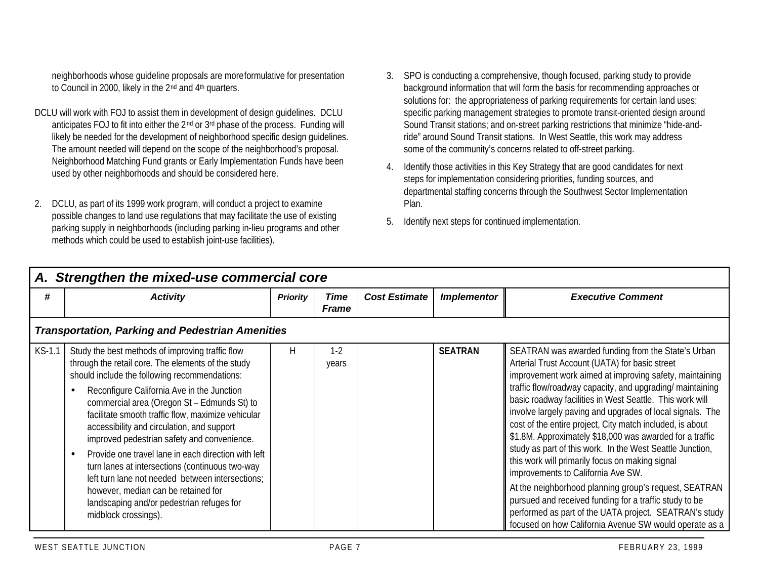neighborhoods whose guideline proposals are more formulative for presentation to Council in 2000, likely in the 2nd and 4th quarters.

DCLU will work with FOJ to assist them in development of design guidelines. DCLU anticipates FOJ to fit into either the 2nd or 3rd phase of the process. Funding will likely be needed for the development of neighborhood specific design guidelines. The amount needed will depend on the scope of the neighborhood's proposal. Neighborhood Matching Fund grants or Early Implementation Funds have been used by other neighborhoods and should be considered here.

2. DCLU, as part of its 1999 work program, will conduct a project to examine possible changes to land use regulations that may facilitate the use of existing parking supply in neighborhoods (including parking in-lieu programs and other methods which could be used to establish joint-use facilities).

3. SPO is conducting a comprehensive, though focused, parking study to provide background information that will form the basis for recommending approaches or solutions for: the appropriateness of parking requirements for certain land uses; specific parking management strategies to promote transit-oriented design around Sound Transit stations; and on-street parking restrictions that minimize "hide-and-ride" around Sound Transit stations. In West Seattle, this work may address some of the community's concerns related to off-street parking.

4. Identify those activities in this Key Strategy that are good candidates for next steps for implementation considering priorities, funding sources, and departmental staffing concerns through the Southwest Sector Implementation Plan.

5. Identify next steps for continued implementation.

## A. Strengthen the mixed-use commercial core

| # | Activity | Priority | Time Frame | Cost Estimate | Implementor | Executive Comment |
|---|---|---|---|---|---|---|
| ***Transportation, Parking and Pedestrian Amenities*** | | | | | | |
| KS-1.1 | Study the best methods of improving traffic flow through the retail core. The elements of the study should include the following recommendations:<br>• Reconfigure California Ave in the Junction commercial area (Oregon St – Edmunds St) to facilitate smooth traffic flow, maximize vehicular accessibility and circulation, and support improved pedestrian safety and convenience.<br>• Provide one travel lane in each direction with left turn lanes at intersections (continuous two-way left turn lane not needed between intersections; however, median can be retained for landscaping and/or pedestrian refuges for midblock crossings). | H | 1-2 years | | **SEATRAN** | SEATRAN was awarded funding from the State's Urban Arterial Trust Account (UATA) for basic street improvement work aimed at improving safety, maintaining traffic flow/roadway capacity, and upgrading/ maintaining basic roadway facilities in West Seattle. This work will involve largely paving and upgrades of local signals. The cost of the entire project, City match included, is about \$1.8M. Approximately \$18,000 was awarded for a traffic study as part of this work. In the West Seattle Junction, this work will primarily focus on making signal improvements to California Ave SW.<br>At the neighborhood planning group's request, SEATRAN pursued and received funding for a traffic study to be performed as part of the UATA project. SEATRAN's study focused on how California Avenue SW would operate as a |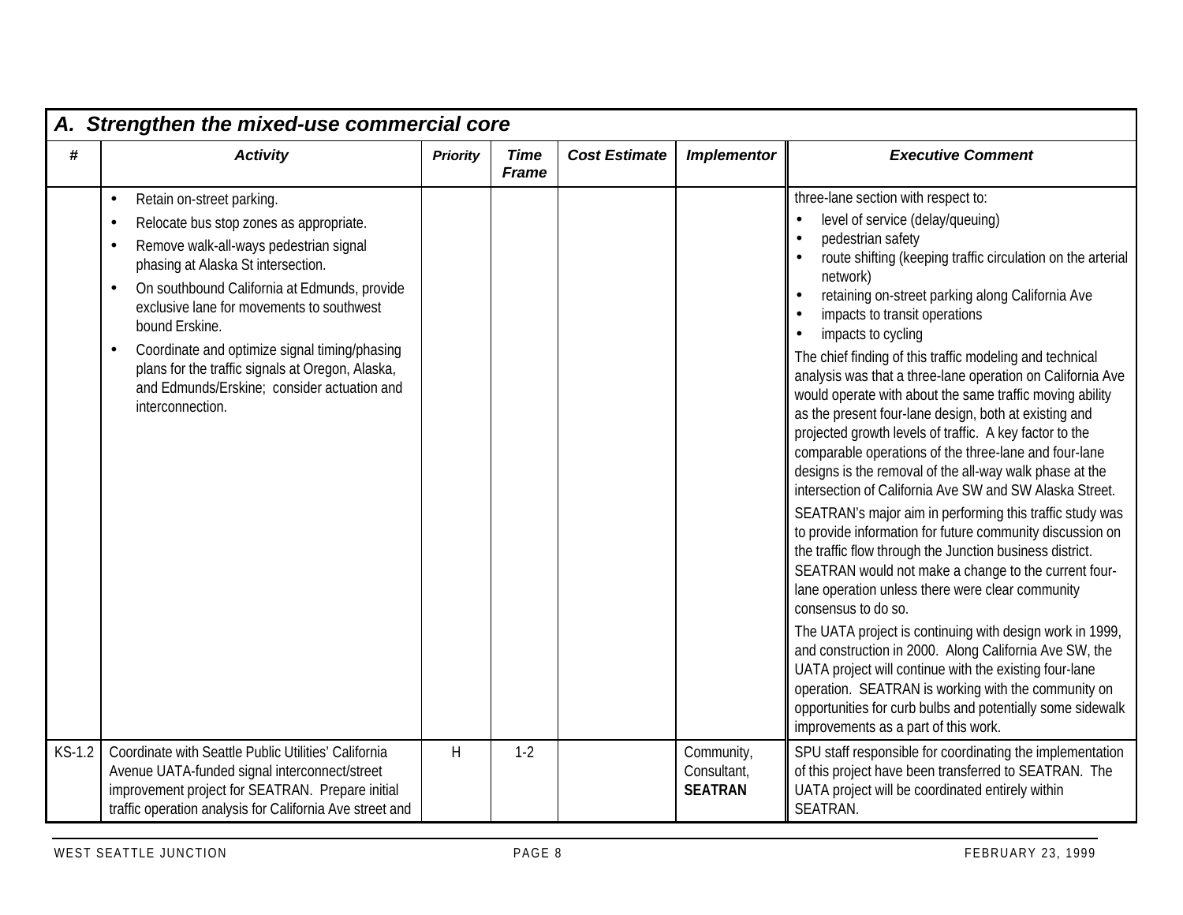## A. Strengthen the mixed-use commercial core

| # | Activity | Priority | Time Frame | Cost Estimate | Implementor | Executive Comment |
|---|---|---|---|---|---|---|
| | • Retain on-street parking.<br>• Relocate bus stop zones as appropriate.<br>• Remove walk-all-ways pedestrian signal phasing at Alaska St intersection.<br>• On southbound California at Edmunds, provide exclusive lane for movements to southwest bound Erskine.<br>• Coordinate and optimize signal timing/phasing plans for the traffic signals at Oregon, Alaska, and Edmunds/Erskine; consider actuation and interconnection. | | | | | three-lane section with respect to:<br>• level of service (delay/queuing)<br>• pedestrian safety<br>• route shifting (keeping traffic circulation on the arterial network)<br>• retaining on-street parking along California Ave<br>• impacts to transit operations<br>• impacts to cycling<br>The chief finding of this traffic modeling and technical analysis was that a three-lane operation on California Ave would operate with about the same traffic moving ability as the present four-lane design, both at existing and projected growth levels of traffic. A key factor to the comparable operations of the three-lane and four-lane designs is the removal of the all-way walk phase at the intersection of California Ave SW and SW Alaska Street.<br>SEATRAN's major aim in performing this traffic study was to provide information for future community discussion on the traffic flow through the Junction business district. SEATRAN would not make a change to the current four-lane operation unless there were clear community consensus to do so.<br>The UATA project is continuing with design work in 1999, and construction in 2000. Along California Ave SW, the UATA project will continue with the existing four-lane operation. SEATRAN is working with the community on opportunities for curb bulbs and potentially some sidewalk improvements as a part of this work. |
| KS-1.2 | Coordinate with Seattle Public Utilities' California Avenue UATA-funded signal interconnect/street improvement project for SEATRAN. Prepare initial traffic operation analysis for California Ave street and | H | 1-2 | | Community, Consultant, **SEATRAN** | SPU staff responsible for coordinating the implementation of this project have been transferred to SEATRAN. The UATA project will be coordinated entirely within SEATRAN. |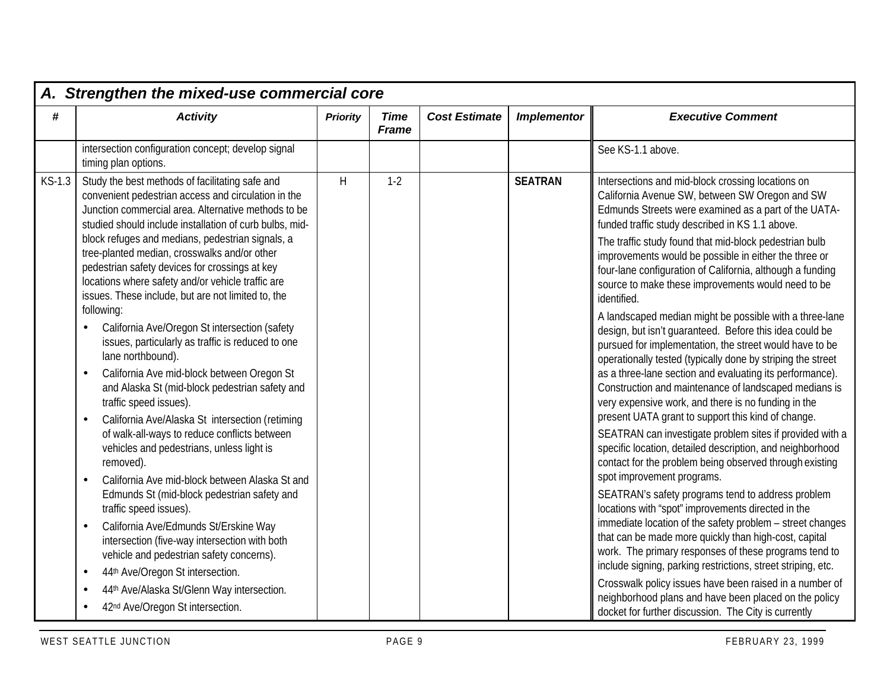## A. Strengthen the mixed-use commercial core

| # | Activity | Priority | Time Frame | Cost Estimate | Implementor | Executive Comment |
|---|---|---|---|---|---|---|
| | intersection configuration concept; develop signal timing plan options. | | | | | See KS-1.1 above. |
| KS-1.3 | Study the best methods of facilitating safe and convenient pedestrian access and circulation in the Junction commercial area. Alternative methods to be studied should include installation of curb bulbs, mid-block refuges and medians, pedestrian signals, a tree-planted median, crosswalks and/or other pedestrian safety devices for crossings at key locations where safety and/or vehicle traffic are issues. These include, but are not limited to, the following: <br>• California Ave/Oregon St intersection (safety issues, particularly as traffic is reduced to one lane northbound). <br>• California Ave mid-block between Oregon St and Alaska St (mid-block pedestrian safety and traffic speed issues). <br>• California Ave/Alaska St intersection (retiming of walk-all-ways to reduce conflicts between vehicles and pedestrians, unless light is removed). <br>• California Ave mid-block between Alaska St and Edmunds St (mid-block pedestrian safety and traffic speed issues). <br>• California Ave/Edmunds St/Erskine Way intersection (five-way intersection with both vehicle and pedestrian safety concerns). <br>• 44th Ave/Oregon St intersection. <br>• 44th Ave/Alaska St/Glenn Way intersection. <br>• 42nd Ave/Oregon St intersection. | H | 1-2 | | **SEATRAN** | Intersections and mid-block crossing locations on California Avenue SW, between SW Oregon and SW Edmunds Streets were examined as a part of the UATA-funded traffic study described in KS 1.1 above. <br>The traffic study found that mid-block pedestrian bulb improvements would be possible in either the three or four-lane configuration of California, although a funding source to make these improvements would need to be identified. <br>A landscaped median might be possible with a three-lane design, but isn't guaranteed. Before this idea could be pursued for implementation, the street would have to be operationally tested (typically done by striping the street as a three-lane section and evaluating its performance). Construction and maintenance of landscaped medians is very expensive work, and there is no funding in the present UATA grant to support this kind of change. <br>SEATRAN can investigate problem sites if provided with a specific location, detailed description, and neighborhood contact for the problem being observed through existing spot improvement programs. <br>SEATRAN's safety programs tend to address problem locations with "spot" improvements directed in the immediate location of the safety problem – street changes that can be made more quickly than high-cost, capital work. The primary responses of these programs tend to include signing, parking restrictions, street striping, etc. <br>Crosswalk policy issues have been raised in a number of neighborhood plans and have been placed on the policy docket for further discussion. The City is currently |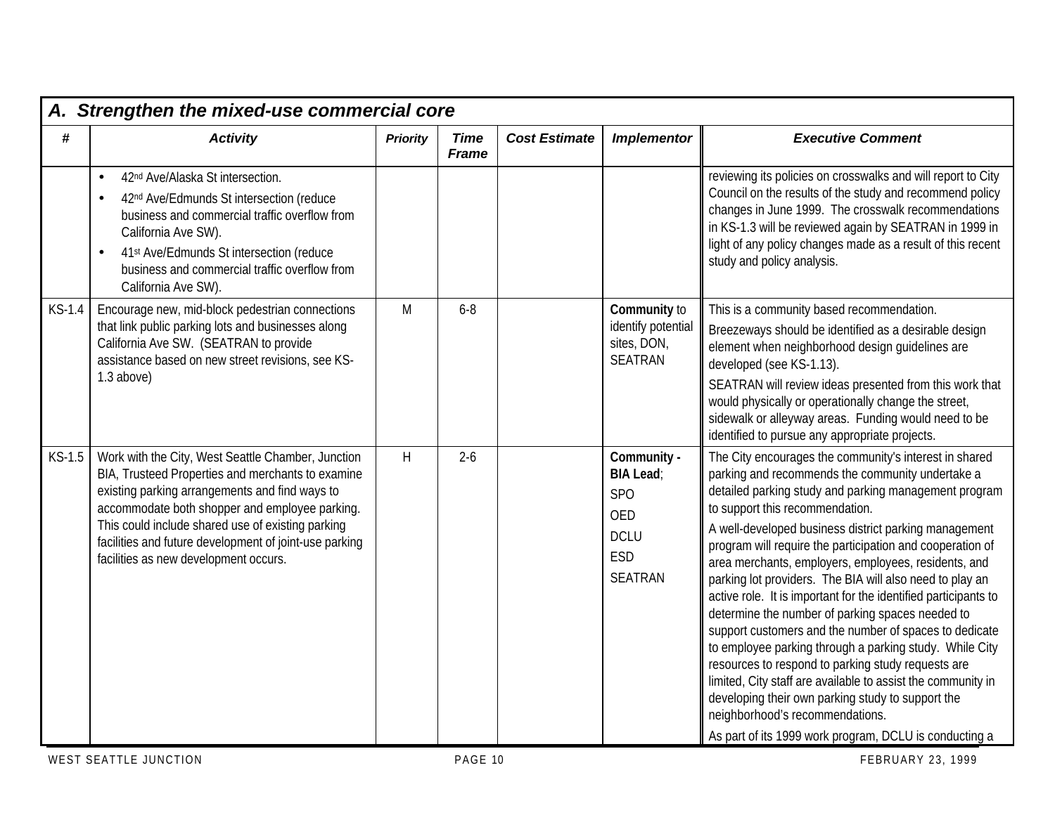## A. Strengthen the mixed-use commercial core

| # | Activity | Priority | Time Frame | Cost Estimate | Implementor | Executive Comment |
|---|---|---|---|---|---|---|
| | • 42nd Ave/Alaska St intersection.<br>• 42nd Ave/Edmunds St intersection (reduce business and commercial traffic overflow from California Ave SW).<br>• 41st Ave/Edmunds St intersection (reduce business and commercial traffic overflow from California Ave SW). | | | | | reviewing its policies on crosswalks and will report to City Council on the results of the study and recommend policy changes in June 1999. The crosswalk recommendations in KS-1.3 will be reviewed again by SEATRAN in 1999 in light of any policy changes made as a result of this recent study and policy analysis. |
| KS-1.4 | Encourage new, mid-block pedestrian connections that link public parking lots and businesses along California Ave SW. (SEATRAN to provide assistance based on new street revisions, see KS-1.3 above) | M | 6-8 | | **Community** to identify potential sites, DON, SEATRAN | This is a community based recommendation.<br>Breezeways should be identified as a desirable design element when neighborhood design guidelines are developed (see KS-1.13).<br>SEATRAN will review ideas presented from this work that would physically or operationally change the street, sidewalk or alleyway areas. Funding would need to be identified to pursue any appropriate projects. |
| KS-1.5 | Work with the City, West Seattle Chamber, Junction BIA, Trusteed Properties and merchants to examine existing parking arrangements and find ways to accommodate both shopper and employee parking. This could include shared use of existing parking facilities and future development of joint-use parking facilities as new development occurs. | H | 2-6 | | **Community - BIA Lead**;<br>SPO<br>OED<br>DCLU<br>ESD<br>SEATRAN | The City encourages the community's interest in shared parking and recommends the community undertake a detailed parking study and parking management program to support this recommendation.<br>A well-developed business district parking management program will require the participation and cooperation of area merchants, employers, employees, residents, and parking lot providers. The BIA will also need to play an active role. It is important for the identified participants to determine the number of parking spaces needed to support customers and the number of spaces to dedicate to employee parking through a parking study. While City resources to respond to parking study requests are limited, City staff are available to assist the community in developing their own parking study to support the neighborhood's recommendations.<br>As part of its 1999 work program, DCLU is conducting a |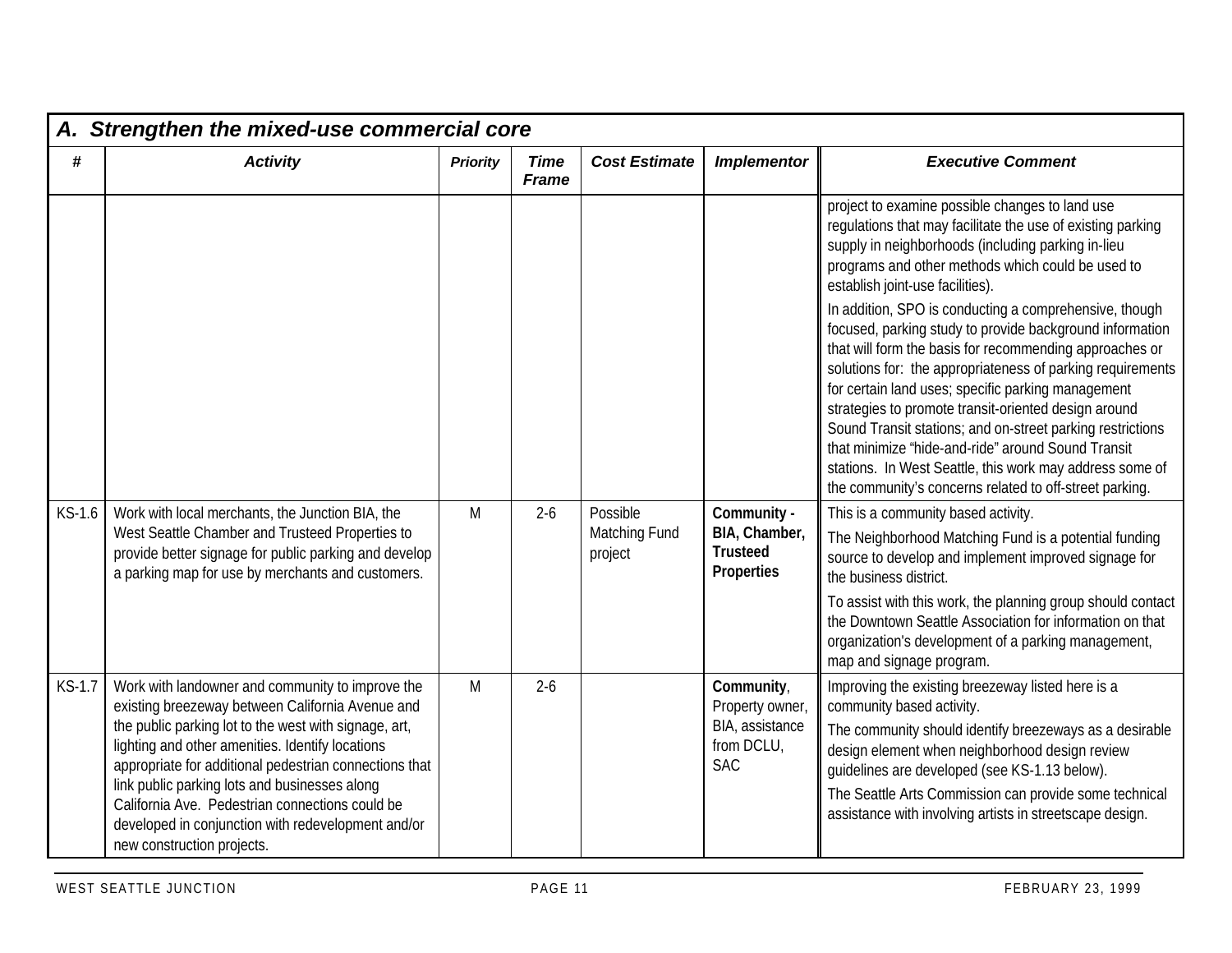## A. Strengthen the mixed-use commercial core

| # | Activity | Priority | Time Frame | Cost Estimate | Implementor | Executive Comment |
|---|---|---|---|---|---|---|
| | | | | | | project to examine possible changes to land use regulations that may facilitate the use of existing parking supply in neighborhoods (including parking in-lieu programs and other methods which could be used to establish joint-use facilities).<br><br>In addition, SPO is conducting a comprehensive, though focused, parking study to provide background information that will form the basis for recommending approaches or solutions for: the appropriateness of parking requirements for certain land uses; specific parking management strategies to promote transit-oriented design around Sound Transit stations; and on-street parking restrictions that minimize "hide-and-ride" around Sound Transit stations. In West Seattle, this work may address some of the community's concerns related to off-street parking. |
| KS-1.6 | Work with local merchants, the Junction BIA, the West Seattle Chamber and Trusteed Properties to provide better signage for public parking and develop a parking map for use by merchants and customers. | M | 2-6 | Possible Matching Fund project | **Community - BIA, Chamber, Trusteed Properties** | This is a community based activity.<br><br>The Neighborhood Matching Fund is a potential funding source to develop and implement improved signage for the business district.<br><br>To assist with this work, the planning group should contact the Downtown Seattle Association for information on that organization's development of a parking management, map and signage program. |
| KS-1.7 | Work with landowner and community to improve the existing breezeway between California Avenue and the public parking lot to the west with signage, art, lighting and other amenities. Identify locations appropriate for additional pedestrian connections that link public parking lots and businesses along California Ave. Pedestrian connections could be developed in conjunction with redevelopment and/or new construction projects. | M | 2-6 | | **Community**, Property owner, BIA, assistance from DCLU, SAC | Improving the existing breezeway listed here is a community based activity.<br><br>The community should identify breezeways as a desirable design element when neighborhood design review guidelines are developed (see KS-1.13 below).<br><br>The Seattle Arts Commission can provide some technical assistance with involving artists in streetscape design. |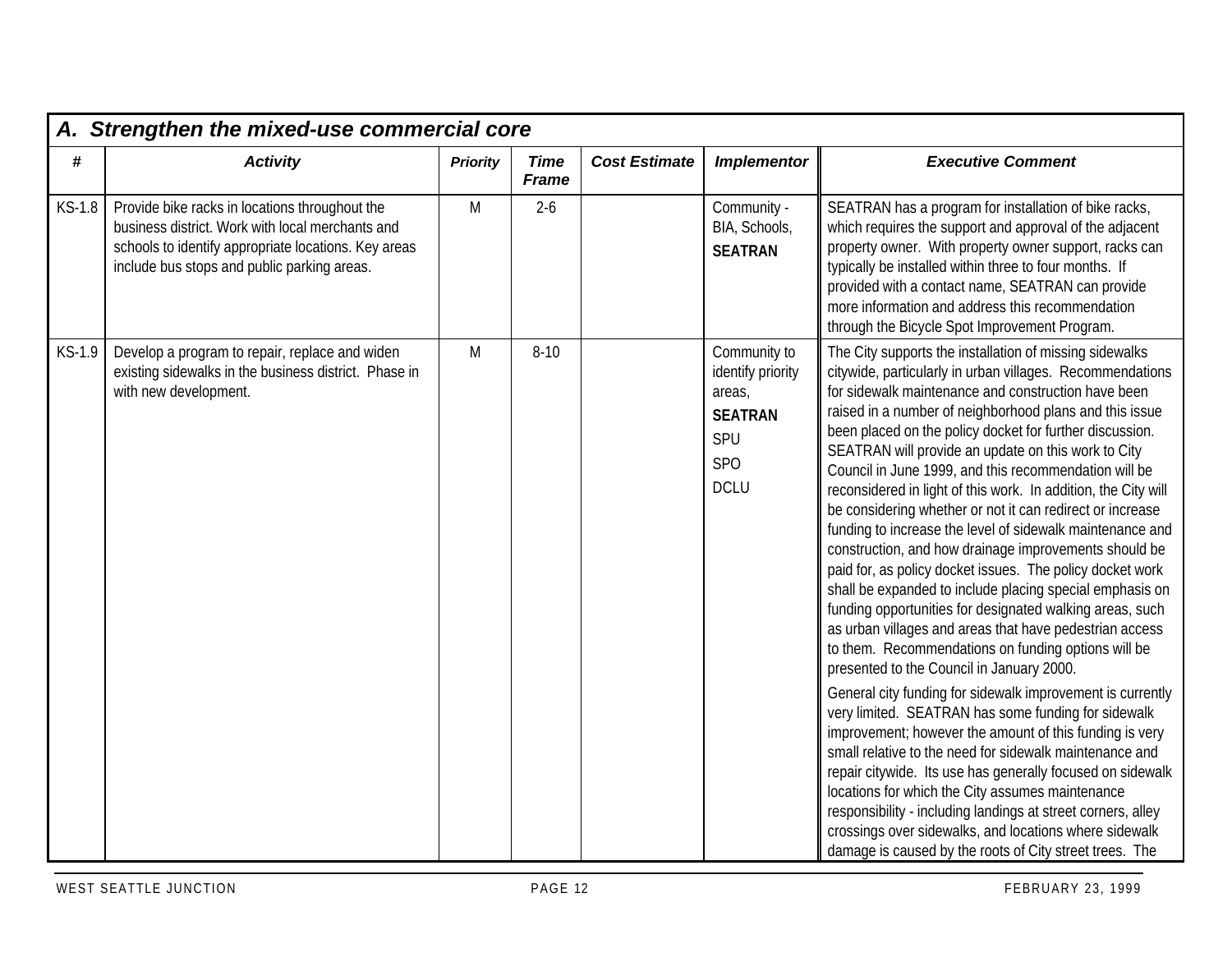## A. Strengthen the mixed-use commercial core

| # | Activity | Priority | Time Frame | Cost Estimate | Implementor | Executive Comment |
|---|---|---|---|---|---|---|
| KS-1.8 | Provide bike racks in locations throughout the business district. Work with local merchants and schools to identify appropriate locations. Key areas include bus stops and public parking areas. | M | 2-6 | | Community - BIA, Schools, **SEATRAN** | SEATRAN has a program for installation of bike racks, which requires the support and approval of the adjacent property owner. With property owner support, racks can typically be installed within three to four months. If provided with a contact name, SEATRAN can provide more information and address this recommendation through the Bicycle Spot Improvement Program. |
| KS-1.9 | Develop a program to repair, replace and widen existing sidewalks in the business district. Phase in with new development. | M | 8-10 | | Community to identify priority areas, **SEATRAN** SPU SPO DCLU | The City supports the installation of missing sidewalks citywide, particularly in urban villages. Recommendations for sidewalk maintenance and construction have been raised in a number of neighborhood plans and this issue been placed on the policy docket for further discussion. SEATRAN will provide an update on this work to City Council in June 1999, and this recommendation will be reconsidered in light of this work. In addition, the City will be considering whether or not it can redirect or increase funding to increase the level of sidewalk maintenance and construction, and how drainage improvements should be paid for, as policy docket issues. The policy docket work shall be expanded to include placing special emphasis on funding opportunities for designated walking areas, such as urban villages and areas that have pedestrian access to them. Recommendations on funding options will be presented to the Council in January 2000.<br><br>General city funding for sidewalk improvement is currently very limited. SEATRAN has some funding for sidewalk improvement; however the amount of this funding is very small relative to the need for sidewalk maintenance and repair citywide. Its use has generally focused on sidewalk locations for which the City assumes maintenance responsibility - including landings at street corners, alley crossings over sidewalks, and locations where sidewalk damage is caused by the roots of City street trees. The |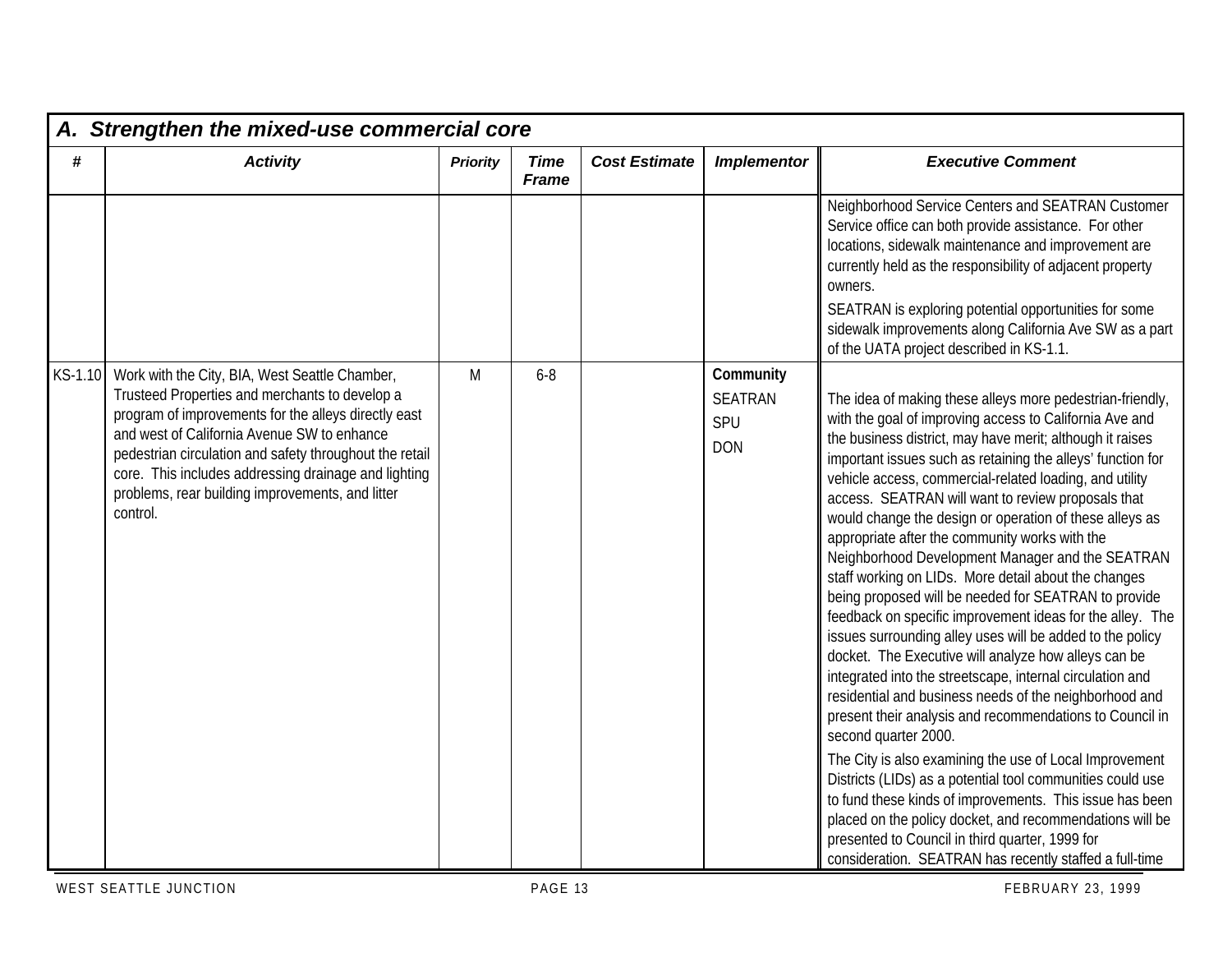## A. Strengthen the mixed-use commercial core

| # | Activity | Priority | Time Frame | Cost Estimate | Implementor | Executive Comment |
|---|---|---|---|---|---|---|
| | | | | | | Neighborhood Service Centers and SEATRAN Customer Service office can both provide assistance. For other locations, sidewalk maintenance and improvement are currently held as the responsibility of adjacent property owners.<br><br>SEATRAN is exploring potential opportunities for some sidewalk improvements along California Ave SW as a part of the UATA project described in KS-1.1. |
| KS-1.10 | Work with the City, BIA, West Seattle Chamber, Trusteed Properties and merchants to develop a program of improvements for the alleys directly east and west of California Avenue SW to enhance pedestrian circulation and safety throughout the retail core. This includes addressing drainage and lighting problems, rear building improvements, and litter control. | M | 6-8 | | **Community**<br>SEATRAN<br>SPU<br>DON | The idea of making these alleys more pedestrian-friendly, with the goal of improving access to California Ave and the business district, may have merit; although it raises important issues such as retaining the alleys' function for vehicle access, commercial-related loading, and utility access. SEATRAN will want to review proposals that would change the design or operation of these alleys as appropriate after the community works with the Neighborhood Development Manager and the SEATRAN staff working on LIDs. More detail about the changes being proposed will be needed for SEATRAN to provide feedback on specific improvement ideas for the alley. The issues surrounding alley uses will be added to the policy docket. The Executive will analyze how alleys can be integrated into the streetscape, internal circulation and residential and business needs of the neighborhood and present their analysis and recommendations to Council in second quarter 2000.<br><br>The City is also examining the use of Local Improvement Districts (LIDs) as a potential tool communities could use to fund these kinds of improvements. This issue has been placed on the policy docket, and recommendations will be presented to Council in third quarter, 1999 for consideration. SEATRAN has recently staffed a full-time |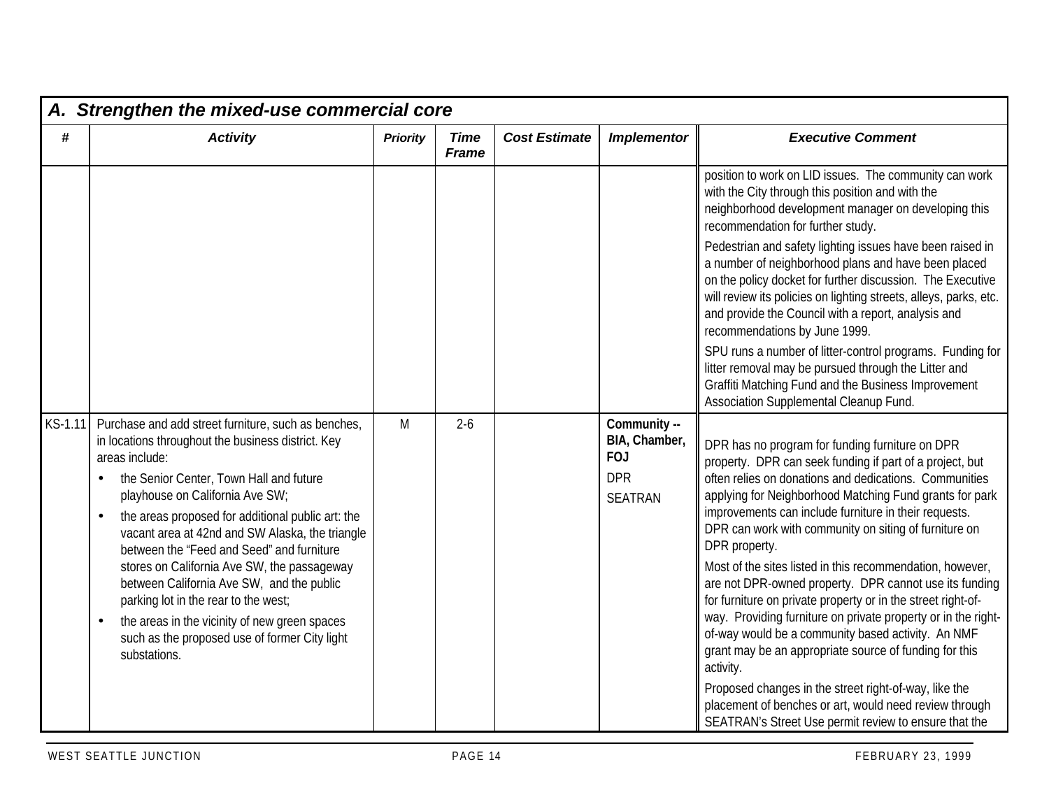## A. Strengthen the mixed-use commercial core

| # | Activity | Priority | Time Frame | Cost Estimate | Implementor | Executive Comment |
|---|---|---|---|---|---|---|
| | | | | | | position to work on LID issues. The community can work with the City through this position and with the neighborhood development manager on developing this recommendation for further study.<br><br>Pedestrian and safety lighting issues have been raised in a number of neighborhood plans and have been placed on the policy docket for further discussion. The Executive will review its policies on lighting streets, alleys, parks, etc. and provide the Council with a report, analysis and recommendations by June 1999.<br><br>SPU runs a number of litter-control programs. Funding for litter removal may be pursued through the Litter and Graffiti Matching Fund and the Business Improvement Association Supplemental Cleanup Fund. |
| KS-1.11 | Purchase and add street furniture, such as benches, in locations throughout the business district. Key areas include:<br>• the Senior Center, Town Hall and future playhouse on California Ave SW;<br>• the areas proposed for additional public art: the vacant area at 42nd and SW Alaska, the triangle between the "Feed and Seed" and furniture stores on California Ave SW, the passageway between California Ave SW, and the public parking lot in the rear to the west;<br>• the areas in the vicinity of new green spaces such as the proposed use of former City light substations. | M | 2-6 | | **Community -- BIA, Chamber, FOJ**<br>DPR<br>SEATRAN | DPR has no program for funding furniture on DPR property. DPR can seek funding if part of a project, but often relies on donations and dedications. Communities applying for Neighborhood Matching Fund grants for park improvements can include furniture in their requests. DPR can work with community on siting of furniture on DPR property.<br><br>Most of the sites listed in this recommendation, however, are not DPR-owned property. DPR cannot use its funding for furniture on private property or in the street right-of-way. Providing furniture on private property or in the right-of-way would be a community based activity. An NMF grant may be an appropriate source of funding for this activity.<br><br>Proposed changes in the street right-of-way, like the placement of benches or art, would need review through SEATRAN's Street Use permit review to ensure that the |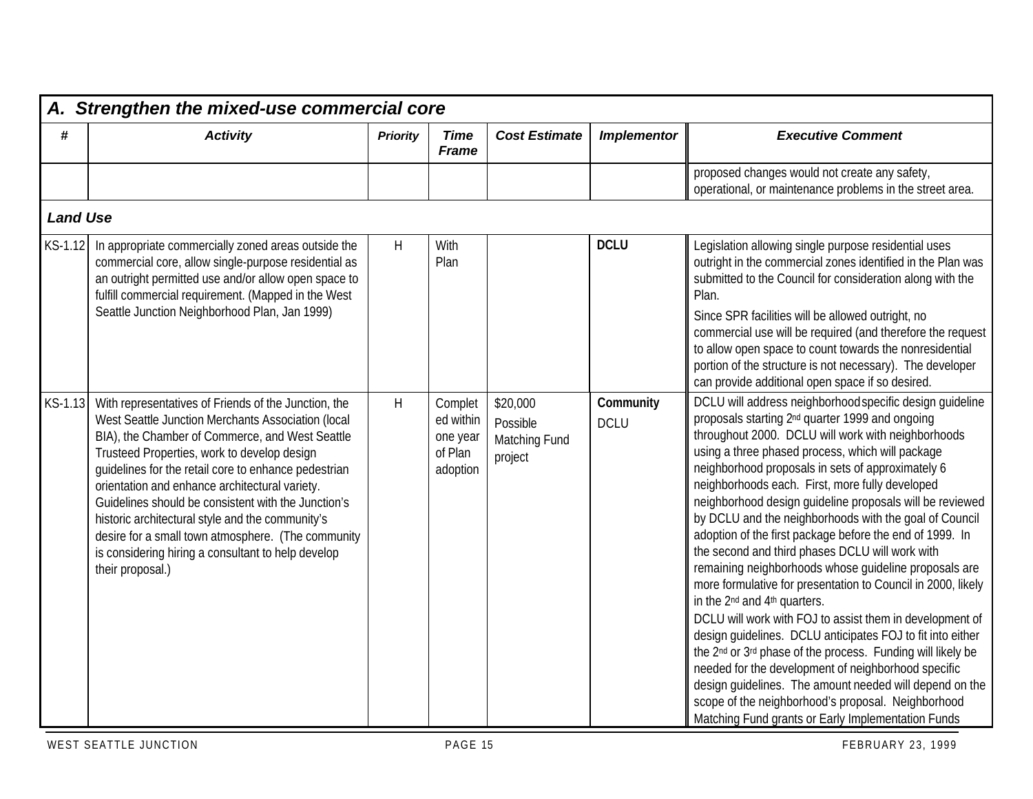## A. Strengthen the mixed-use commercial core

| # | Activity | Priority | Time Frame | Cost Estimate | Implementor | Executive Comment |
|---|---|---|---|---|---|---|
| | | | | | | proposed changes would not create any safety, operational, or maintenance problems in the street area. |
| ***Land Use*** | | | | | | |
| KS-1.12 | In appropriate commercially zoned areas outside the commercial core, allow single-purpose residential as an outright permitted use and/or allow open space to fulfill commercial requirement. (Mapped in the West Seattle Junction Neighborhood Plan, Jan 1999) | H | With Plan | | **DCLU** | Legislation allowing single purpose residential uses outright in the commercial zones identified in the Plan was submitted to the Council for consideration along with the Plan.<br><br>Since SPR facilities will be allowed outright, no commercial use will be required (and therefore the request to allow open space to count towards the nonresidential portion of the structure is not necessary). The developer can provide additional open space if so desired. |
| KS-1.13 | With representatives of Friends of the Junction, the West Seattle Junction Merchants Association (local BIA), the Chamber of Commerce, and West Seattle Trusteed Properties, work to develop design guidelines for the retail core to enhance pedestrian orientation and enhance architectural variety. Guidelines should be consistent with the Junction's historic architectural style and the community's desire for a small town atmosphere. (The community is considering hiring a consultant to help develop their proposal.) | H | Completed within one year of Plan adoption | \$20,000<br>Possible Matching Fund project | **Community**<br>DCLU | DCLU will address neighborhood specific design guideline proposals starting 2nd quarter 1999 and ongoing throughout 2000. DCLU will work with neighborhoods using a three phased process, which will package neighborhood proposals in sets of approximately 6 neighborhoods each. First, more fully developed neighborhood design guideline proposals will be reviewed by DCLU and the neighborhoods with the goal of Council adoption of the first package before the end of 1999. In the second and third phases DCLU will work with remaining neighborhoods whose guideline proposals are more formulative for presentation to Council in 2000, likely in the 2nd and 4th quarters.<br>DCLU will work with FOJ to assist them in development of design guidelines. DCLU anticipates FOJ to fit into either the 2nd or 3rd phase of the process. Funding will likely be needed for the development of neighborhood specific design guidelines. The amount needed will depend on the scope of the neighborhood's proposal. Neighborhood Matching Fund grants or Early Implementation Funds |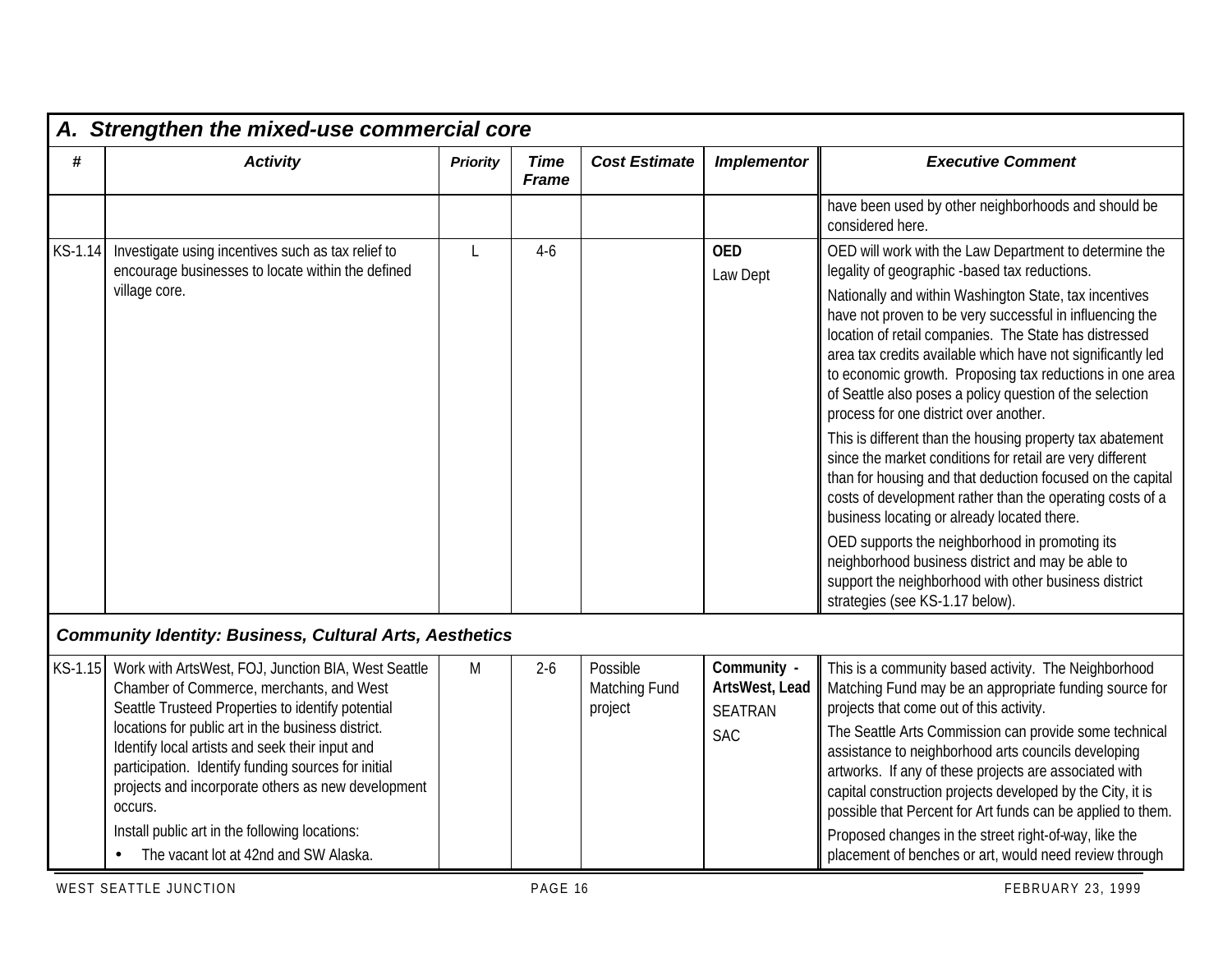## A. Strengthen the mixed-use commercial core

| # | Activity | Priority | Time Frame | Cost Estimate | Implementor | Executive Comment |
|---|---|---|---|---|---|---|
| | | | | | | have been used by other neighborhoods and should be considered here. |
| KS-1.14 | Investigate using incentives such as tax relief to encourage businesses to locate within the defined village core. | L | 4-6 | | **OED** Law Dept | OED will work with the Law Department to determine the legality of geographic -based tax reductions. Nationally and within Washington State, tax incentives have not proven to be very successful in influencing the location of retail companies. The State has distressed area tax credits available which have not significantly led to economic growth. Proposing tax reductions in one area of Seattle also poses a policy question of the selection process for one district over another. This is different than the housing property tax abatement since the market conditions for retail are very different than for housing and that deduction focused on the capital costs of development rather than the operating costs of a business locating or already located there. OED supports the neighborhood in promoting its neighborhood business district and may be able to support the neighborhood with other business district strategies (see KS-1.17 below). |
| ***Community Identity: Business, Cultural Arts, Aesthetics*** | | | | | | |
| KS-1.15 | Work with ArtsWest, FOJ, Junction BIA, West Seattle Chamber of Commerce, merchants, and West Seattle Trusteed Properties to identify potential locations for public art in the business district. Identify local artists and seek their input and participation. Identify funding sources for initial projects and incorporate others as new development occurs. Install public art in the following locations: • The vacant lot at 42nd and SW Alaska. | M | 2-6 | Possible Matching Fund project | **Community - ArtsWest, Lead** SEATRAN SAC | This is a community based activity. The Neighborhood Matching Fund may be an appropriate funding source for projects that come out of this activity. The Seattle Arts Commission can provide some technical assistance to neighborhood arts councils developing artworks. If any of these projects are associated with capital construction projects developed by the City, it is possible that Percent for Art funds can be applied to them. Proposed changes in the street right-of-way, like the placement of benches or art, would need review through |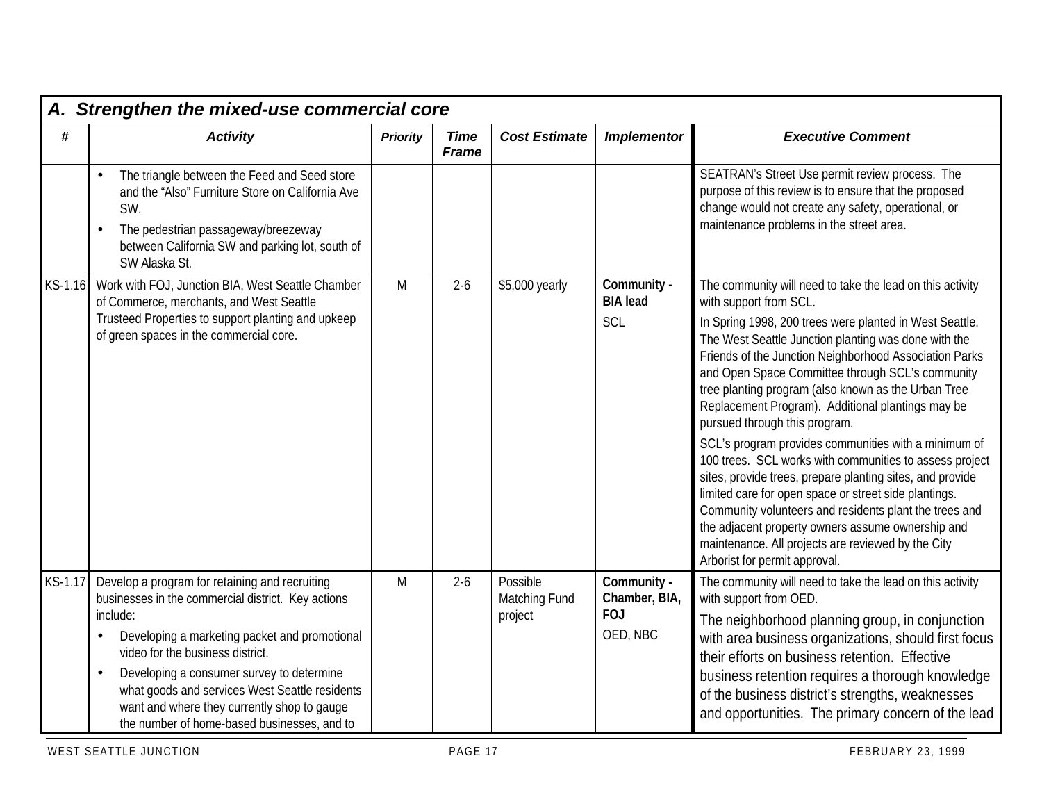## A. Strengthen the mixed-use commercial core

| # | Activity | Priority | Time Frame | Cost Estimate | Implementor | Executive Comment |
|---|---|---|---|---|---|---|
| | • The triangle between the Feed and Seed store and the "Also" Furniture Store on California Ave SW.<br>• The pedestrian passageway/breezeway between California SW and parking lot, south of SW Alaska St. | | | | | SEATRAN's Street Use permit review process. The purpose of this review is to ensure that the proposed change would not create any safety, operational, or maintenance problems in the street area. |
| KS-1.16 | Work with FOJ, Junction BIA, West Seattle Chamber of Commerce, merchants, and West Seattle Trusteed Properties to support planting and upkeep of green spaces in the commercial core. | M | 2-6 | $5,000 yearly | **Community - BIA lead**<br>SCL | The community will need to take the lead on this activity with support from SCL.<br>In Spring 1998, 200 trees were planted in West Seattle. The West Seattle Junction planting was done with the Friends of the Junction Neighborhood Association Parks and Open Space Committee through SCL's community tree planting program (also known as the Urban Tree Replacement Program). Additional plantings may be pursued through this program.<br>SCL's program provides communities with a minimum of 100 trees. SCL works with communities to assess project sites, provide trees, prepare planting sites, and provide limited care for open space or street side plantings. Community volunteers and residents plant the trees and the adjacent property owners assume ownership and maintenance. All projects are reviewed by the City Arborist for permit approval. |
| KS-1.17 | Develop a program for retaining and recruiting businesses in the commercial district. Key actions include:<br>• Developing a marketing packet and promotional video for the business district.<br>• Developing a consumer survey to determine what goods and services West Seattle residents want and where they currently shop to gauge the number of home-based businesses, and to | M | 2-6 | Possible Matching Fund project | **Community - Chamber, BIA, FOJ**<br>OED, NBC | The community will need to take the lead on this activity with support from OED.<br>The neighborhood planning group, in conjunction with area business organizations, should first focus their efforts on business retention. Effective business retention requires a thorough knowledge of the business district's strengths, weaknesses and opportunities. The primary concern of the lead |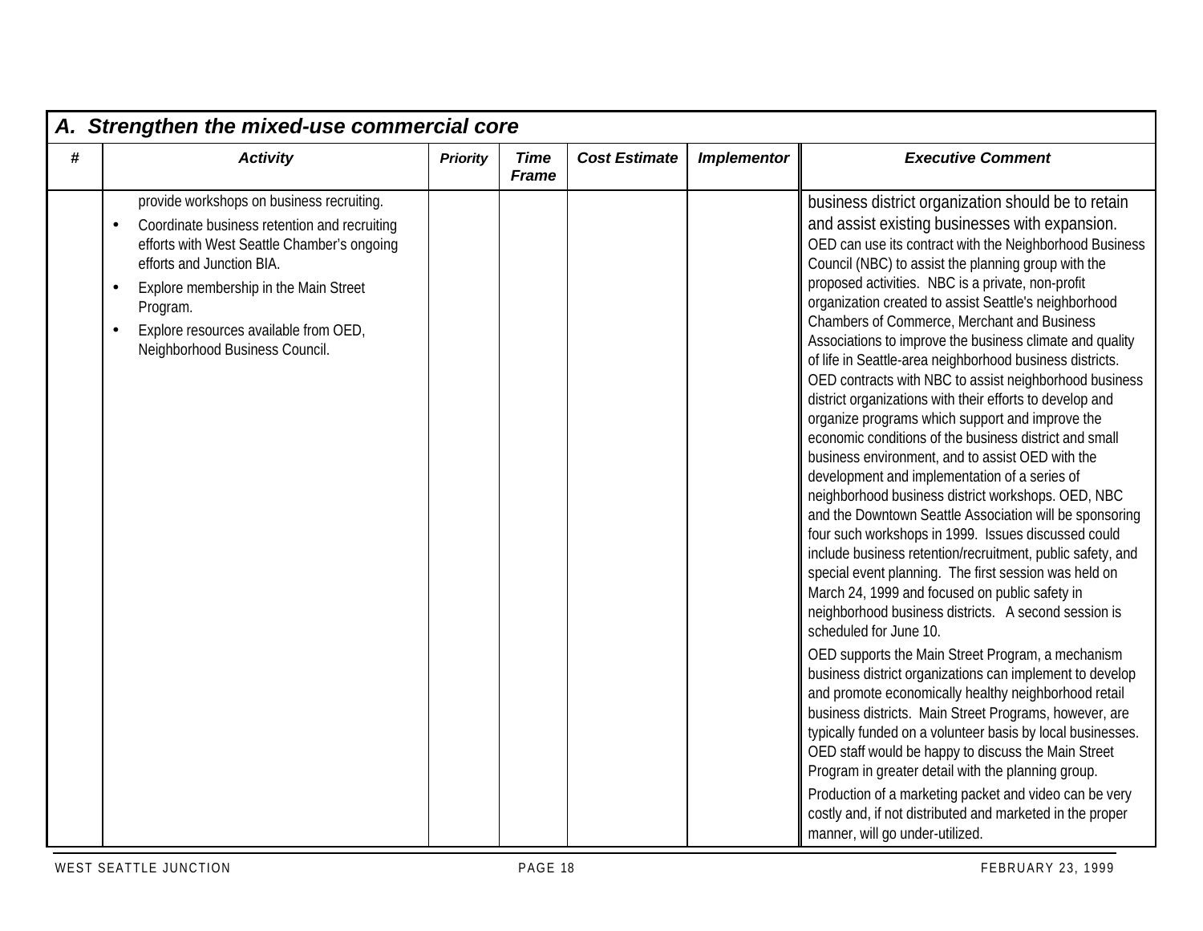## A. Strengthen the mixed-use commercial core

| # | Activity | Priority | Time Frame | Cost Estimate | Implementor | Executive Comment |
|---|---|---|---|---|---|---|
| | provide workshops on business recruiting.<br>• Coordinate business retention and recruiting efforts with West Seattle Chamber's ongoing efforts and Junction BIA.<br>• Explore membership in the Main Street Program.<br>• Explore resources available from OED, Neighborhood Business Council. | | | | | business district organization should be to retain and assist existing businesses with expansion. OED can use its contract with the Neighborhood Business Council (NBC) to assist the planning group with the proposed activities. NBC is a private, non-profit organization created to assist Seattle's neighborhood Chambers of Commerce, Merchant and Business Associations to improve the business climate and quality of life in Seattle-area neighborhood business districts. OED contracts with NBC to assist neighborhood business district organizations with their efforts to develop and organize programs which support and improve the economic conditions of the business district and small business environment, and to assist OED with the development and implementation of a series of neighborhood business district workshops. OED, NBC and the Downtown Seattle Association will be sponsoring four such workshops in 1999. Issues discussed could include business retention/recruitment, public safety, and special event planning. The first session was held on March 24, 1999 and focused on public safety in neighborhood business districts. A second session is scheduled for June 10.<br>OED supports the Main Street Program, a mechanism business district organizations can implement to develop and promote economically healthy neighborhood retail business districts. Main Street Programs, however, are typically funded on a volunteer basis by local businesses. OED staff would be happy to discuss the Main Street Program in greater detail with the planning group.<br>Production of a marketing packet and video can be very costly and, if not distributed and marketed in the proper manner, will go under-utilized. |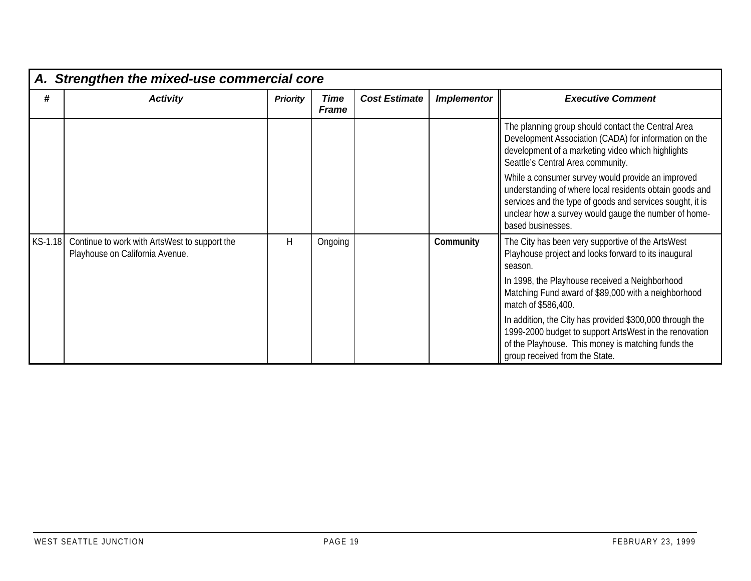## A. Strengthen the mixed-use commercial core

| # | Activity | Priority | Time Frame | Cost Estimate | Implementor | Executive Comment |
|---|---|---|---|---|---|---|
| | | | | | | The planning group should contact the Central Area Development Association (CADA) for information on the development of a marketing video which highlights Seattle's Central Area community.<br><br>While a consumer survey would provide an improved understanding of where local residents obtain goods and services and the type of goods and services sought, it is unclear how a survey would gauge the number of home-based businesses. |
| KS-1.18 | Continue to work with ArtsWest to support the Playhouse on California Avenue. | H | Ongoing | | **Community** | The City has been very supportive of the ArtsWest Playhouse project and looks forward to its inaugural season.<br><br>In 1998, the Playhouse received a Neighborhood Matching Fund award of $89,000 with a neighborhood match of $586,400.<br><br>In addition, the City has provided $300,000 through the 1999-2000 budget to support ArtsWest in the renovation of the Playhouse. This money is matching funds the group received from the State. |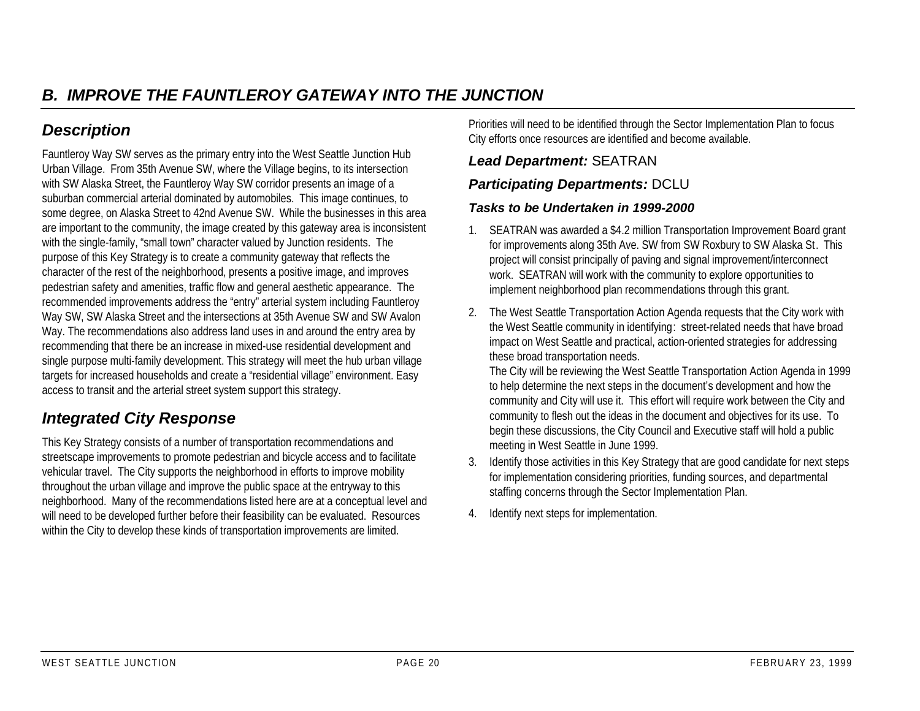## *B. IMPROVE THE FAUNTLEROY GATEWAY INTO THE JUNCTION*

### *Description*

Fauntleroy Way SW serves as the primary entry into the West Seattle Junction Hub Urban Village. From 35th Avenue SW, where the Village begins, to its intersection with SW Alaska Street, the Fauntleroy Way SW corridor presents an image of a suburban commercial arterial dominated by automobiles. This image continues, to some degree, on Alaska Street to 42nd Avenue SW. While the businesses in this area are important to the community, the image created by this gateway area is inconsistent with the single-family, "small town" character valued by Junction residents. The purpose of this Key Strategy is to create a community gateway that reflects the character of the rest of the neighborhood, presents a positive image, and improves pedestrian safety and amenities, traffic flow and general aesthetic appearance. The recommended improvements address the "entry" arterial system including Fauntleroy Way SW, SW Alaska Street and the intersections at 35th Avenue SW and SW Avalon Way. The recommendations also address land uses in and around the entry area by recommending that there be an increase in mixed-use residential development and single purpose multi-family development. This strategy will meet the hub urban village targets for increased households and create a "residential village" environment. Easy access to transit and the arterial street system support this strategy.

### *Integrated City Response*

This Key Strategy consists of a number of transportation recommendations and streetscape improvements to promote pedestrian and bicycle access and to facilitate vehicular travel. The City supports the neighborhood in efforts to improve mobility throughout the urban village and improve the public space at the entryway to this neighborhood. Many of the recommendations listed here are at a conceptual level and will need to be developed further before their feasibility can be evaluated. Resources within the City to develop these kinds of transportation improvements are limited. Priorities will need to be identified through the Sector Implementation Plan to focus City efforts once resources are identified and become available.

***Lead Department:*** SEATRAN

***Participating Departments:*** DCLU

#### *Tasks to be Undertaken in 1999-2000*

1. SEATRAN was awarded a $4.2 million Transportation Improvement Board grant for improvements along 35th Ave. SW from SW Roxbury to SW Alaska St. This project will consist principally of paving and signal improvement/interconnect work. SEATRAN will work with the community to explore opportunities to implement neighborhood plan recommendations through this grant.
2. The West Seattle Transportation Action Agenda requests that the City work with the West Seattle community in identifying: street-related needs that have broad impact on West Seattle and practical, action-oriented strategies for addressing these broad transportation needs.
   The City will be reviewing the West Seattle Transportation Action Agenda in 1999 to help determine the next steps in the document's development and how the community and City will use it. This effort will require work between the City and community to flesh out the ideas in the document and objectives for its use. To begin these discussions, the City Council and Executive staff will hold a public meeting in West Seattle in June 1999.
3. Identify those activities in this Key Strategy that are good candidate for next steps for implementation considering priorities, funding sources, and departmental staffing concerns through the Sector Implementation Plan.
4. Identify next steps for implementation.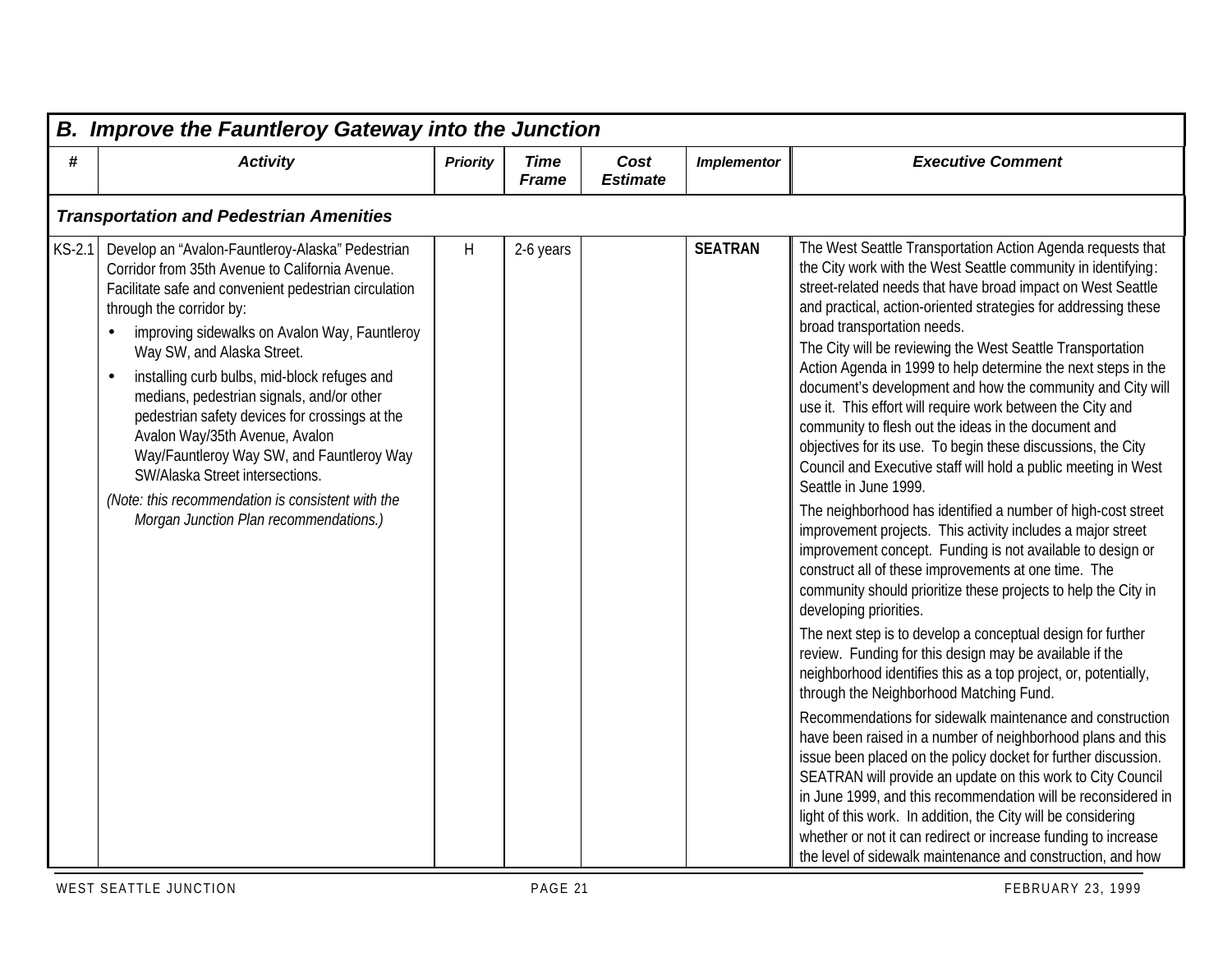## B. Improve the Fauntleroy Gateway into the Junction

| # | Activity | Priority | Time Frame | Cost Estimate | Implementor | Executive Comment |
|---|---|---|---|---|---|---|
| ***Transportation and Pedestrian Amenities*** | | | | | | |
| KS-2.1 | Develop an "Avalon-Fauntleroy-Alaska" Pedestrian Corridor from 35th Avenue to California Avenue. Facilitate safe and convenient pedestrian circulation through the corridor by:<br>• improving sidewalks on Avalon Way, Fauntleroy Way SW, and Alaska Street.<br>• installing curb bulbs, mid-block refuges and medians, pedestrian signals, and/or other pedestrian safety devices for crossings at the Avalon Way/35th Avenue, Avalon Way/Fauntleroy Way SW, and Fauntleroy Way SW/Alaska Street intersections.<br>*(Note: this recommendation is consistent with the Morgan Junction Plan recommendations.)* | H | 2-6 years | | **SEATRAN** | The West Seattle Transportation Action Agenda requests that the City work with the West Seattle community in identifying: street-related needs that have broad impact on West Seattle and practical, action-oriented strategies for addressing these broad transportation needs.<br>The City will be reviewing the West Seattle Transportation Action Agenda in 1999 to help determine the next steps in the document's development and how the community and City will use it. This effort will require work between the City and community to flesh out the ideas in the document and objectives for its use. To begin these discussions, the City Council and Executive staff will hold a public meeting in West Seattle in June 1999.<br>The neighborhood has identified a number of high-cost street improvement projects. This activity includes a major street improvement concept. Funding is not available to design or construct all of these improvements at one time. The community should prioritize these projects to help the City in developing priorities.<br>The next step is to develop a conceptual design for further review. Funding for this design may be available if the neighborhood identifies this as a top project, or, potentially, through the Neighborhood Matching Fund.<br>Recommendations for sidewalk maintenance and construction have been raised in a number of neighborhood plans and this issue been placed on the policy docket for further discussion. SEATRAN will provide an update on this work to City Council in June 1999, and this recommendation will be reconsidered in light of this work. In addition, the City will be considering whether or not it can redirect or increase funding to increase the level of sidewalk maintenance and construction, and how |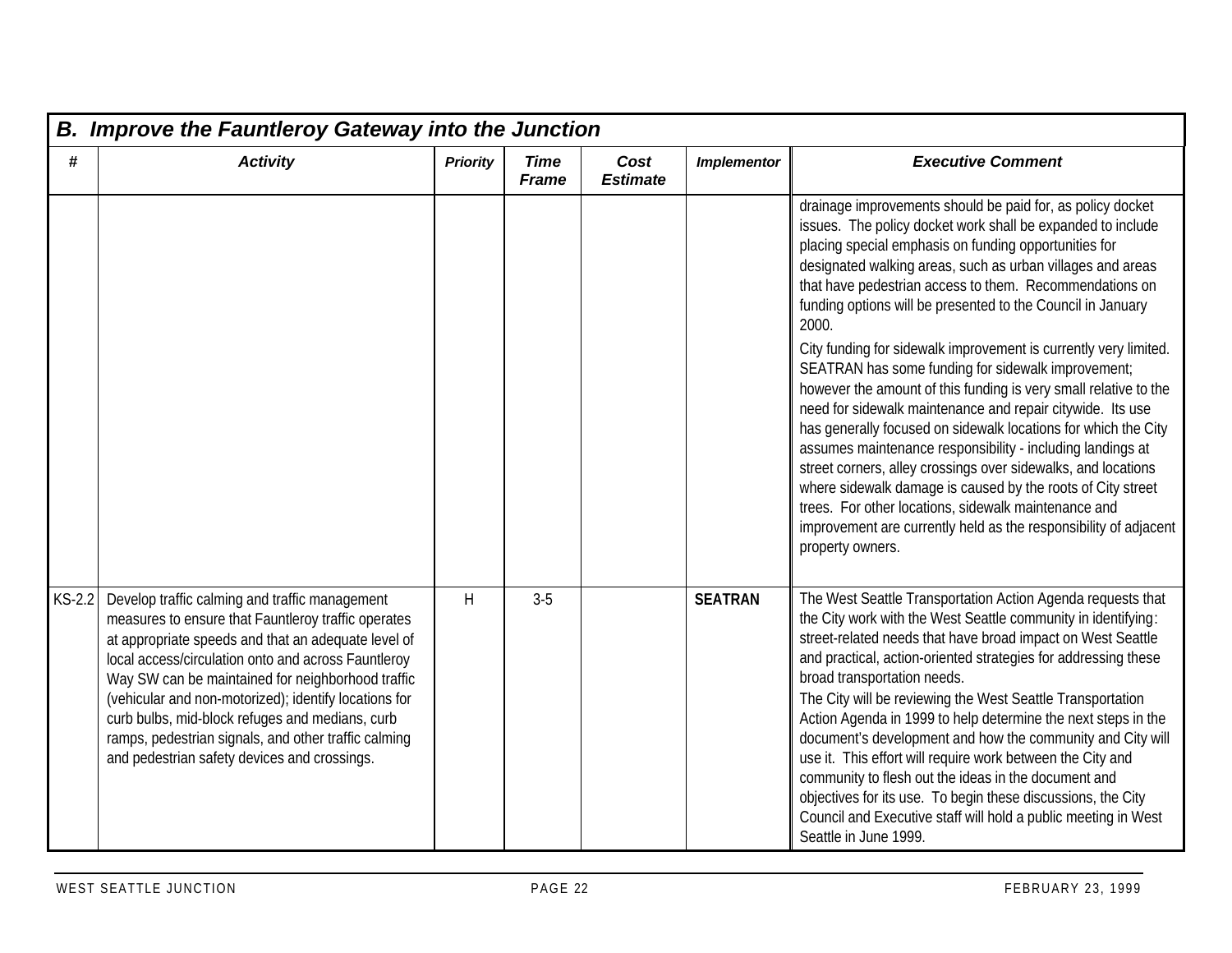| B. Improve the Fauntleroy Gateway into the Junction | | | | | | |
|---|---|---|---|---|---|---|
| # | Activity | Priority | Time Frame | Cost Estimate | Implementor | Executive Comment |
| | | | | | | drainage improvements should be paid for, as policy docket issues. The policy docket work shall be expanded to include placing special emphasis on funding opportunities for designated walking areas, such as urban villages and areas that have pedestrian access to them. Recommendations on funding options will be presented to the Council in January 2000.<br>City funding for sidewalk improvement is currently very limited. SEATRAN has some funding for sidewalk improvement; however the amount of this funding is very small relative to the need for sidewalk maintenance and repair citywide. Its use has generally focused on sidewalk locations for which the City assumes maintenance responsibility - including landings at street corners, alley crossings over sidewalks, and locations where sidewalk damage is caused by the roots of City street trees. For other locations, sidewalk maintenance and improvement are currently held as the responsibility of adjacent property owners. |
| KS-2.2 | Develop traffic calming and traffic management measures to ensure that Fauntleroy traffic operates at appropriate speeds and that an adequate level of local access/circulation onto and across Fauntleroy Way SW can be maintained for neighborhood traffic (vehicular and non-motorized); identify locations for curb bulbs, mid-block refuges and medians, curb ramps, pedestrian signals, and other traffic calming and pedestrian safety devices and crossings. | H | 3-5 | | **SEATRAN** | The West Seattle Transportation Action Agenda requests that the City work with the West Seattle community in identifying: street-related needs that have broad impact on West Seattle and practical, action-oriented strategies for addressing these broad transportation needs.<br>The City will be reviewing the West Seattle Transportation Action Agenda in 1999 to help determine the next steps in the document's development and how the community and City will use it. This effort will require work between the City and community to flesh out the ideas in the document and objectives for its use. To begin these discussions, the City Council and Executive staff will hold a public meeting in West Seattle in June 1999. |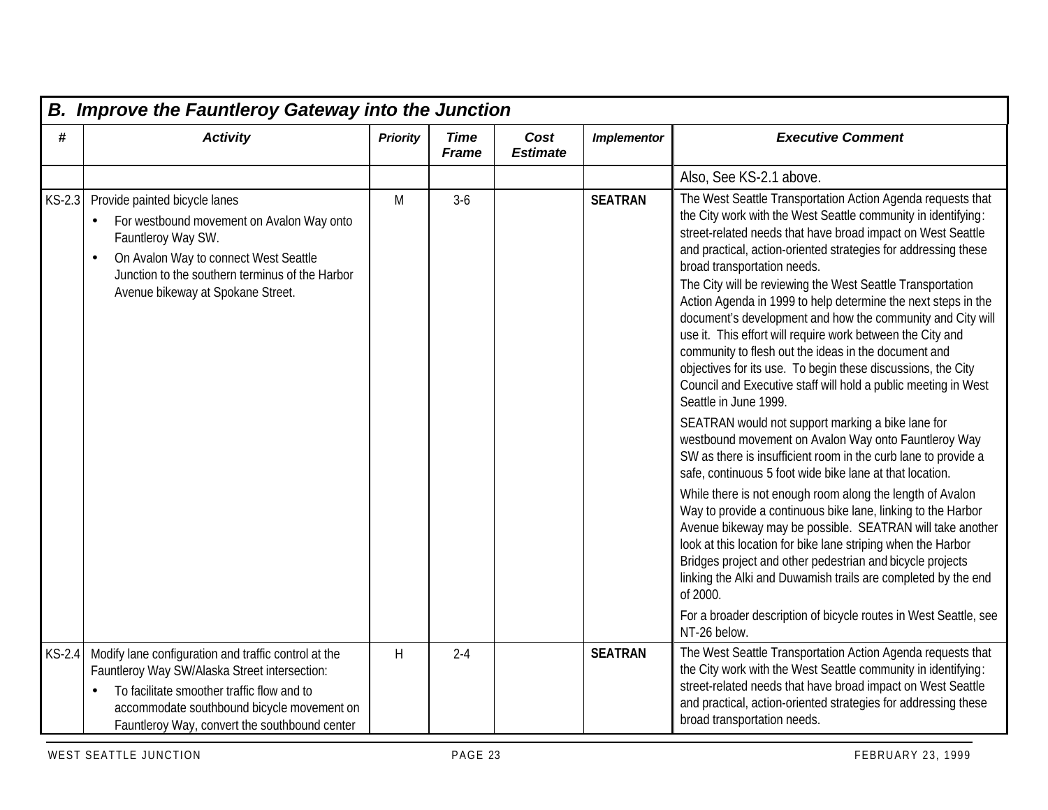## B. Improve the Fauntleroy Gateway into the Junction

| # | Activity | Priority | Time Frame | Cost Estimate | Implementor | Executive Comment |
|---|---|---|---|---|---|---|
| | | | | | | Also, See KS-2.1 above. |
| KS-2.3 | Provide painted bicycle lanes<br>• For westbound movement on Avalon Way onto Fauntleroy Way SW.<br>• On Avalon Way to connect West Seattle Junction to the southern terminus of the Harbor Avenue bikeway at Spokane Street. | M | 3-6 | | **SEATRAN** | The West Seattle Transportation Action Agenda requests that the City work with the West Seattle community in identifying: street-related needs that have broad impact on West Seattle and practical, action-oriented strategies for addressing these broad transportation needs.<br>The City will be reviewing the West Seattle Transportation Action Agenda in 1999 to help determine the next steps in the document's development and how the community and City will use it. This effort will require work between the City and community to flesh out the ideas in the document and objectives for its use. To begin these discussions, the City Council and Executive staff will hold a public meeting in West Seattle in June 1999.<br>SEATRAN would not support marking a bike lane for westbound movement on Avalon Way onto Fauntleroy Way SW as there is insufficient room in the curb lane to provide a safe, continuous 5 foot wide bike lane at that location.<br>While there is not enough room along the length of Avalon Way to provide a continuous bike lane, linking to the Harbor Avenue bikeway may be possible. SEATRAN will take another look at this location for bike lane striping when the Harbor Bridges project and other pedestrian and bicycle projects linking the Alki and Duwamish trails are completed by the end of 2000.<br>For a broader description of bicycle routes in West Seattle, see NT-26 below. |
| KS-2.4 | Modify lane configuration and traffic control at the Fauntleroy Way SW/Alaska Street intersection:<br>• To facilitate smoother traffic flow and to accommodate southbound bicycle movement on Fauntleroy Way, convert the southbound center | H | 2-4 | | **SEATRAN** | The West Seattle Transportation Action Agenda requests that the City work with the West Seattle community in identifying: street-related needs that have broad impact on West Seattle and practical, action-oriented strategies for addressing these broad transportation needs. |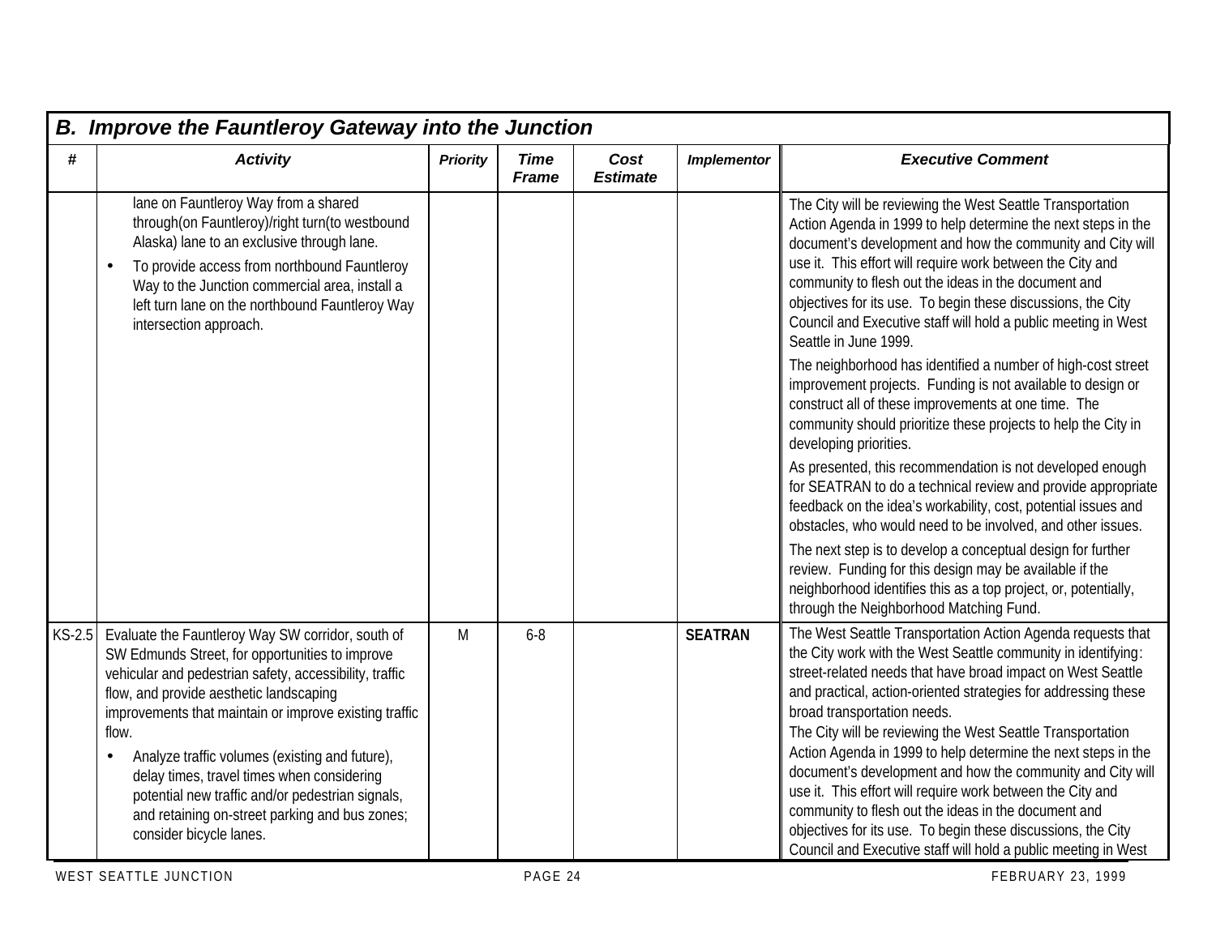| B. Improve the Fauntleroy Gateway into the Junction | | | | | | |
|---|---|---|---|---|---|---|
| **#** | **Activity** | **Priority** | **Time Frame** | **Cost Estimate** | **Implementor** | **Executive Comment** |
| | lane on Fauntleroy Way from a shared through(on Fauntleroy)/right turn(to westbound Alaska) lane to an exclusive through lane.<br>• To provide access from northbound Fauntleroy Way to the Junction commercial area, install a left turn lane on the northbound Fauntleroy Way intersection approach. | | | | | The City will be reviewing the West Seattle Transportation Action Agenda in 1999 to help determine the next steps in the document's development and how the community and City will use it. This effort will require work between the City and community to flesh out the ideas in the document and objectives for its use. To begin these discussions, the City Council and Executive staff will hold a public meeting in West Seattle in June 1999.<br>The neighborhood has identified a number of high-cost street improvement projects. Funding is not available to design or construct all of these improvements at one time. The community should prioritize these projects to help the City in developing priorities.<br>As presented, this recommendation is not developed enough for SEATRAN to do a technical review and provide appropriate feedback on the idea's workability, cost, potential issues and obstacles, who would need to be involved, and other issues.<br>The next step is to develop a conceptual design for further review. Funding for this design may be available if the neighborhood identifies this as a top project, or, potentially, through the Neighborhood Matching Fund. |
| KS-2.5 | Evaluate the Fauntleroy Way SW corridor, south of SW Edmunds Street, for opportunities to improve vehicular and pedestrian safety, accessibility, traffic flow, and provide aesthetic landscaping improvements that maintain or improve existing traffic flow.<br>• Analyze traffic volumes (existing and future), delay times, travel times when considering potential new traffic and/or pedestrian signals, and retaining on-street parking and bus zones; consider bicycle lanes. | M | 6-8 | | **SEATRAN** | The West Seattle Transportation Action Agenda requests that the City work with the West Seattle community in identifying: street-related needs that have broad impact on West Seattle and practical, action-oriented strategies for addressing these broad transportation needs.<br>The City will be reviewing the West Seattle Transportation Action Agenda in 1999 to help determine the next steps in the document's development and how the community and City will use it. This effort will require work between the City and community to flesh out the ideas in the document and objectives for its use. To begin these discussions, the City Council and Executive staff will hold a public meeting in West |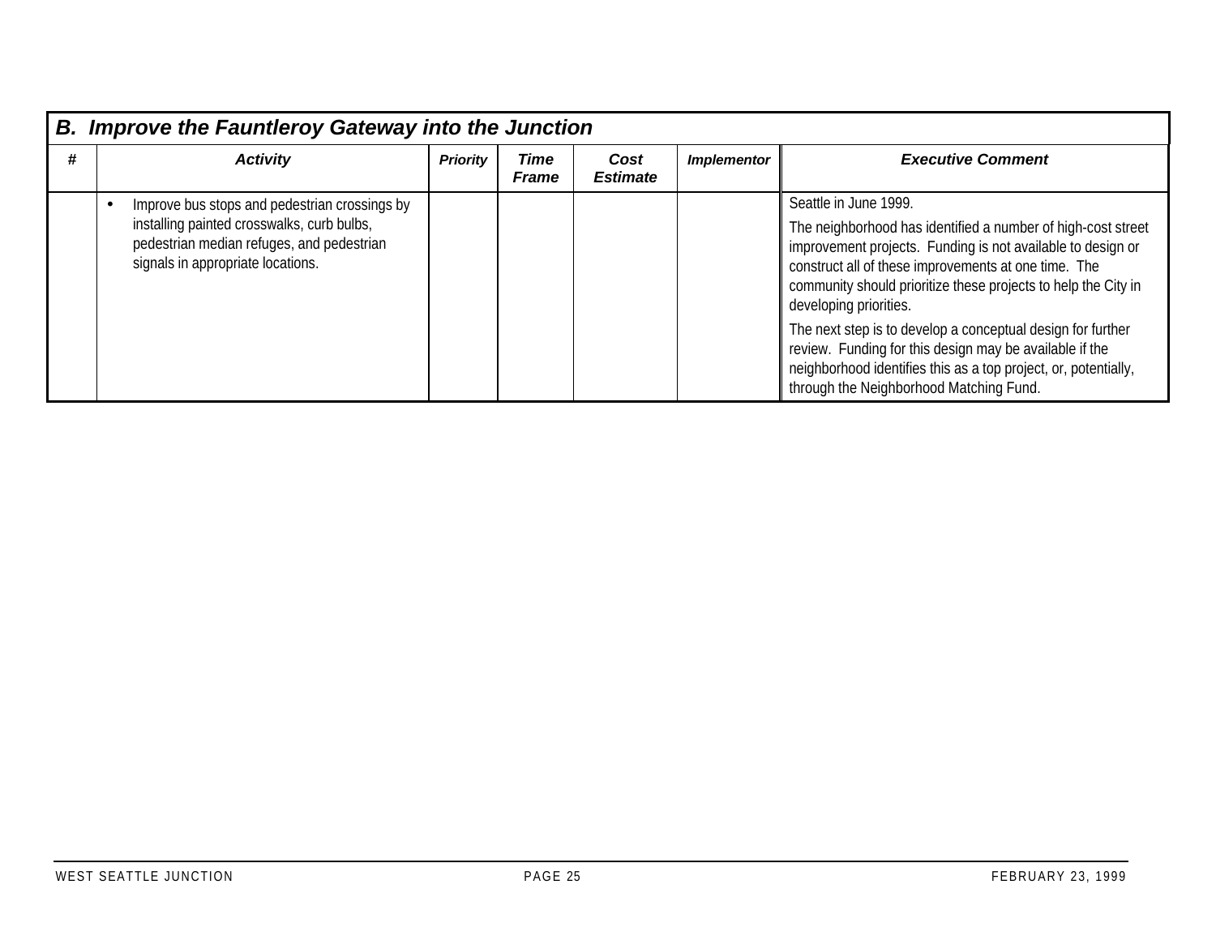| B. Improve the Fauntleroy Gateway into the Junction | | | | | | |
|---|---|---|---|---|---|---|
| **#** | **Activity** | **Priority** | **Time Frame** | **Cost Estimate** | **Implementor** | **Executive Comment** |
| | • Improve bus stops and pedestrian crossings by installing painted crosswalks, curb bulbs, pedestrian median refuges, and pedestrian signals in appropriate locations. | | | | | Seattle in June 1999.<br><br>The neighborhood has identified a number of high-cost street improvement projects. Funding is not available to design or construct all of these improvements at one time. The community should prioritize these projects to help the City in developing priorities.<br><br>The next step is to develop a conceptual design for further review. Funding for this design may be available if the neighborhood identifies this as a top project, or, potentially, through the Neighborhood Matching Fund. |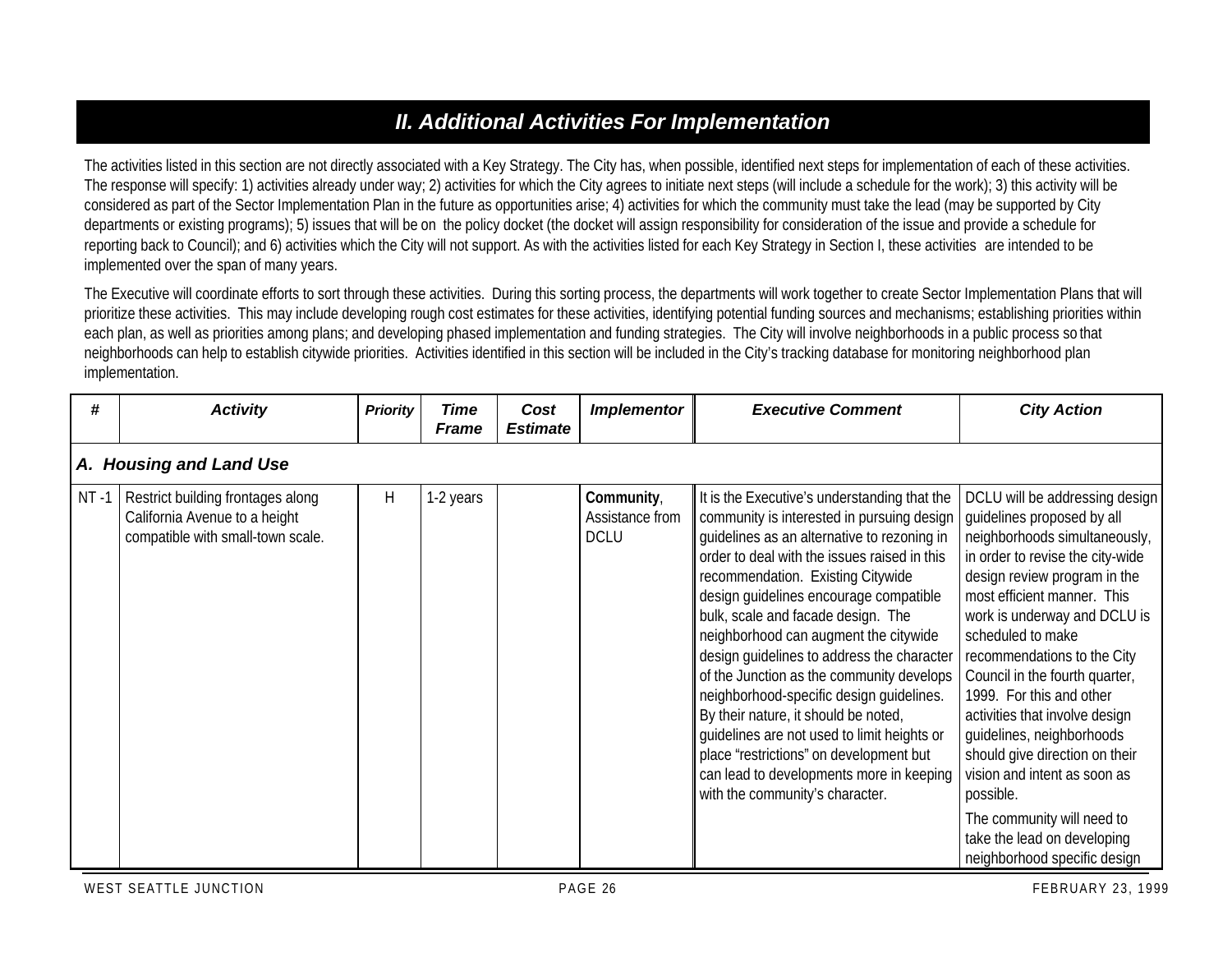## II. Additional Activities For Implementation

The activities listed in this section are not directly associated with a Key Strategy. The City has, when possible, identified next steps for implementation of each of these activities. The response will specify: 1) activities already under way; 2) activities for which the City agrees to initiate next steps (will include a schedule for the work); 3) this activity will be considered as part of the Sector Implementation Plan in the future as opportunities arise; 4) activities for which the community must take the lead (may be supported by City departments or existing programs); 5) issues that will be on the policy docket (the docket will assign responsibility for consideration of the issue and provide a schedule for reporting back to Council); and 6) activities which the City will not support. As with the activities listed for each Key Strategy in Section I, these activities are intended to be implemented over the span of many years.

The Executive will coordinate efforts to sort through these activities. During this sorting process, the departments will work together to create Sector Implementation Plans that will prioritize these activities. This may include developing rough cost estimates for these activities, identifying potential funding sources and mechanisms; establishing priorities within each plan, as well as priorities among plans; and developing phased implementation and funding strategies. The City will involve neighborhoods in a public process so that neighborhoods can help to establish citywide priorities. Activities identified in this section will be included in the City's tracking database for monitoring neighborhood plan implementation.

| # | Activity | Priority | Time Frame | Cost Estimate | Implementor | Executive Comment | City Action |
|---|---|---|---|---|---|---|---|
| ***A. Housing and Land Use*** | | | | | | | |
| NT -1 | Restrict building frontages along California Avenue to a height compatible with small-town scale. | H | 1-2 years | | **Community**, Assistance from DCLU | It is the Executive's understanding that the community is interested in pursuing design guidelines as an alternative to rezoning in order to deal with the issues raised in this recommendation. Existing Citywide design guidelines encourage compatible bulk, scale and facade design. The neighborhood can augment the citywide design guidelines to address the character of the Junction as the community develops neighborhood-specific design guidelines. By their nature, it should be noted, guidelines are not used to limit heights or place "restrictions" on development but can lead to developments more in keeping with the community's character. | DCLU will be addressing design guidelines proposed by all neighborhoods simultaneously, in order to revise the city-wide design review program in the most efficient manner. This work is underway and DCLU is scheduled to make recommendations to the City Council in the fourth quarter, 1999. For this and other activities that involve design guidelines, neighborhoods should give direction on their vision and intent as soon as possible.<br><br>The community will need to take the lead on developing neighborhood specific design |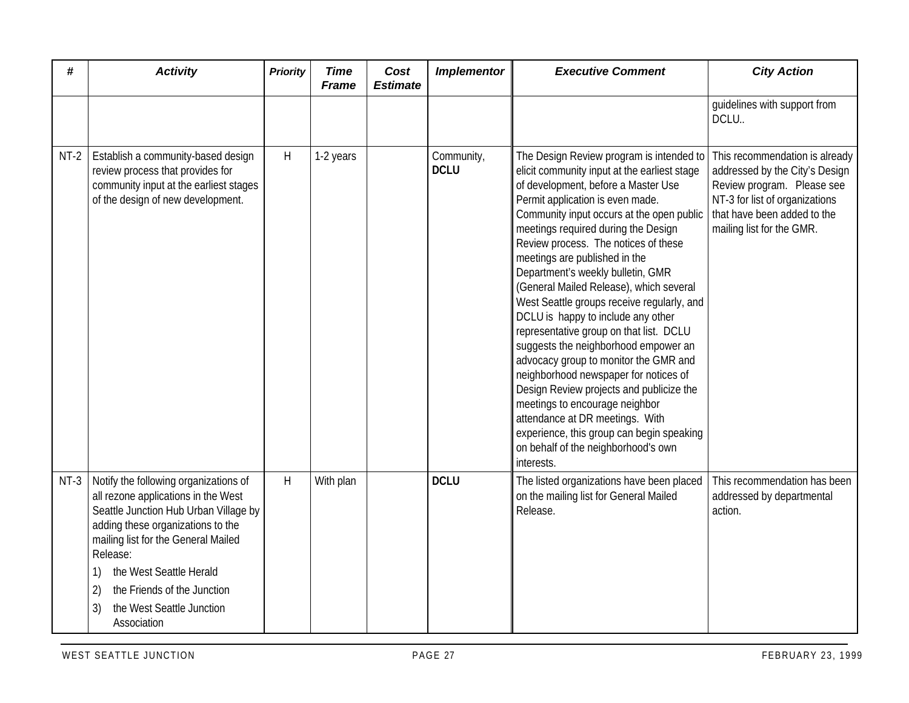| # | Activity | Priority | Time Frame | Cost Estimate | Implementor | Executive Comment | City Action |
|---|---|---|---|---|---|---|---|
| | | | | | | | guidelines with support from DCLU.. |
| NT-2 | Establish a community-based design review process that provides for community input at the earliest stages of the design of new development. | H | 1-2 years | | Community, **DCLU** | The Design Review program is intended to elicit community input at the earliest stage of development, before a Master Use Permit application is even made. Community input occurs at the open public meetings required during the Design Review process. The notices of these meetings are published in the Department's weekly bulletin, GMR (General Mailed Release), which several West Seattle groups receive regularly, and DCLU is happy to include any other representative group on that list. DCLU suggests the neighborhood empower an advocacy group to monitor the GMR and neighborhood newspaper for notices of Design Review projects and publicize the meetings to encourage neighbor attendance at DR meetings. With experience, this group can begin speaking on behalf of the neighborhood's own interests. | This recommendation is already addressed by the City's Design Review program. Please see NT-3 for list of organizations that have been added to the mailing list for the GMR. |
| NT-3 | Notify the following organizations of all rezone applications in the West Seattle Junction Hub Urban Village by adding these organizations to the mailing list for the General Mailed Release:<br>1) the West Seattle Herald<br>2) the Friends of the Junction<br>3) the West Seattle Junction Association | H | With plan | | **DCLU** | The listed organizations have been placed on the mailing list for General Mailed Release. | This recommendation has been addressed by departmental action. |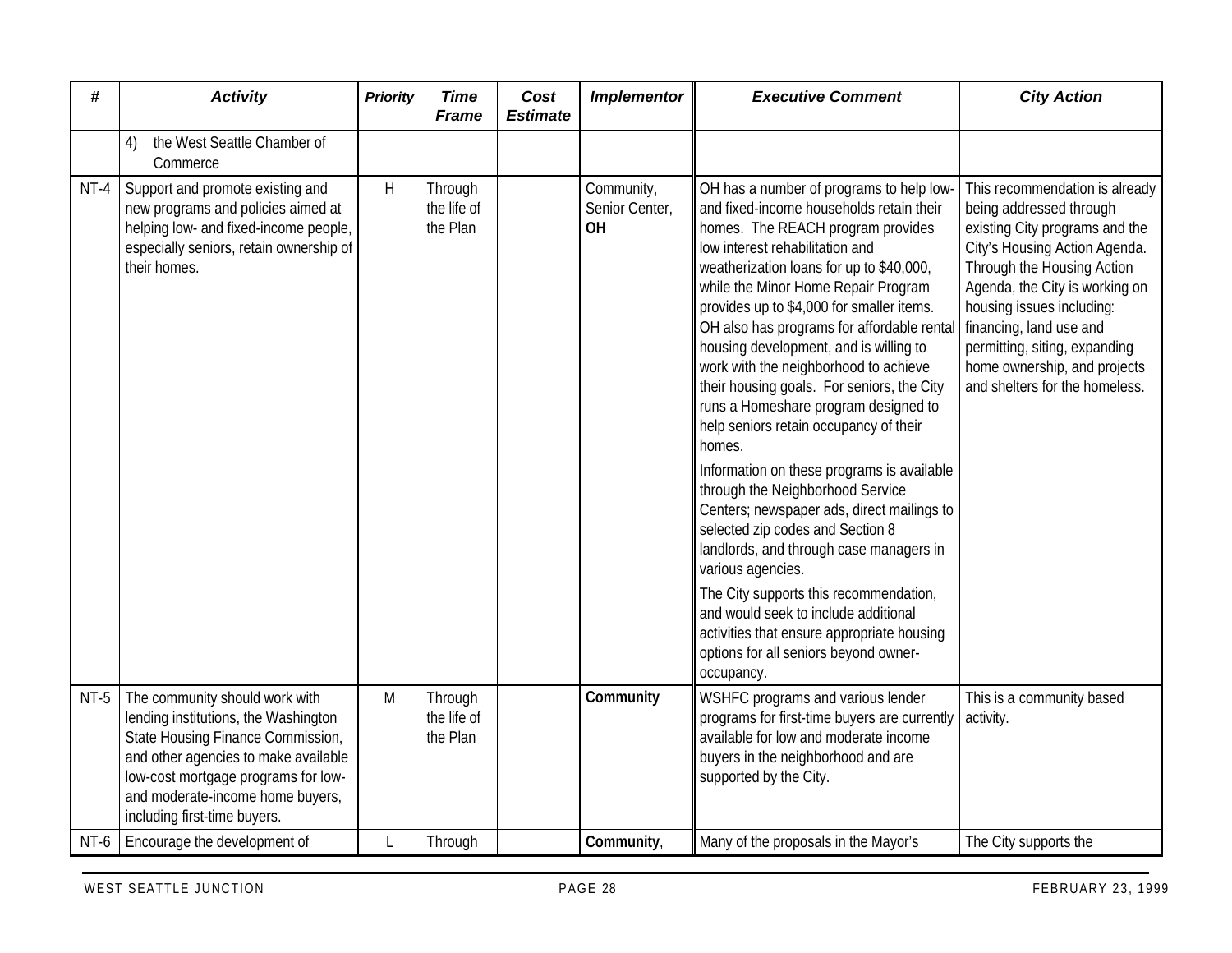| # | Activity | Priority | Time Frame | Cost Estimate | Implementor | Executive Comment | City Action |
|---|---|---|---|---|---|---|---|
| | 4) the West Seattle Chamber of Commerce | | | | | | |
| NT-4 | Support and promote existing and new programs and policies aimed at helping low- and fixed-income people, especially seniors, retain ownership of their homes. | H | Through the life of the Plan | | Community, Senior Center, **OH** | OH has a number of programs to help low- and fixed-income households retain their homes. The REACH program provides low interest rehabilitation and weatherization loans for up to $40,000, while the Minor Home Repair Program provides up to $4,000 for smaller items. OH also has programs for affordable rental housing development, and is willing to work with the neighborhood to achieve their housing goals. For seniors, the City runs a Homeshare program designed to help seniors retain occupancy of their homes.<br><br>Information on these programs is available through the Neighborhood Service Centers; newspaper ads, direct mailings to selected zip codes and Section 8 landlords, and through case managers in various agencies.<br><br>The City supports this recommendation, and would seek to include additional activities that ensure appropriate housing options for all seniors beyond owner-occupancy. | This recommendation is already being addressed through existing City programs and the City's Housing Action Agenda. Through the Housing Action Agenda, the City is working on housing issues including: financing, land use and permitting, siting, expanding home ownership, and projects and shelters for the homeless. |
| NT-5 | The community should work with lending institutions, the Washington State Housing Finance Commission, and other agencies to make available low-cost mortgage programs for low- and moderate-income home buyers, including first-time buyers. | M | Through the life of the Plan | | **Community** | WSHFC programs and various lender programs for first-time buyers are currently available for low and moderate income buyers in the neighborhood and are supported by the City. | This is a community based activity. |
| NT-6 | Encourage the development of | L | Through | | **Community**, | Many of the proposals in the Mayor's | The City supports the |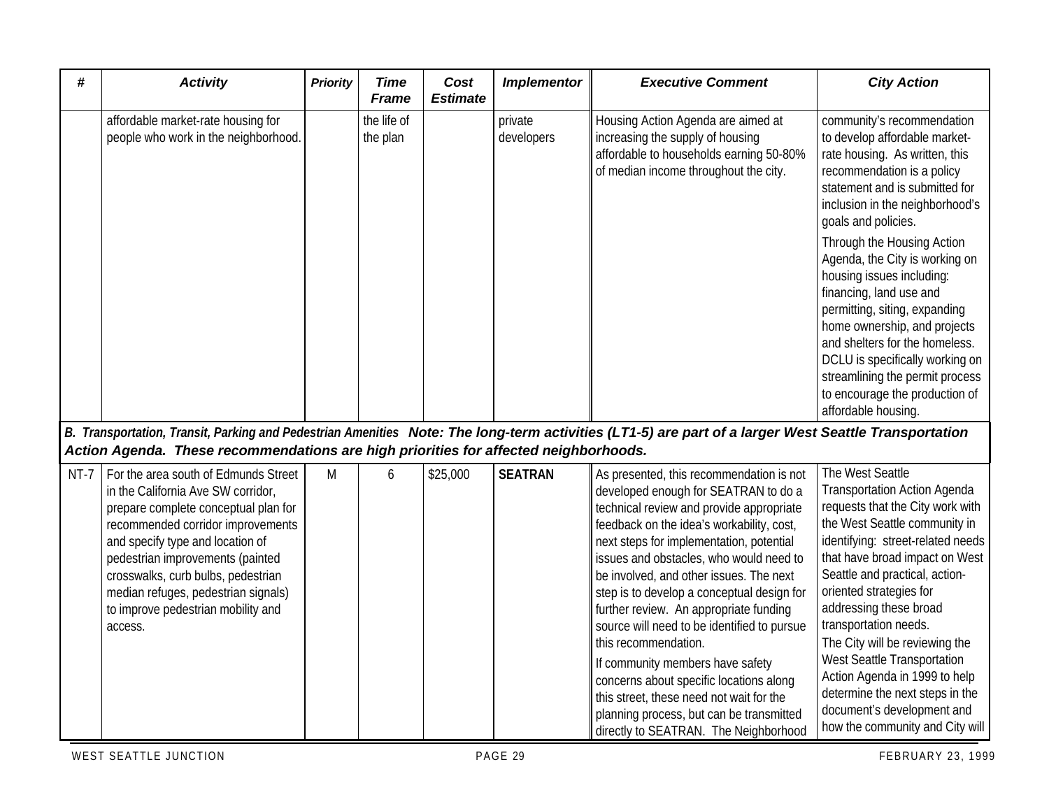| # | Activity | Priority | Time Frame | Cost Estimate | Implementor | Executive Comment | City Action |
|---|---|---|---|---|---|---|---|
| | affordable market-rate housing for people who work in the neighborhood. | | the life of the plan | | private developers | Housing Action Agenda are aimed at increasing the supply of housing affordable to households earning 50-80% of median income throughout the city. | community's recommendation to develop affordable market-rate housing. As written, this recommendation is a policy statement and is submitted for inclusion in the neighborhood's goals and policies.<br><br>Through the Housing Action Agenda, the City is working on housing issues including: financing, land use and permitting, siting, expanding home ownership, and projects and shelters for the homeless. DCLU is specifically working on streamlining the permit process to encourage the production of affordable housing. |
| ***B. Transportation, Transit, Parking and Pedestrian Amenities Note: The long-term activities (LT1-5) are part of a larger West Seattle Transportation Action Agenda. These recommendations are high priorities for affected neighborhoods.*** | | | | | | | |
| NT-7 | For the area south of Edmunds Street in the California Ave SW corridor, prepare complete conceptual plan for recommended corridor improvements and specify type and location of pedestrian improvements (painted crosswalks, curb bulbs, pedestrian median refuges, pedestrian signals) to improve pedestrian mobility and access. | M | 6 | $25,000 | **SEATRAN** | As presented, this recommendation is not developed enough for SEATRAN to do a technical review and provide appropriate feedback on the idea's workability, cost, next steps for implementation, potential issues and obstacles, who would need to be involved, and other issues. The next step is to develop a conceptual design for further review. An appropriate funding source will need to be identified to pursue this recommendation.<br><br>If community members have safety concerns about specific locations along this street, these need not wait for the planning process, but can be transmitted directly to SEATRAN. The Neighborhood | The West Seattle Transportation Action Agenda requests that the City work with the West Seattle community in identifying: street-related needs that have broad impact on West Seattle and practical, action-oriented strategies for addressing these broad transportation needs.<br>The City will be reviewing the West Seattle Transportation Action Agenda in 1999 to help determine the next steps in the document's development and how the community and City will |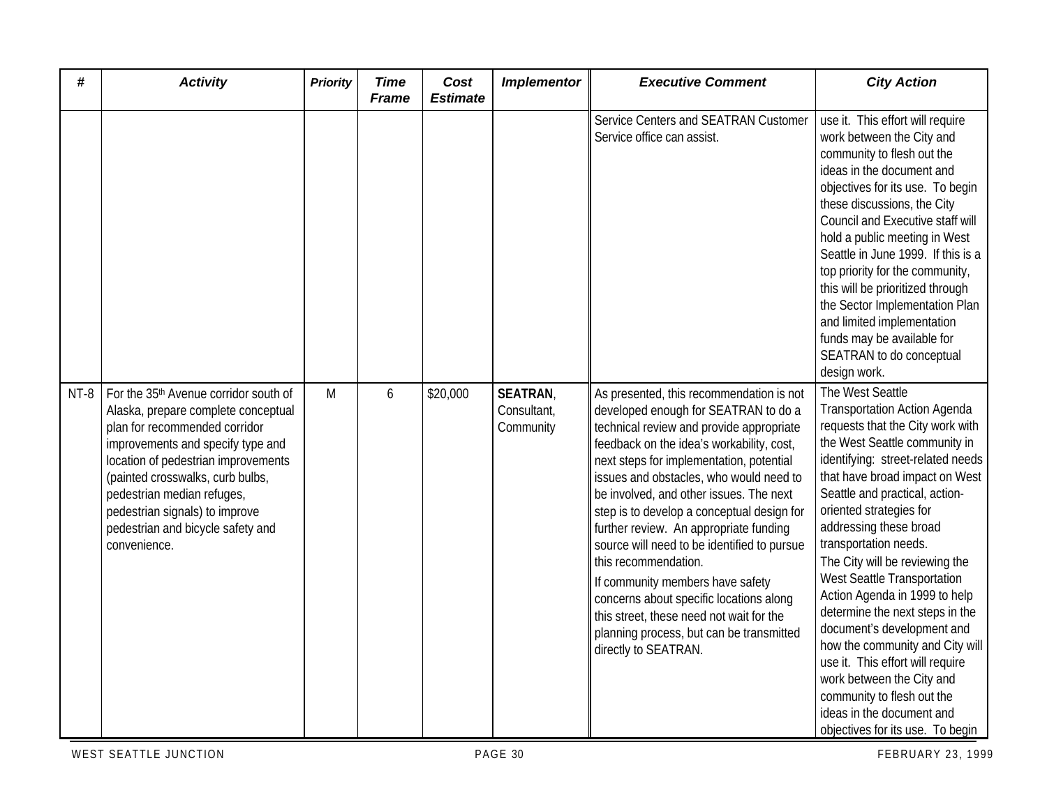| # | Activity | Priority | Time Frame | Cost Estimate | Implementor | Executive Comment | City Action |
|---|---|---|---|---|---|---|---|
| | | | | | | Service Centers and SEATRAN Customer Service office can assist. | use it. This effort will require work between the City and community to flesh out the ideas in the document and objectives for its use. To begin these discussions, the City Council and Executive staff will hold a public meeting in West Seattle in June 1999. If this is a top priority for the community, this will be prioritized through the Sector Implementation Plan and limited implementation funds may be available for SEATRAN to do conceptual design work. |
| NT-8 | For the 35th Avenue corridor south of Alaska, prepare complete conceptual plan for recommended corridor improvements and specify type and location of pedestrian improvements (painted crosswalks, curb bulbs, pedestrian median refuges, pedestrian signals) to improve pedestrian and bicycle safety and convenience. | M | 6 | $20,000 | **SEATRAN**, Consultant, Community | As presented, this recommendation is not developed enough for SEATRAN to do a technical review and provide appropriate feedback on the idea's workability, cost, next steps for implementation, potential issues and obstacles, who would need to be involved, and other issues. The next step is to develop a conceptual design for further review. An appropriate funding source will need to be identified to pursue this recommendation.<br>If community members have safety concerns about specific locations along this street, these need not wait for the planning process, but can be transmitted directly to SEATRAN. | The West Seattle Transportation Action Agenda requests that the City work with the West Seattle community in identifying: street-related needs that have broad impact on West Seattle and practical, action-oriented strategies for addressing these broad transportation needs.<br>The City will be reviewing the West Seattle Transportation Action Agenda in 1999 to help determine the next steps in the document's development and how the community and City will use it. This effort will require work between the City and community to flesh out the ideas in the document and objectives for its use. To begin |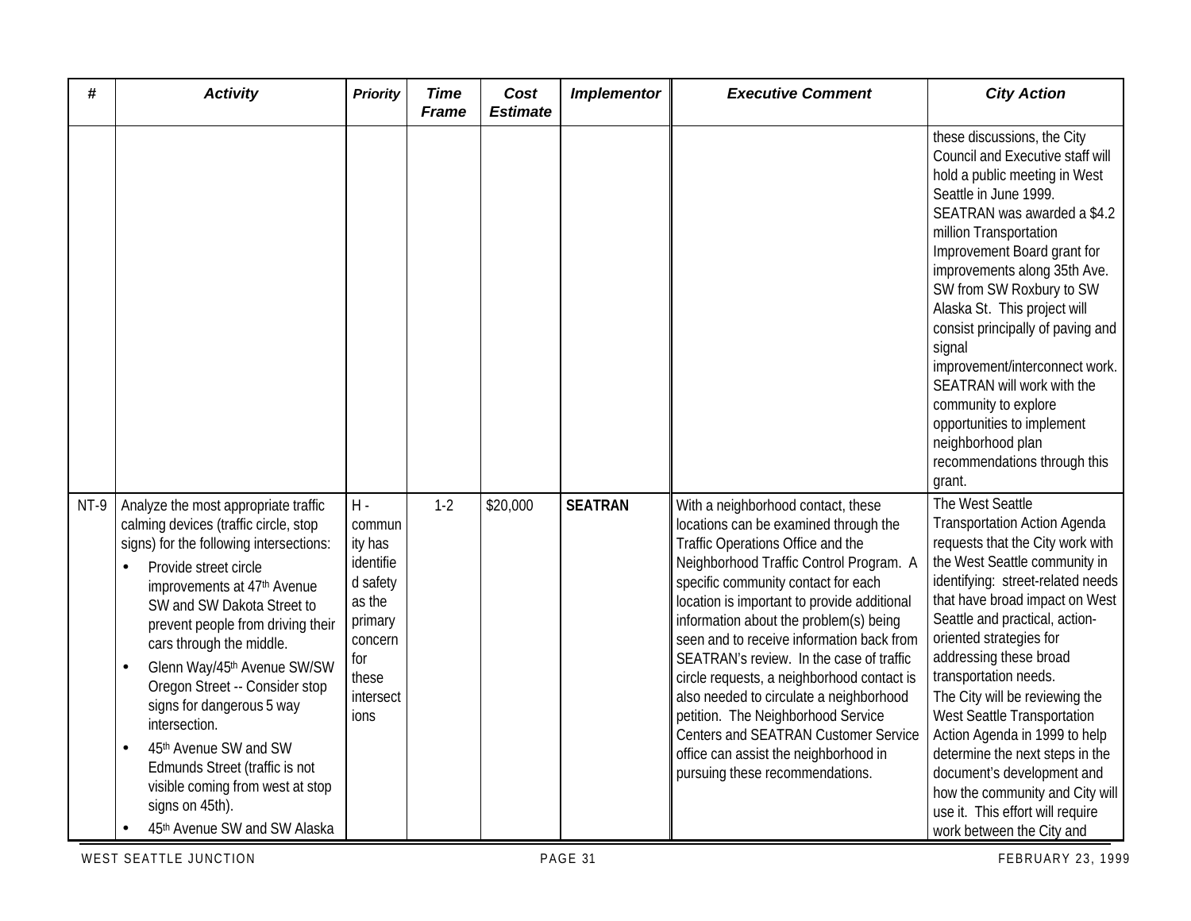| # | Activity | Priority | Time Frame | Cost Estimate | Implementor | Executive Comment | City Action |
|---|---|---|---|---|---|---|---|
| | | | | | | | these discussions, the City Council and Executive staff will hold a public meeting in West Seattle in June 1999. SEATRAN was awarded a $4.2 million Transportation Improvement Board grant for improvements along 35th Ave. SW from SW Roxbury to SW Alaska St. This project will consist principally of paving and signal improvement/interconnect work. SEATRAN will work with the community to explore opportunities to implement neighborhood plan recommendations through this grant. |
| NT-9 | Analyze the most appropriate traffic calming devices (traffic circle, stop signs) for the following intersections:<br>• Provide street circle improvements at 47th Avenue SW and SW Dakota Street to prevent people from driving their cars through the middle.<br>• Glenn Way/45th Avenue SW/SW Oregon Street -- Consider stop signs for dangerous 5 way intersection.<br>• 45th Avenue SW and SW Edmunds Street (traffic is not visible coming from west at stop signs on 45th).<br>• 45th Avenue SW and SW Alaska | H - community has identified safety as the primary concern for these intersections | 1-2 | $20,000 | **SEATRAN** | With a neighborhood contact, these locations can be examined through the Traffic Operations Office and the Neighborhood Traffic Control Program. A specific community contact for each location is important to provide additional information about the problem(s) being seen and to receive information back from SEATRAN's review. In the case of traffic circle requests, a neighborhood contact is also needed to circulate a neighborhood petition. The Neighborhood Service Centers and SEATRAN Customer Service office can assist the neighborhood in pursuing these recommendations. | The West Seattle Transportation Action Agenda requests that the City work with the West Seattle community in identifying: street-related needs that have broad impact on West Seattle and practical, action-oriented strategies for addressing these broad transportation needs.<br>The City will be reviewing the West Seattle Transportation Action Agenda in 1999 to help determine the next steps in the document's development and how the community and City will use it. This effort will require work between the City and |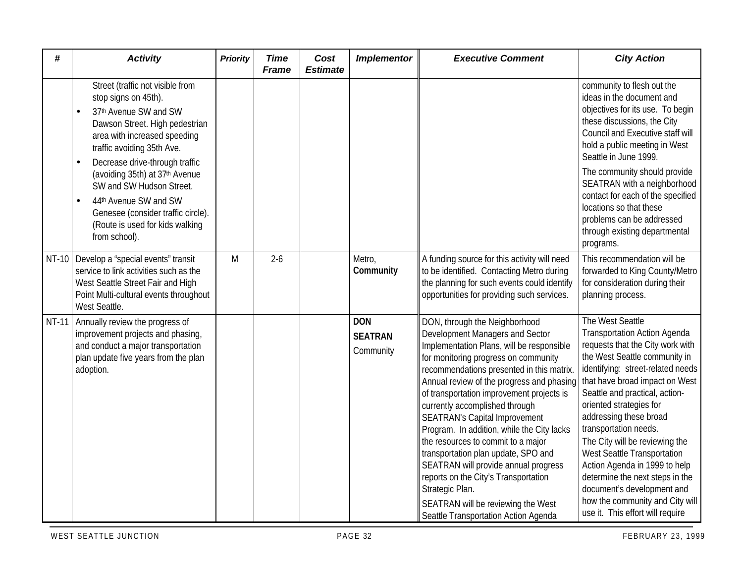| # | Activity | Priority | Time Frame | Cost Estimate | Implementor | Executive Comment | City Action |
|---|---|---|---|---|---|---|---|
| | Street (traffic not visible from stop signs on 45th).<br>• 37th Avenue SW and SW Dawson Street. High pedestrian area with increased speeding traffic avoiding 35th Ave.<br>• Decrease drive-through traffic (avoiding 35th) at 37th Avenue SW and SW Hudson Street.<br>• 44th Avenue SW and SW Genesee (consider traffic circle). (Route is used for kids walking from school). | | | | | | community to flesh out the ideas in the document and objectives for its use. To begin these discussions, the City Council and Executive staff will hold a public meeting in West Seattle in June 1999.<br>The community should provide SEATRAN with a neighborhood contact for each of the specified locations so that these problems can be addressed through existing departmental programs. |
| NT-10 | Develop a "special events" transit service to link activities such as the West Seattle Street Fair and High Point Multi-cultural events throughout West Seattle. | M | 2-6 | | Metro, **Community** | A funding source for this activity will need to be identified. Contacting Metro during the planning for such events could identify opportunities for providing such services. | This recommendation will be forwarded to King County/Metro for consideration during their planning process. |
| NT-11 | Annually review the progress of improvement projects and phasing, and conduct a major transportation plan update five years from the plan adoption. | | | | **DON**<br>**SEATRAN**<br>Community | DON, through the Neighborhood Development Managers and Sector Implementation Plans, will be responsible for monitoring progress on community recommendations presented in this matrix. Annual review of the progress and phasing of transportation improvement projects is currently accomplished through SEATRAN's Capital Improvement Program. In addition, while the City lacks the resources to commit to a major transportation plan update, SPO and SEATRAN will provide annual progress reports on the City's Transportation Strategic Plan.<br>SEATRAN will be reviewing the West Seattle Transportation Action Agenda | The West Seattle Transportation Action Agenda requests that the City work with the West Seattle community in identifying: street-related needs that have broad impact on West Seattle and practical, action-oriented strategies for addressing these broad transportation needs.<br>The City will be reviewing the West Seattle Transportation Action Agenda in 1999 to help determine the next steps in the document's development and how the community and City will use it. This effort will require |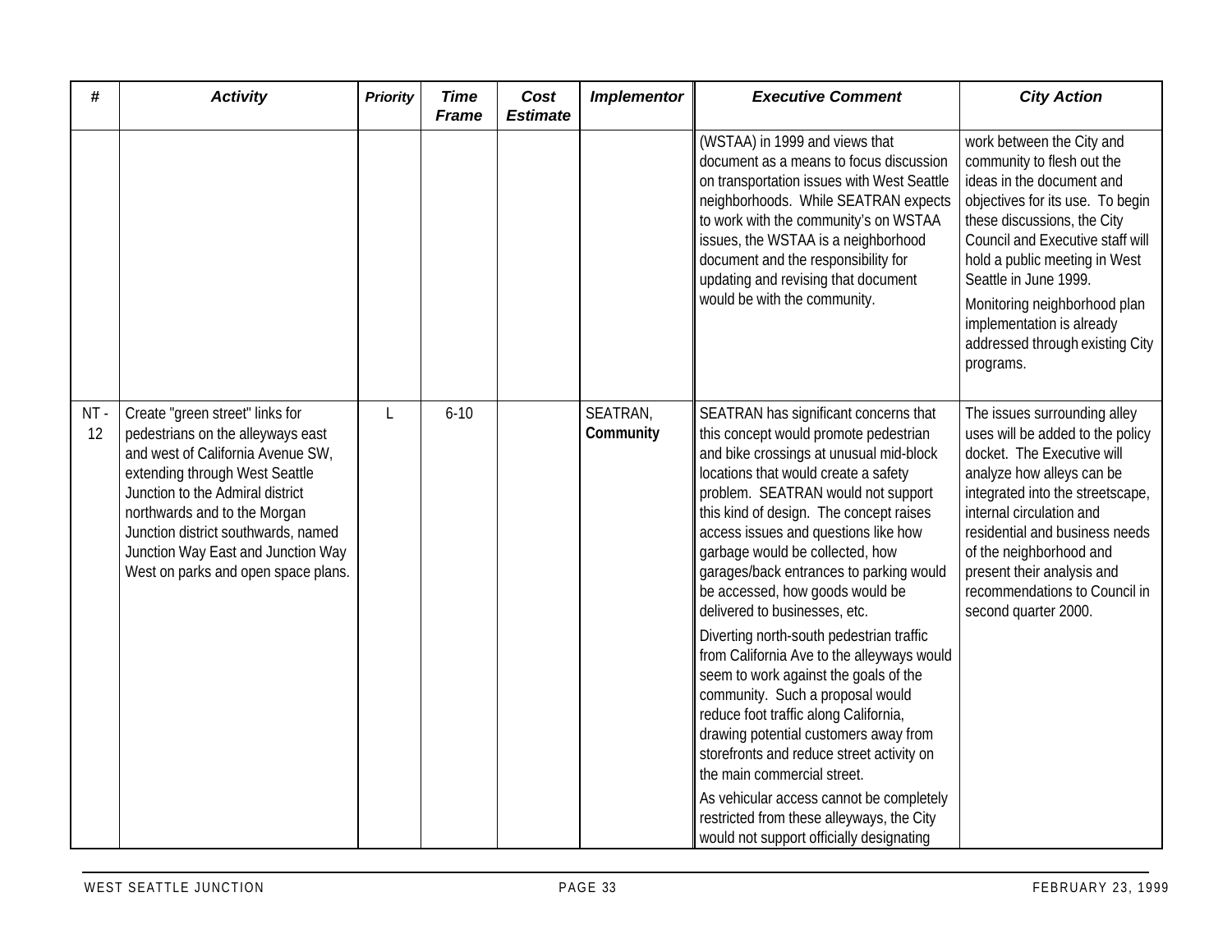| # | Activity | Priority | Time Frame | Cost Estimate | Implementor | Executive Comment | City Action |
|---|---|---|---|---|---|---|---|
| | | | | | | (WSTAA) in 1999 and views that document as a means to focus discussion on transportation issues with West Seattle neighborhoods. While SEATRAN expects to work with the community's on WSTAA issues, the WSTAA is a neighborhood document and the responsibility for updating and revising that document would be with the community. | work between the City and community to flesh out the ideas in the document and objectives for its use. To begin these discussions, the City Council and Executive staff will hold a public meeting in West Seattle in June 1999. Monitoring neighborhood plan implementation is already addressed through existing City programs. |
| NT - 12 | Create "green street" links for pedestrians on the alleyways east and west of California Avenue SW, extending through West Seattle Junction to the Admiral district northwards and to the Morgan Junction district southwards, named Junction Way East and Junction Way West on parks and open space plans. | L | 6-10 | | SEATRAN, **Community** | SEATRAN has significant concerns that this concept would promote pedestrian and bike crossings at unusual mid-block locations that would create a safety problem. SEATRAN would not support this kind of design. The concept raises access issues and questions like how garbage would be collected, how garages/back entrances to parking would be accessed, how goods would be delivered to businesses, etc. Diverting north-south pedestrian traffic from California Ave to the alleyways would seem to work against the goals of the community. Such a proposal would reduce foot traffic along California, drawing potential customers away from storefronts and reduce street activity on the main commercial street. As vehicular access cannot be completely restricted from these alleyways, the City would not support officially designating | The issues surrounding alley uses will be added to the policy docket. The Executive will analyze how alleys can be integrated into the streetscape, internal circulation and residential and business needs of the neighborhood and present their analysis and recommendations to Council in second quarter 2000. |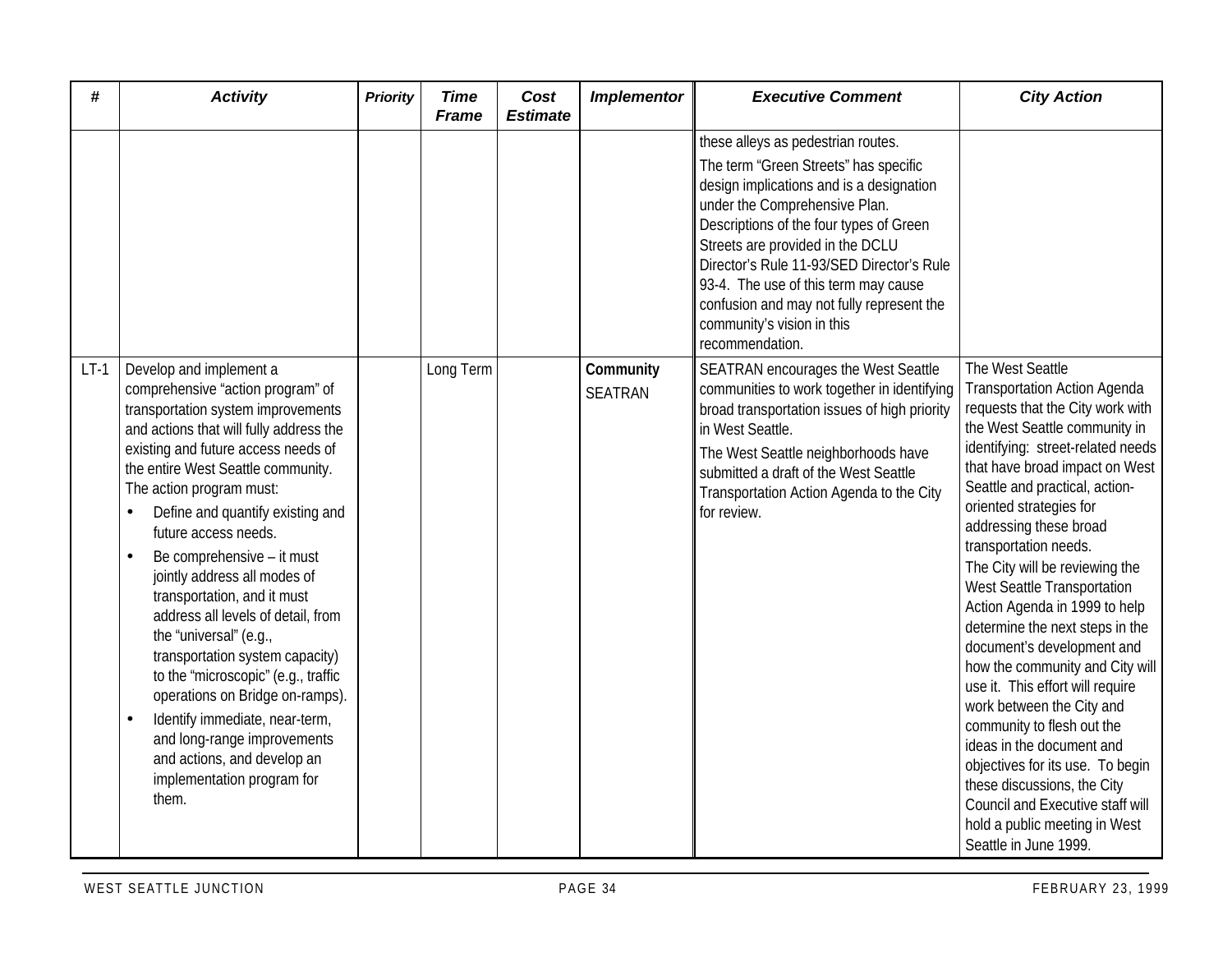| # | Activity | Priority | Time Frame | Cost Estimate | Implementor | Executive Comment | City Action |
|---|---|---|---|---|---|---|---|
| | | | | | | these alleys as pedestrian routes.<br>The term "Green Streets" has specific design implications and is a designation under the Comprehensive Plan. Descriptions of the four types of Green Streets are provided in the DCLU Director's Rule 11-93/SED Director's Rule 93-4. The use of this term may cause confusion and may not fully represent the community's vision in this recommendation. | |
| LT-1 | Develop and implement a comprehensive "action program" of transportation system improvements and actions that will fully address the existing and future access needs of the entire West Seattle community. The action program must:<br>• Define and quantify existing and future access needs.<br>• Be comprehensive – it must jointly address all modes of transportation, and it must address all levels of detail, from the "universal" (e.g., transportation system capacity) to the "microscopic" (e.g., traffic operations on Bridge on-ramps).<br>• Identify immediate, near-term, and long-range improvements and actions, and develop an implementation program for them. | | Long Term | | **Community**<br>SEATRAN | SEATRAN encourages the West Seattle communities to work together in identifying broad transportation issues of high priority in West Seattle.<br>The West Seattle neighborhoods have submitted a draft of the West Seattle Transportation Action Agenda to the City for review. | The West Seattle Transportation Action Agenda requests that the City work with the West Seattle community in identifying: street-related needs that have broad impact on West Seattle and practical, action-oriented strategies for addressing these broad transportation needs.<br>The City will be reviewing the West Seattle Transportation Action Agenda in 1999 to help determine the next steps in the document's development and how the community and City will use it. This effort will require work between the City and community to flesh out the ideas in the document and objectives for its use. To begin these discussions, the City Council and Executive staff will hold a public meeting in West Seattle in June 1999. |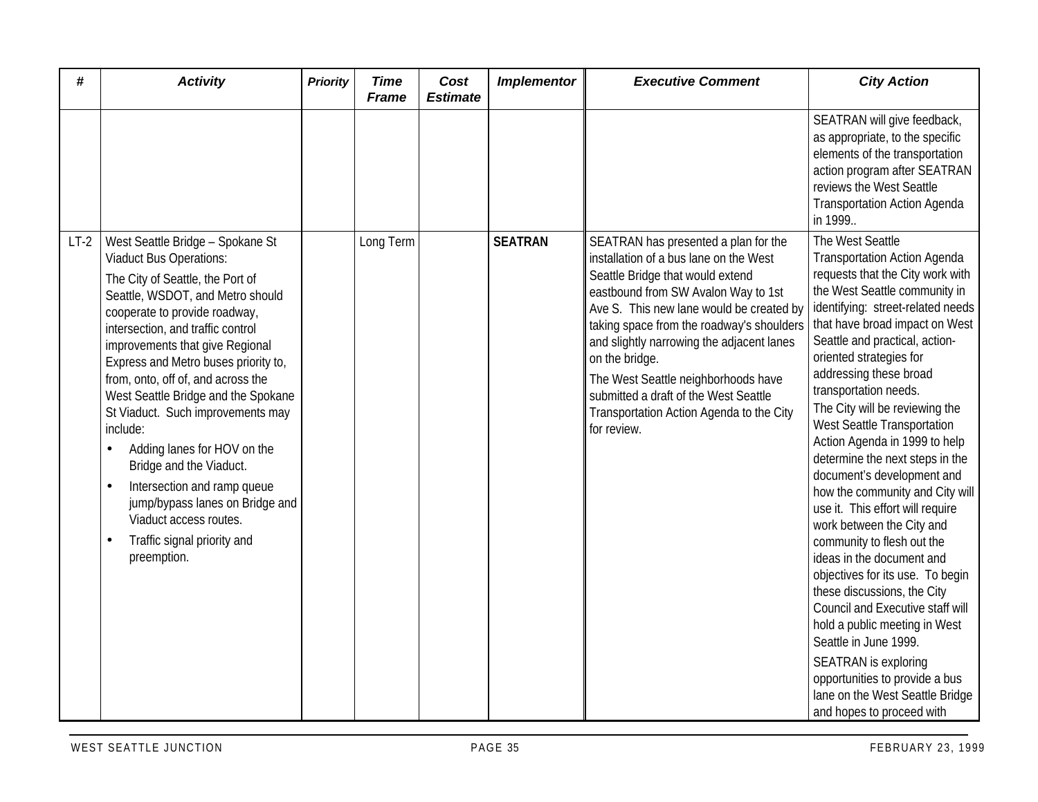| # | Activity | Priority | Time Frame | Cost Estimate | Implementor | Executive Comment | City Action |
|---|---|---|---|---|---|---|---|
| | | | | | | | SEATRAN will give feedback, as appropriate, to the specific elements of the transportation action program after SEATRAN reviews the West Seattle Transportation Action Agenda in 1999.. |
| LT-2 | West Seattle Bridge – Spokane St Viaduct Bus Operations:<br>The City of Seattle, the Port of Seattle, WSDOT, and Metro should cooperate to provide roadway, intersection, and traffic control improvements that give Regional Express and Metro buses priority to, from, onto, off of, and across the West Seattle Bridge and the Spokane St Viaduct. Such improvements may include:<br>• Adding lanes for HOV on the Bridge and the Viaduct.<br>• Intersection and ramp queue jump/bypass lanes on Bridge and Viaduct access routes.<br>• Traffic signal priority and preemption. | | Long Term | | **SEATRAN** | SEATRAN has presented a plan for the installation of a bus lane on the West Seattle Bridge that would extend eastbound from SW Avalon Way to 1st Ave S. This new lane would be created by taking space from the roadway's shoulders and slightly narrowing the adjacent lanes on the bridge.<br>The West Seattle neighborhoods have submitted a draft of the West Seattle Transportation Action Agenda to the City for review. | The West Seattle Transportation Action Agenda requests that the City work with the West Seattle community in identifying: street-related needs that have broad impact on West Seattle and practical, action-oriented strategies for addressing these broad transportation needs.<br>The City will be reviewing the West Seattle Transportation Action Agenda in 1999 to help determine the next steps in the document's development and how the community and City will use it. This effort will require work between the City and community to flesh out the ideas in the document and objectives for its use. To begin these discussions, the City Council and Executive staff will hold a public meeting in West Seattle in June 1999.<br>SEATRAN is exploring opportunities to provide a bus lane on the West Seattle Bridge and hopes to proceed with |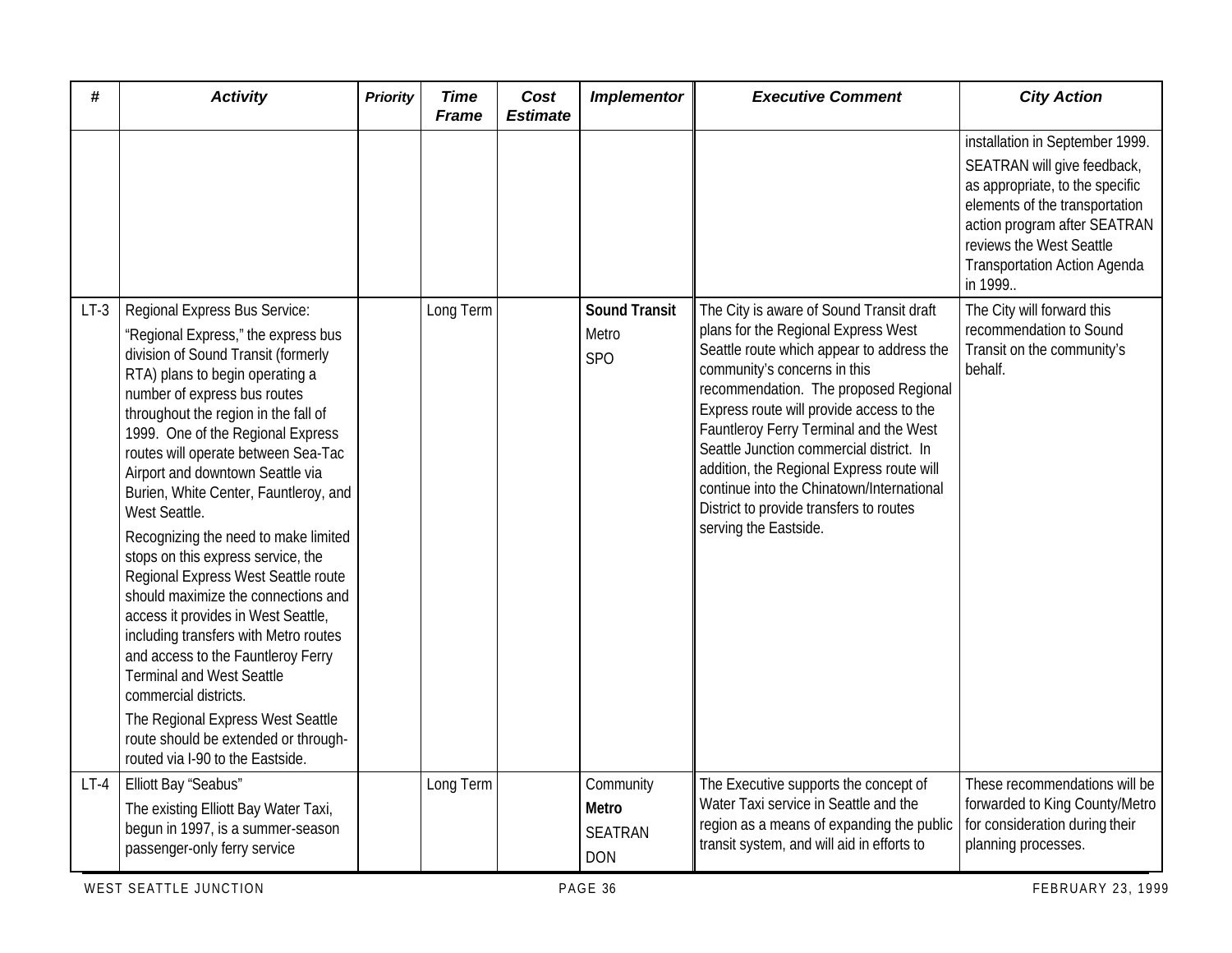| # | Activity | Priority | Time Frame | Cost Estimate | Implementor | Executive Comment | City Action |
|---|---|---|---|---|---|---|---|
| | | | | | | | installation in September 1999. SEATRAN will give feedback, as appropriate, to the specific elements of the transportation action program after SEATRAN reviews the West Seattle Transportation Action Agenda in 1999.. |
| LT-3 | Regional Express Bus Service: "Regional Express," the express bus division of Sound Transit (formerly RTA) plans to begin operating a number of express bus routes throughout the region in the fall of 1999. One of the Regional Express routes will operate between Sea-Tac Airport and downtown Seattle via Burien, White Center, Fauntleroy, and West Seattle. Recognizing the need to make limited stops on this express service, the Regional Express West Seattle route should maximize the connections and access it provides in West Seattle, including transfers with Metro routes and access to the Fauntleroy Ferry Terminal and West Seattle commercial districts. The Regional Express West Seattle route should be extended or through-routed via I-90 to the Eastside. | | Long Term | | **Sound Transit** Metro SPO | The City is aware of Sound Transit draft plans for the Regional Express West Seattle route which appear to address the community's concerns in this recommendation. The proposed Regional Express route will provide access to the Fauntleroy Ferry Terminal and the West Seattle Junction commercial district. In addition, the Regional Express route will continue into the Chinatown/International District to provide transfers to routes serving the Eastside. | The City will forward this recommendation to Sound Transit on the community's behalf. |
| LT-4 | Elliott Bay "Seabus" The existing Elliott Bay Water Taxi, begun in 1997, is a summer-season passenger-only ferry service | | Long Term | | Community **Metro** SEATRAN DON | The Executive supports the concept of Water Taxi service in Seattle and the region as a means of expanding the public transit system, and will aid in efforts to | These recommendations will be forwarded to King County/Metro for consideration during their planning processes. |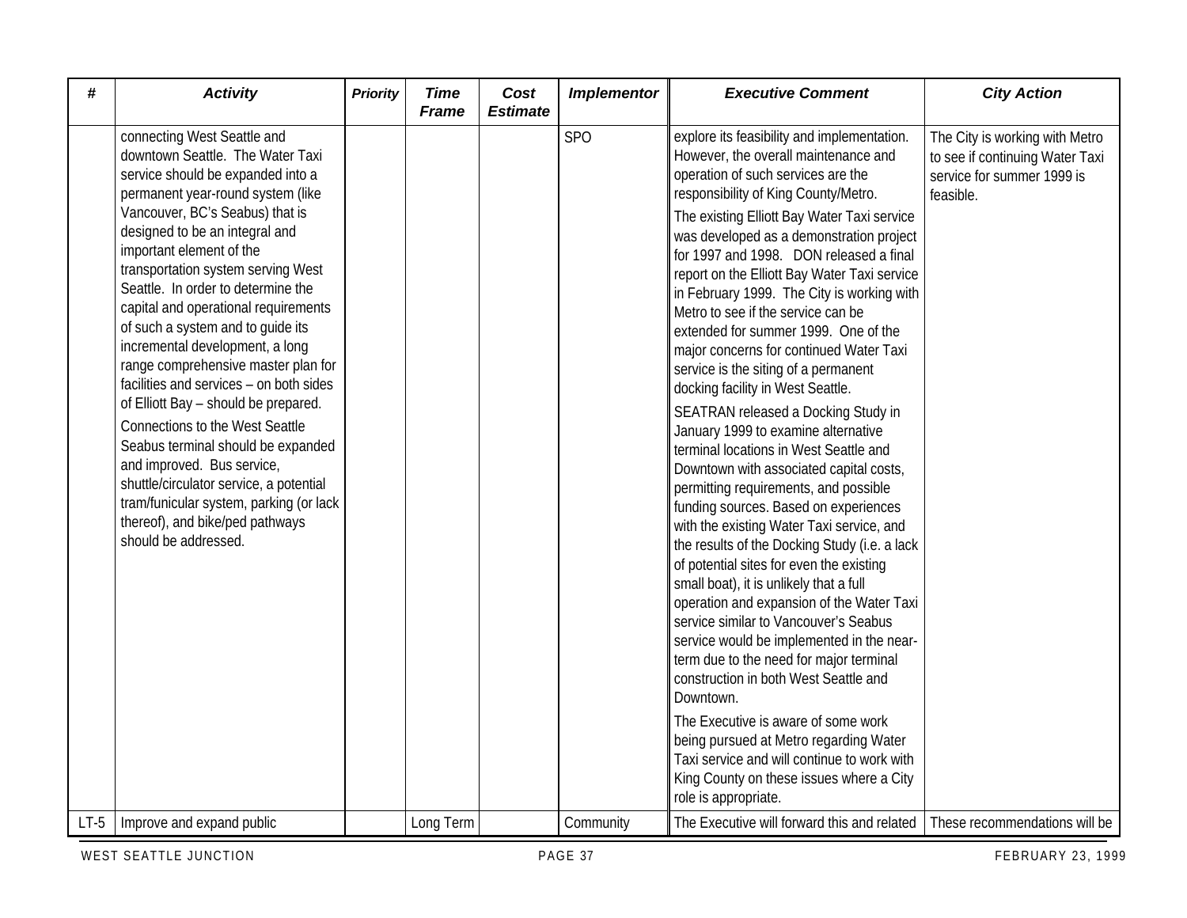| # | Activity | Priority | Time Frame | Cost Estimate | Implementor | Executive Comment | City Action |
|---|---|---|---|---|---|---|---|
| | connecting West Seattle and downtown Seattle. The Water Taxi service should be expanded into a permanent year-round system (like Vancouver, BC's Seabus) that is designed to be an integral and important element of the transportation system serving West Seattle. In order to determine the capital and operational requirements of such a system and to guide its incremental development, a long range comprehensive master plan for facilities and services – on both sides of Elliott Bay – should be prepared.<br><br>Connections to the West Seattle Seabus terminal should be expanded and improved. Bus service, shuttle/circulator service, a potential tram/funicular system, parking (or lack thereof), and bike/ped pathways should be addressed. | | | | SPO | explore its feasibility and implementation. However, the overall maintenance and operation of such services are the responsibility of King County/Metro.<br><br>The existing Elliott Bay Water Taxi service was developed as a demonstration project for 1997 and 1998. DON released a final report on the Elliott Bay Water Taxi service in February 1999. The City is working with Metro to see if the service can be extended for summer 1999. One of the major concerns for continued Water Taxi service is the siting of a permanent docking facility in West Seattle.<br><br>SEATRAN released a Docking Study in January 1999 to examine alternative terminal locations in West Seattle and Downtown with associated capital costs, permitting requirements, and possible funding sources. Based on experiences with the existing Water Taxi service, and the results of the Docking Study (i.e. a lack of potential sites for even the existing small boat), it is unlikely that a full operation and expansion of the Water Taxi service similar to Vancouver's Seabus service would be implemented in the near-term due to the need for major terminal construction in both West Seattle and Downtown.<br><br>The Executive is aware of some work being pursued at Metro regarding Water Taxi service and will continue to work with King County on these issues where a City role is appropriate. | The City is working with Metro to see if continuing Water Taxi service for summer 1999 is feasible. |
| LT-5 | Improve and expand public | | Long Term | | Community | The Executive will forward this and related | These recommendations will be |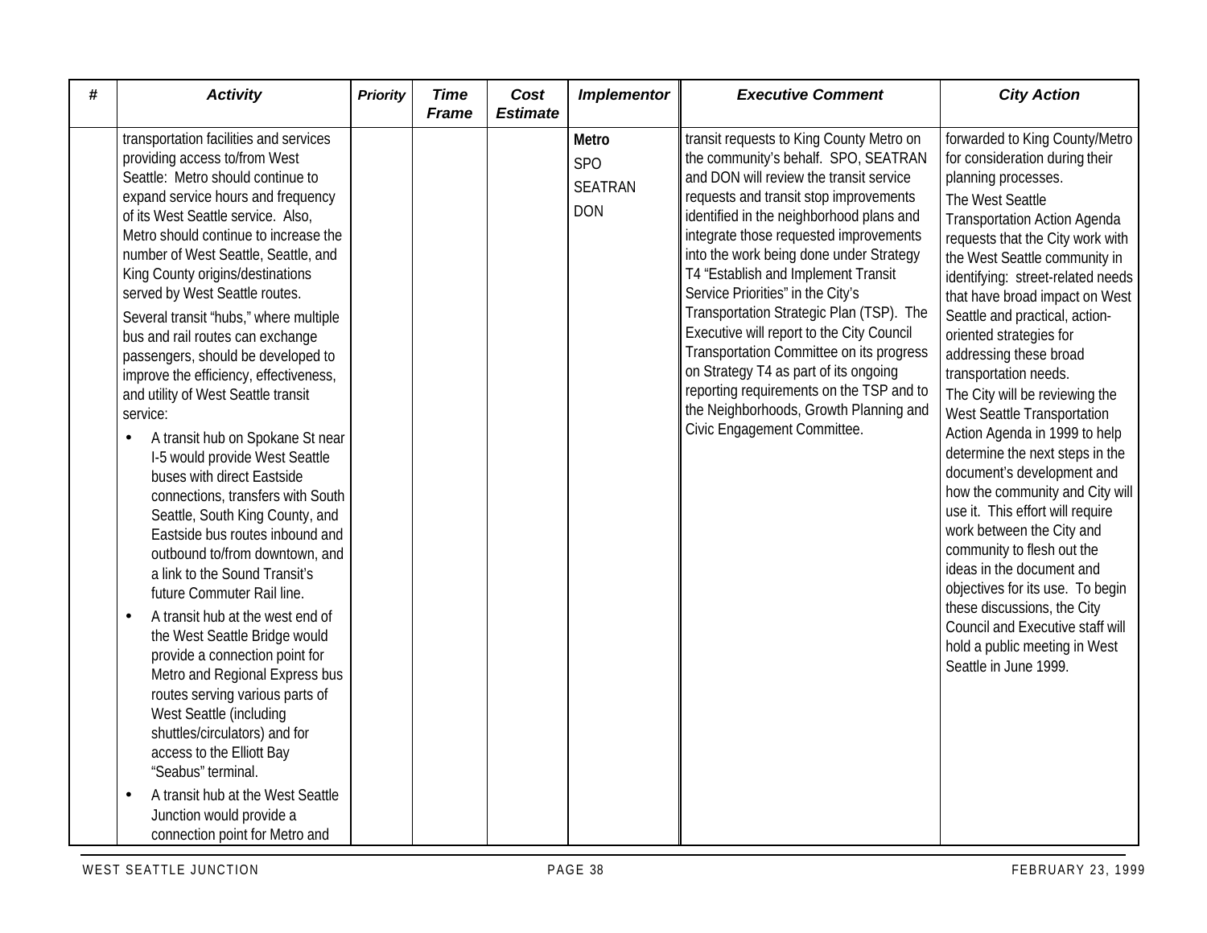| # | Activity | Priority | Time Frame | Cost Estimate | Implementor | Executive Comment | City Action |
|---|---|---|---|---|---|---|---|
| | transportation facilities and services providing access to/from West Seattle: Metro should continue to expand service hours and frequency of its West Seattle service. Also, Metro should continue to increase the number of West Seattle, Seattle, and King County origins/destinations served by West Seattle routes.<br><br>Several transit "hubs," where multiple bus and rail routes can exchange passengers, should be developed to improve the efficiency, effectiveness, and utility of West Seattle transit service:<br>• A transit hub on Spokane St near I-5 would provide West Seattle buses with direct Eastside connections, transfers with South Seattle, South King County, and Eastside bus routes inbound and outbound to/from downtown, and a link to the Sound Transit's future Commuter Rail line.<br>• A transit hub at the west end of the West Seattle Bridge would provide a connection point for Metro and Regional Express bus routes serving various parts of West Seattle (including shuttles/circulators) and for access to the Elliott Bay "Seabus" terminal.<br>• A transit hub at the West Seattle Junction would provide a connection point for Metro and | | | | **Metro**<br>SPO<br>SEATRAN<br>DON | transit requests to King County Metro on the community's behalf. SPO, SEATRAN and DON will review the transit service requests and transit stop improvements identified in the neighborhood plans and integrate those requested improvements into the work being done under Strategy T4 "Establish and Implement Transit Service Priorities" in the City's Transportation Strategic Plan (TSP). The Executive will report to the City Council Transportation Committee on its progress on Strategy T4 as part of its ongoing reporting requirements on the TSP and to the Neighborhoods, Growth Planning and Civic Engagement Committee. | forwarded to King County/Metro for consideration during their planning processes.<br><br>The West Seattle Transportation Action Agenda requests that the City work with the West Seattle community in identifying: street-related needs that have broad impact on West Seattle and practical, action-oriented strategies for addressing these broad transportation needs.<br><br>The City will be reviewing the West Seattle Transportation Action Agenda in 1999 to help determine the next steps in the document's development and how the community and City will use it. This effort will require work between the City and community to flesh out the ideas in the document and objectives for its use. To begin these discussions, the City Council and Executive staff will hold a public meeting in West Seattle in June 1999. |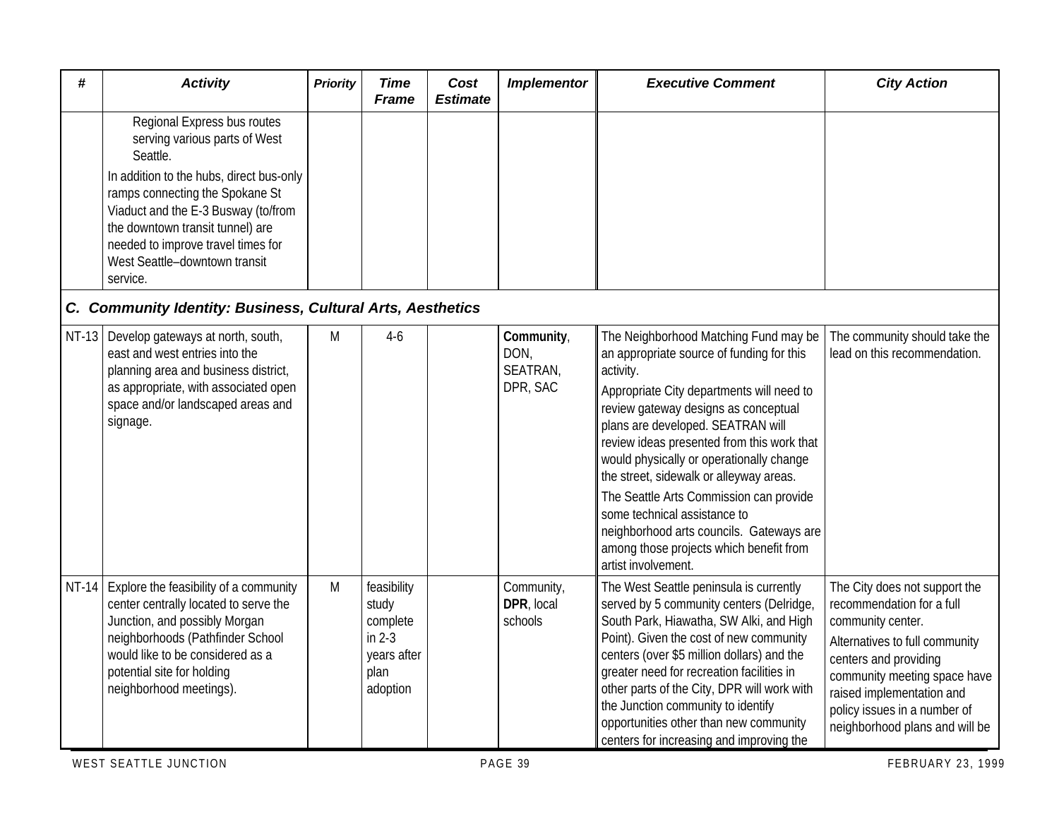| # | Activity | Priority | Time Frame | Cost Estimate | Implementor | Executive Comment | City Action |
|---|---|---|---|---|---|---|---|
| | Regional Express bus routes serving various parts of West Seattle.<br><br>In addition to the hubs, direct bus-only ramps connecting the Spokane St Viaduct and the E-3 Busway (to/from the downtown transit tunnel) are needed to improve travel times for West Seattle–downtown transit service. | | | | | | |
| ***C. Community Identity: Business, Cultural Arts, Aesthetics*** | | | | | | | |
| NT-13 | Develop gateways at north, south, east and west entries into the planning area and business district, as appropriate, with associated open space and/or landscaped areas and signage. | M | 4-6 | | **Community**, DON, SEATRAN, DPR, SAC | The Neighborhood Matching Fund may be an appropriate source of funding for this activity.<br><br>Appropriate City departments will need to review gateway designs as conceptual plans are developed. SEATRAN will review ideas presented from this work that would physically or operationally change the street, sidewalk or alleyway areas.<br><br>The Seattle Arts Commission can provide some technical assistance to neighborhood arts councils. Gateways are among those projects which benefit from artist involvement. | The community should take the lead on this recommendation. |
| NT-14 | Explore the feasibility of a community center centrally located to serve the Junction, and possibly Morgan neighborhoods (Pathfinder School would like to be considered as a potential site for holding neighborhood meetings). | M | feasibility study complete in 2-3 years after plan adoption | | Community, **DPR**, local schools | The West Seattle peninsula is currently served by 5 community centers (Delridge, South Park, Hiawatha, SW Alki, and High Point). Given the cost of new community centers (over $5 million dollars) and the greater need for recreation facilities in other parts of the City, DPR will work with the Junction community to identify opportunities other than new community centers for increasing and improving the | The City does not support the recommendation for a full community center.<br><br>Alternatives to full community centers and providing community meeting space have raised implementation and policy issues in a number of neighborhood plans and will be |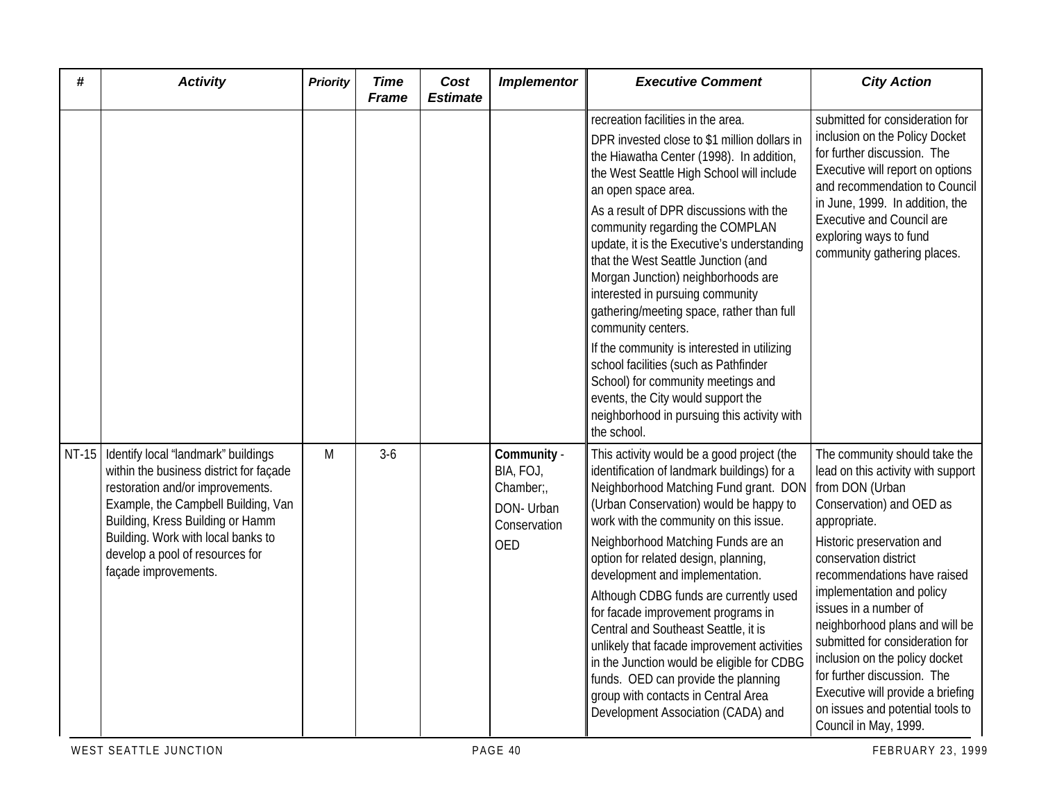| # | Activity | Priority | Time Frame | Cost Estimate | Implementor | Executive Comment | City Action |
|---|---|---|---|---|---|---|---|
| | | | | | | recreation facilities in the area. DPR invested close to $1 million dollars in the Hiawatha Center (1998). In addition, the West Seattle High School will include an open space area. As a result of DPR discussions with the community regarding the COMPLAN update, it is the Executive's understanding that the West Seattle Junction (and Morgan Junction) neighborhoods are interested in pursuing community gathering/meeting space, rather than full community centers. If the community is interested in utilizing school facilities (such as Pathfinder School) for community meetings and events, the City would support the neighborhood in pursuing this activity with the school. | submitted for consideration for inclusion on the Policy Docket for further discussion. The Executive will report on options and recommendation to Council in June, 1999. In addition, the Executive and Council are exploring ways to fund community gathering places. |
| NT-15 | Identify local "landmark" buildings within the business district for façade restoration and/or improvements. Example, the Campbell Building, Van Building, Kress Building or Hamm Building. Work with local banks to develop a pool of resources for façade improvements. | M | 3-6 | | **Community** - BIA, FOJ, Chamber;, DON- Urban Conservation OED | This activity would be a good project (the identification of landmark buildings) for a Neighborhood Matching Fund grant. DON (Urban Conservation) would be happy to work with the community on this issue. Neighborhood Matching Funds are an option for related design, planning, development and implementation. Although CDBG funds are currently used for facade improvement programs in Central and Southeast Seattle, it is unlikely that facade improvement activities in the Junction would be eligible for CDBG funds. OED can provide the planning group with contacts in Central Area Development Association (CADA) and | The community should take the lead on this activity with support from DON (Urban Conservation) and OED as appropriate. Historic preservation and conservation district recommendations have raised implementation and policy issues in a number of neighborhood plans and will be submitted for consideration for inclusion on the policy docket for further discussion. The Executive will provide a briefing on issues and potential tools to Council in May, 1999. |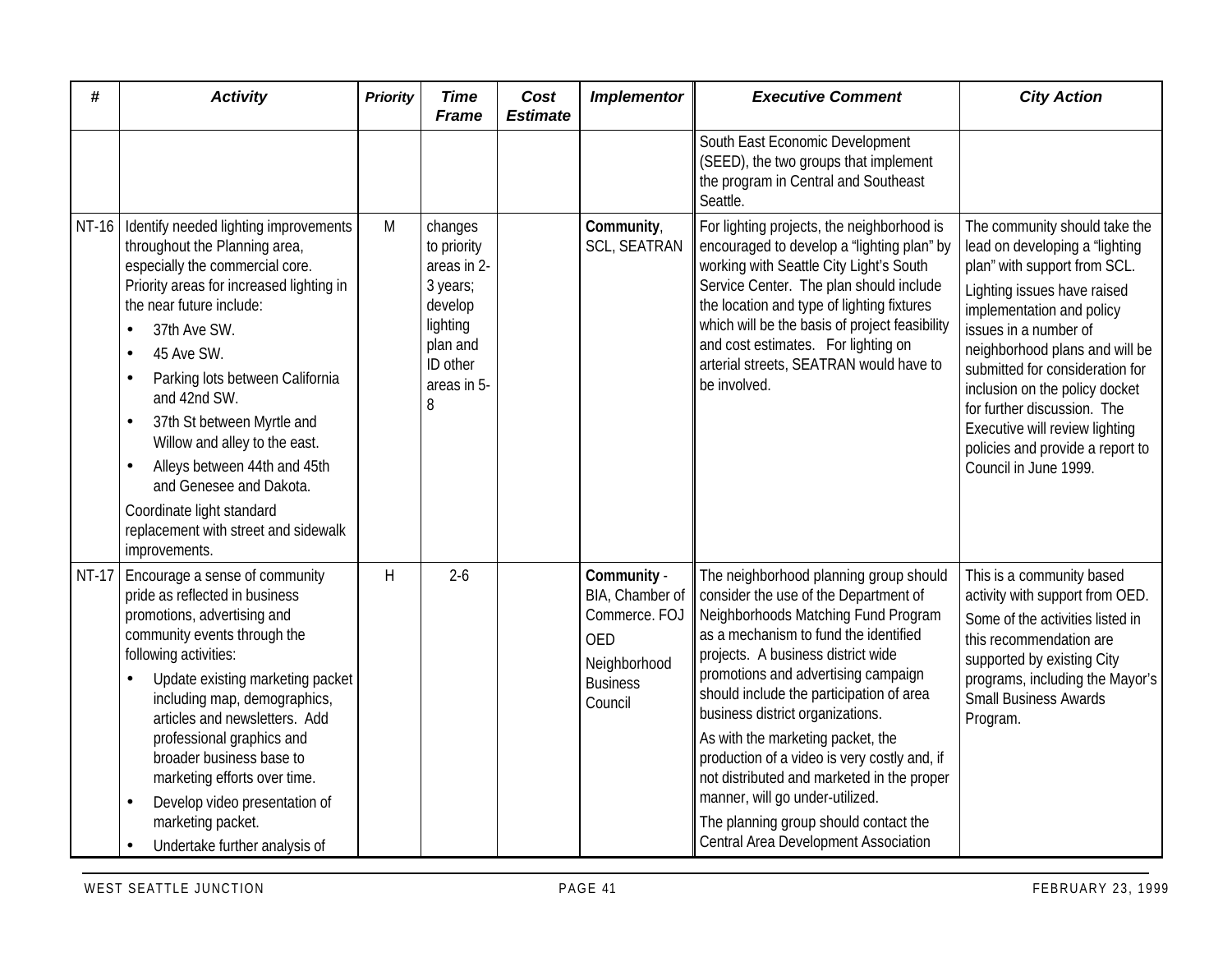| # | Activity | Priority | Time Frame | Cost Estimate | Implementor | Executive Comment | City Action |
|---|---|---|---|---|---|---|---|
| | | | | | | South East Economic Development (SEED), the two groups that implement the program in Central and Southeast Seattle. | |
| NT-16 | Identify needed lighting improvements throughout the Planning area, especially the commercial core. Priority areas for increased lighting in the near future include: <br>• 37th Ave SW. <br>• 45 Ave SW. <br>• Parking lots between California and 42nd SW. <br>• 37th St between Myrtle and Willow and alley to the east. <br>• Alleys between 44th and 45th and Genesee and Dakota. <br>Coordinate light standard replacement with street and sidewalk improvements. | M | changes to priority areas in 2-3 years; develop lighting plan and ID other areas in 5-8 | | **Community**, SCL, SEATRAN | For lighting projects, the neighborhood is encouraged to develop a "lighting plan" by working with Seattle City Light's South Service Center. The plan should include the location and type of lighting fixtures which will be the basis of project feasibility and cost estimates. For lighting on arterial streets, SEATRAN would have to be involved. | The community should take the lead on developing a "lighting plan" with support from SCL. <br>Lighting issues have raised implementation and policy issues in a number of neighborhood plans and will be submitted for consideration for inclusion on the policy docket for further discussion. The Executive will review lighting policies and provide a report to Council in June 1999. |
| NT-17 | Encourage a sense of community pride as reflected in business promotions, advertising and community events through the following activities: <br>• Update existing marketing packet including map, demographics, articles and newsletters. Add professional graphics and broader business base to marketing efforts over time. <br>• Develop video presentation of marketing packet. <br>• Undertake further analysis of | H | 2-6 | | **Community** - BIA, Chamber of Commerce. FOJ <br>OED <br>Neighborhood Business Council | The neighborhood planning group should consider the use of the Department of Neighborhoods Matching Fund Program as a mechanism to fund the identified projects. A business district wide promotions and advertising campaign should include the participation of area business district organizations. <br>As with the marketing packet, the production of a video is very costly and, if not distributed and marketed in the proper manner, will go under-utilized. <br>The planning group should contact the Central Area Development Association | This is a community based activity with support from OED. <br>Some of the activities listed in this recommendation are supported by existing City programs, including the Mayor's Small Business Awards Program. |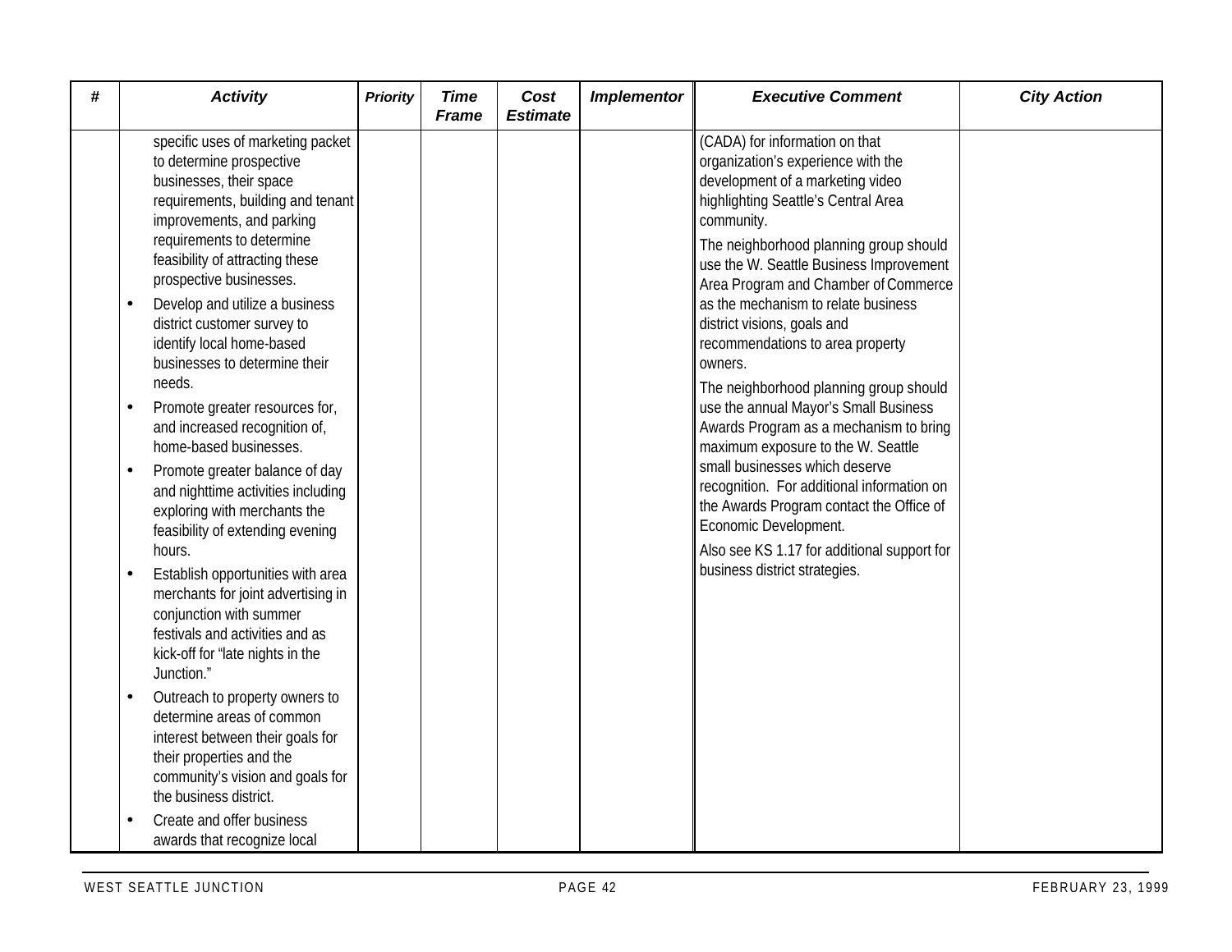| # | Activity | Priority | Time Frame | Cost Estimate | Implementor | Executive Comment | City Action |
|---|---|---|---|---|---|---|---|
| | specific uses of marketing packet to determine prospective businesses, their space requirements, building and tenant improvements, and parking requirements to determine feasibility of attracting these prospective businesses.<br>• Develop and utilize a business district customer survey to identify local home-based businesses to determine their needs.<br>• Promote greater resources for, and increased recognition of, home-based businesses.<br>• Promote greater balance of day and nighttime activities including exploring with merchants the feasibility of extending evening hours.<br>• Establish opportunities with area merchants for joint advertising in conjunction with summer festivals and activities and as kick-off for "late nights in the Junction."<br>• Outreach to property owners to determine areas of common interest between their goals for their properties and the community's vision and goals for the business district.<br>• Create and offer business awards that recognize local | | | | | (CADA) for information on that organization's experience with the development of a marketing video highlighting Seattle's Central Area community.<br>The neighborhood planning group should use the W. Seattle Business Improvement Area Program and Chamber of Commerce as the mechanism to relate business district visions, goals and recommendations to area property owners.<br>The neighborhood planning group should use the annual Mayor's Small Business Awards Program as a mechanism to bring maximum exposure to the W. Seattle small businesses which deserve recognition. For additional information on the Awards Program contact the Office of Economic Development.<br>Also see KS 1.17 for additional support for business district strategies. | |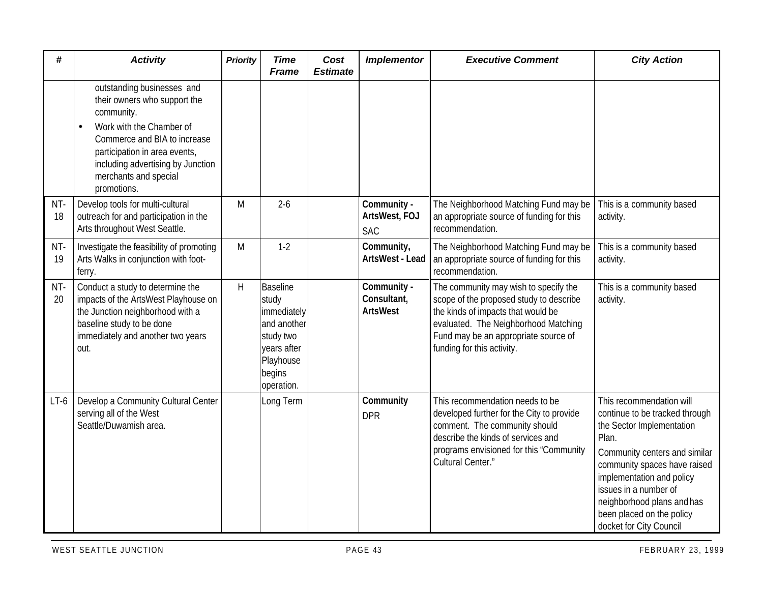| # | Activity | Priority | Time Frame | Cost Estimate | Implementor | Executive Comment | City Action |
|---|---|---|---|---|---|---|---|
| | outstanding businesses and their owners who support the community.<br>• Work with the Chamber of Commerce and BIA to increase participation in area events, including advertising by Junction merchants and special promotions. | | | | | | |
| NT-18 | Develop tools for multi-cultural outreach for and participation in the Arts throughout West Seattle. | M | 2-6 | | **Community - ArtsWest, FOJ**<br>SAC | The Neighborhood Matching Fund may be an appropriate source of funding for this recommendation. | This is a community based activity. |
| NT-19 | Investigate the feasibility of promoting Arts Walks in conjunction with foot-ferry. | M | 1-2 | | **Community, ArtsWest - Lead** | The Neighborhood Matching Fund may be an appropriate source of funding for this recommendation. | This is a community based activity. |
| NT-20 | Conduct a study to determine the impacts of the ArtsWest Playhouse on the Junction neighborhood with a baseline study to be done immediately and another two years out. | H | Baseline study immediately and another study two years after Playhouse begins operation. | | **Community - Consultant, ArtsWest** | The community may wish to specify the scope of the proposed study to describe the kinds of impacts that would be evaluated. The Neighborhood Matching Fund may be an appropriate source of funding for this activity. | This is a community based activity. |
| LT-6 | Develop a Community Cultural Center serving all of the West Seattle/Duwamish area. | | Long Term | | **Community**<br>DPR | This recommendation needs to be developed further for the City to provide comment. The community should describe the kinds of services and programs envisioned for this "Community Cultural Center." | This recommendation will continue to be tracked through the Sector Implementation Plan.<br>Community centers and similar community spaces have raised implementation and policy issues in a number of neighborhood plans and has been placed on the policy docket for City Council |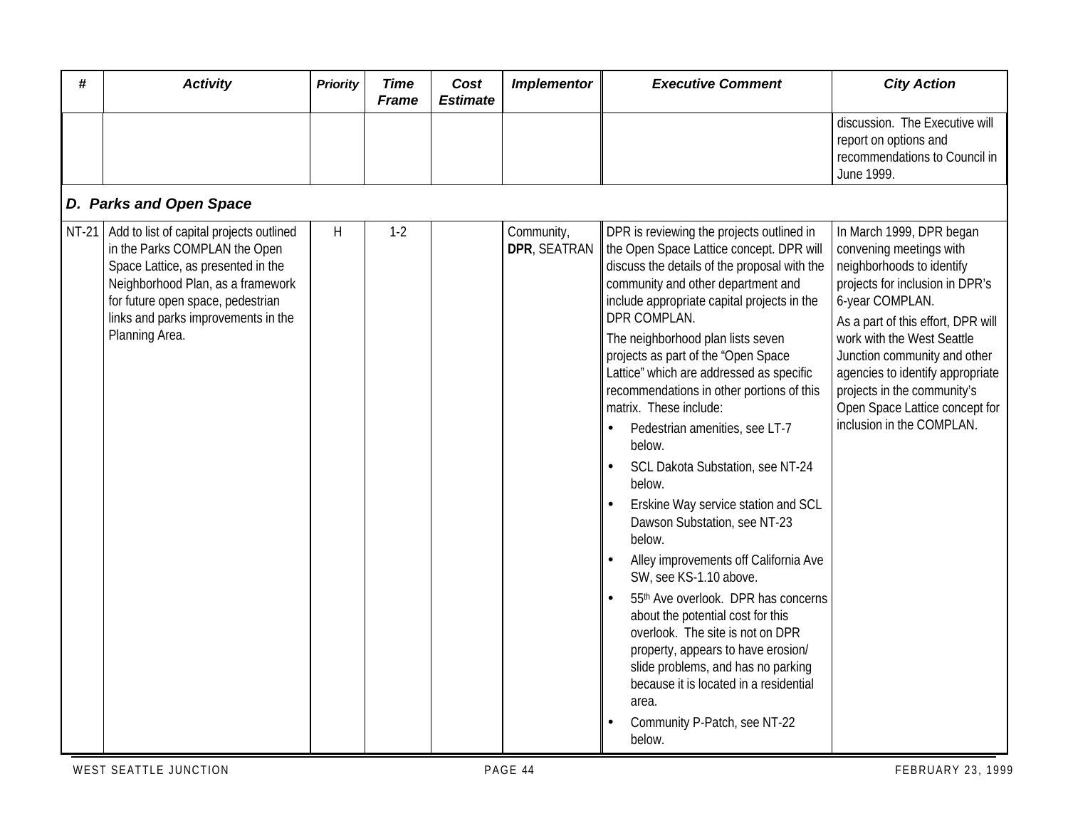| # | Activity | Priority | Time Frame | Cost Estimate | Implementor | Executive Comment | City Action |
|---|---|---|---|---|---|---|---|
| | | | | | | | discussion. The Executive will report on options and recommendations to Council in June 1999. |
| **D. Parks and Open Space** | | | | | | | |
| NT-21 | Add to list of capital projects outlined in the Parks COMPLAN the Open Space Lattice, as presented in the Neighborhood Plan, as a framework for future open space, pedestrian links and parks improvements in the Planning Area. | H | 1-2 | | Community, **DPR**, SEATRAN | DPR is reviewing the projects outlined in the Open Space Lattice concept. DPR will discuss the details of the proposal with the community and other department and include appropriate capital projects in the DPR COMPLAN.<br>The neighborhood plan lists seven projects as part of the "Open Space Lattice" which are addressed as specific recommendations in other portions of this matrix. These include:<br>• Pedestrian amenities, see LT-7 below.<br>• SCL Dakota Substation, see NT-24 below.<br>• Erskine Way service station and SCL Dawson Substation, see NT-23 below.<br>• Alley improvements off California Ave SW, see KS-1.10 above.<br>• 55th Ave overlook. DPR has concerns about the potential cost for this overlook. The site is not on DPR property, appears to have erosion/ slide problems, and has no parking because it is located in a residential area.<br>• Community P-Patch, see NT-22 below. | In March 1999, DPR began convening meetings with neighborhoods to identify projects for inclusion in DPR's 6-year COMPLAN.<br>As a part of this effort, DPR will work with the West Seattle Junction community and other agencies to identify appropriate projects in the community's Open Space Lattice concept for inclusion in the COMPLAN. |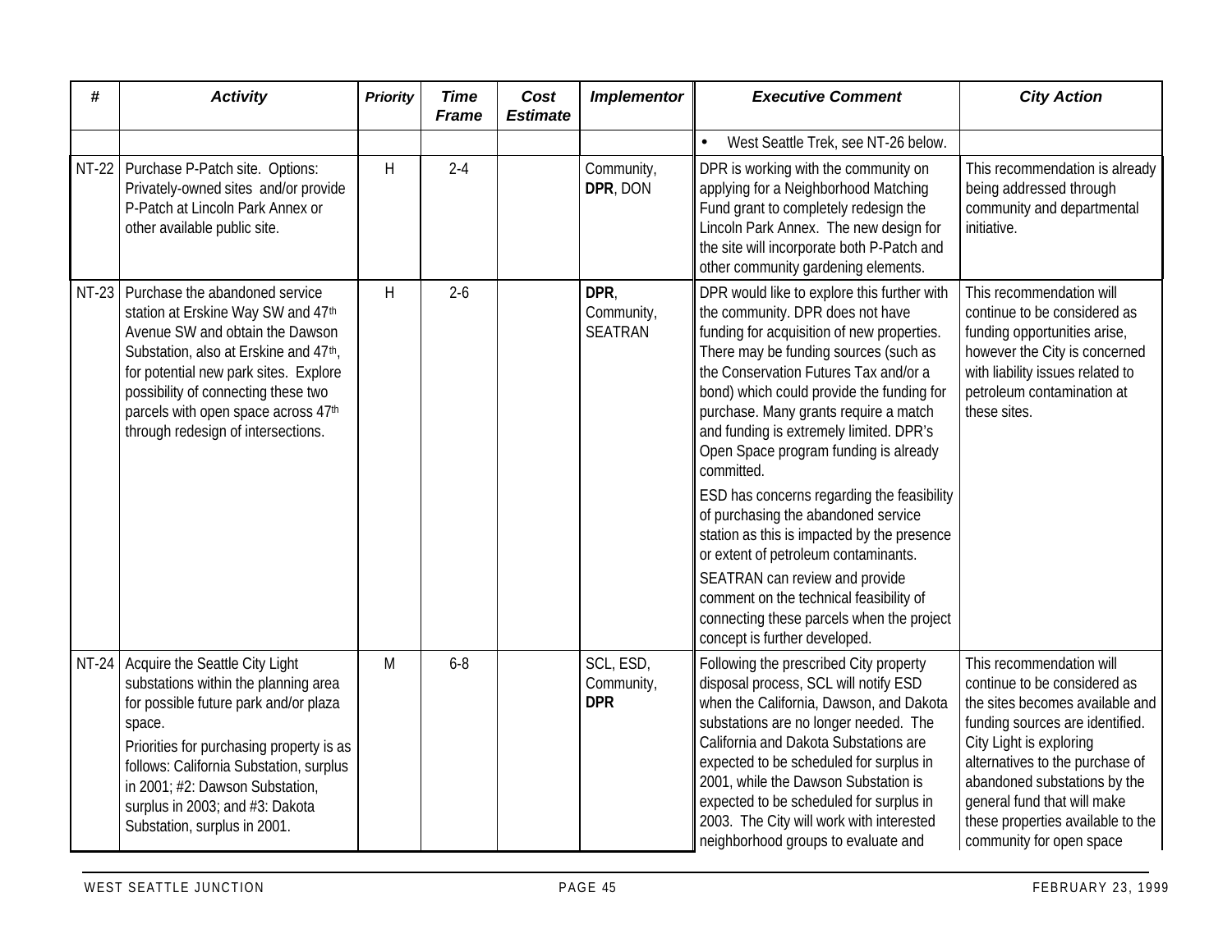| # | Activity | Priority | Time Frame | Cost Estimate | Implementor | Executive Comment | City Action |
|---|---|---|---|---|---|---|---|
| | | | | | | • West Seattle Trek, see NT-26 below. | |
| NT-22 | Purchase P-Patch site. Options: Privately-owned sites and/or provide P-Patch at Lincoln Park Annex or other available public site. | H | 2-4 | | Community, **DPR**, DON | DPR is working with the community on applying for a Neighborhood Matching Fund grant to completely redesign the Lincoln Park Annex. The new design for the site will incorporate both P-Patch and other community gardening elements. | This recommendation is already being addressed through community and departmental initiative. |
| NT-23 | Purchase the abandoned service station at Erskine Way SW and 47th Avenue SW and obtain the Dawson Substation, also at Erskine and 47th, for potential new park sites. Explore possibility of connecting these two parcels with open space across 47th through redesign of intersections. | H | 2-6 | | **DPR**, Community, SEATRAN | DPR would like to explore this further with the community. DPR does not have funding for acquisition of new properties. There may be funding sources (such as the Conservation Futures Tax and/or a bond) which could provide the funding for purchase. Many grants require a match and funding is extremely limited. DPR's Open Space program funding is already committed.<br>ESD has concerns regarding the feasibility of purchasing the abandoned service station as this is impacted by the presence or extent of petroleum contaminants.<br>SEATRAN can review and provide comment on the technical feasibility of connecting these parcels when the project concept is further developed. | This recommendation will continue to be considered as funding opportunities arise, however the City is concerned with liability issues related to petroleum contamination at these sites. |
| NT-24 | Acquire the Seattle City Light substations within the planning area for possible future park and/or plaza space.<br>Priorities for purchasing property is as follows: California Substation, surplus in 2001; #2: Dawson Substation, surplus in 2003; and #3: Dakota Substation, surplus in 2001. | M | 6-8 | | SCL, ESD, Community, **DPR** | Following the prescribed City property disposal process, SCL will notify ESD when the California, Dawson, and Dakota substations are no longer needed. The California and Dakota Substations are expected to be scheduled for surplus in 2001, while the Dawson Substation is expected to be scheduled for surplus in 2003. The City will work with interested neighborhood groups to evaluate and | This recommendation will continue to be considered as the sites becomes available and funding sources are identified. City Light is exploring alternatives to the purchase of abandoned substations by the general fund that will make these properties available to the community for open space |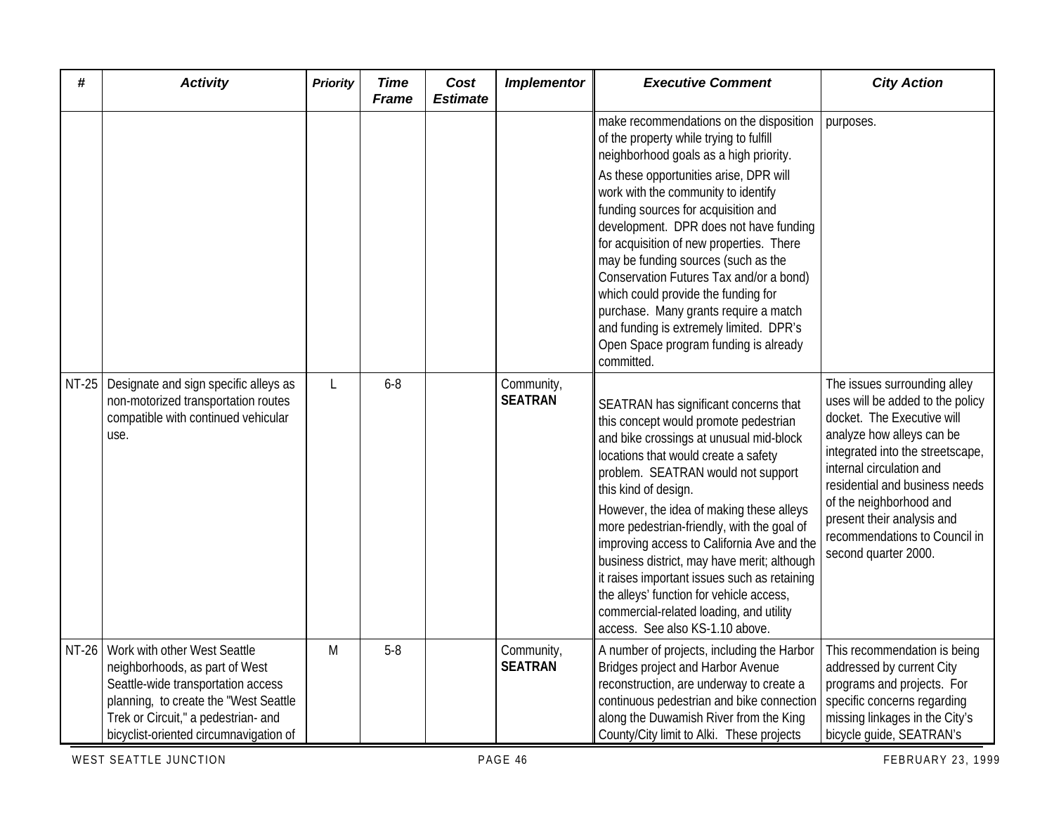| # | Activity | Priority | Time Frame | Cost Estimate | Implementor | Executive Comment | City Action |
|---|---|---|---|---|---|---|---|
| | | | | | | make recommendations on the disposition of the property while trying to fulfill neighborhood goals as a high priority. As these opportunities arise, DPR will work with the community to identify funding sources for acquisition and development. DPR does not have funding for acquisition of new properties. There may be funding sources (such as the Conservation Futures Tax and/or a bond) which could provide the funding for purchase. Many grants require a match and funding is extremely limited. DPR's Open Space program funding is already committed. | purposes. |
| NT-25 | Designate and sign specific alleys as non-motorized transportation routes compatible with continued vehicular use. | L | 6-8 | | Community, **SEATRAN** | SEATRAN has significant concerns that this concept would promote pedestrian and bike crossings at unusual mid-block locations that would create a safety problem. SEATRAN would not support this kind of design. However, the idea of making these alleys more pedestrian-friendly, with the goal of improving access to California Ave and the business district, may have merit; although it raises important issues such as retaining the alleys' function for vehicle access, commercial-related loading, and utility access. See also KS-1.10 above. | The issues surrounding alley uses will be added to the policy docket. The Executive will analyze how alleys can be integrated into the streetscape, internal circulation and residential and business needs of the neighborhood and present their analysis and recommendations to Council in second quarter 2000. |
| NT-26 | Work with other West Seattle neighborhoods, as part of West Seattle-wide transportation access planning, to create the "West Seattle Trek or Circuit," a pedestrian- and bicyclist-oriented circumnavigation of | M | 5-8 | | Community, **SEATRAN** | A number of projects, including the Harbor Bridges project and Harbor Avenue reconstruction, are underway to create a continuous pedestrian and bike connection along the Duwamish River from the King County/City limit to Alki. These projects | This recommendation is being addressed by current City programs and projects. For specific concerns regarding missing linkages in the City's bicycle guide, SEATRAN's |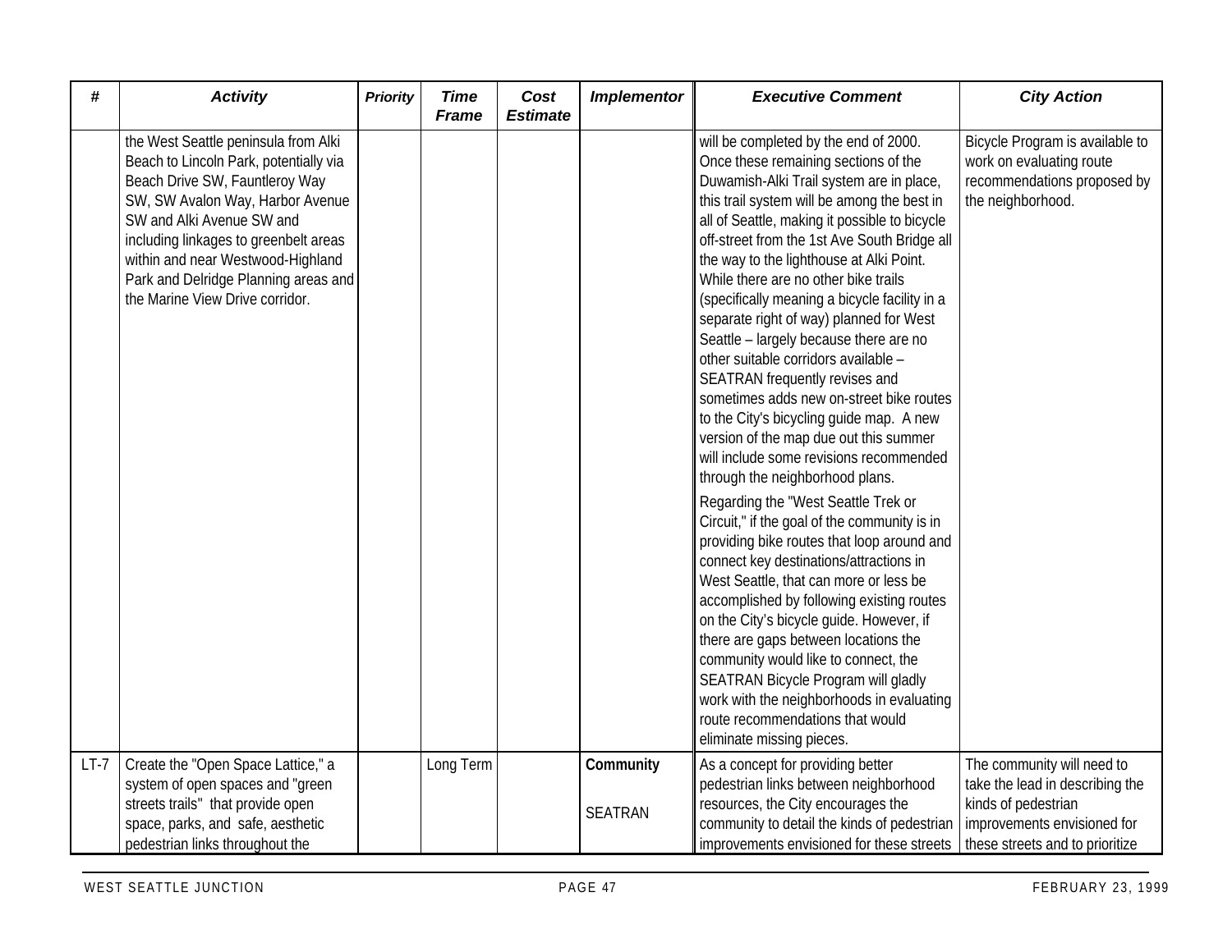| # | Activity | Priority | Time Frame | Cost Estimate | Implementor | Executive Comment | City Action |
|---|---|---|---|---|---|---|---|
| | the West Seattle peninsula from Alki Beach to Lincoln Park, potentially via Beach Drive SW, Fauntleroy Way SW, SW Avalon Way, Harbor Avenue SW and Alki Avenue SW and including linkages to greenbelt areas within and near Westwood-Highland Park and Delridge Planning areas and the Marine View Drive corridor. | | | | | will be completed by the end of 2000. Once these remaining sections of the Duwamish-Alki Trail system are in place, this trail system will be among the best in all of Seattle, making it possible to bicycle off-street from the 1st Ave South Bridge all the way to the lighthouse at Alki Point. While there are no other bike trails (specifically meaning a bicycle facility in a separate right of way) planned for West Seattle – largely because there are no other suitable corridors available – SEATRAN frequently revises and sometimes adds new on-street bike routes to the City's bicycling guide map. A new version of the map due out this summer will include some revisions recommended through the neighborhood plans.<br><br>Regarding the "West Seattle Trek or Circuit," if the goal of the community is in providing bike routes that loop around and connect key destinations/attractions in West Seattle, that can more or less be accomplished by following existing routes on the City's bicycle guide. However, if there are gaps between locations the community would like to connect, the SEATRAN Bicycle Program will gladly work with the neighborhoods in evaluating route recommendations that would eliminate missing pieces. | Bicycle Program is available to work on evaluating route recommendations proposed by the neighborhood. |
| LT-7 | Create the "Open Space Lattice," a system of open spaces and "green streets trails" that provide open space, parks, and safe, aesthetic pedestrian links throughout the | | Long Term | | **Community**<br><br>SEATRAN | As a concept for providing better pedestrian links between neighborhood resources, the City encourages the community to detail the kinds of pedestrian improvements envisioned for these streets | The community will need to take the lead in describing the kinds of pedestrian improvements envisioned for these streets and to prioritize |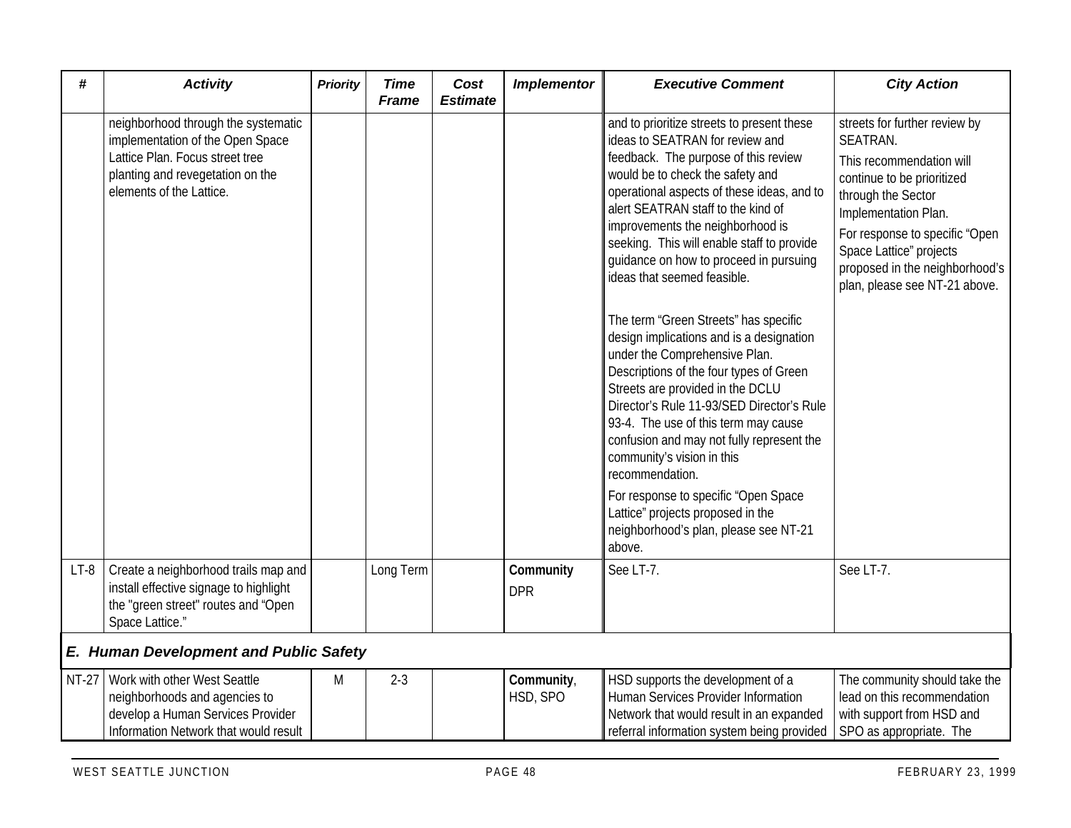| # | Activity | Priority | Time Frame | Cost Estimate | Implementor | Executive Comment | City Action |
|---|---|---|---|---|---|---|---|
| | neighborhood through the systematic implementation of the Open Space Lattice Plan. Focus street tree planting and revegetation on the elements of the Lattice. | | | | | and to prioritize streets to present these ideas to SEATRAN for review and feedback. The purpose of this review would be to check the safety and operational aspects of these ideas, and to alert SEATRAN staff to the kind of improvements the neighborhood is seeking. This will enable staff to provide guidance on how to proceed in pursuing ideas that seemed feasible.<br><br>The term "Green Streets" has specific design implications and is a designation under the Comprehensive Plan. Descriptions of the four types of Green Streets are provided in the DCLU Director's Rule 11-93/SED Director's Rule 93-4. The use of this term may cause confusion and may not fully represent the community's vision in this recommendation.<br><br>For response to specific "Open Space Lattice" projects proposed in the neighborhood's plan, please see NT-21 above. | streets for further review by SEATRAN.<br><br>This recommendation will continue to be prioritized through the Sector Implementation Plan.<br><br>For response to specific "Open Space Lattice" projects proposed in the neighborhood's plan, please see NT-21 above. |
| LT-8 | Create a neighborhood trails map and install effective signage to highlight the "green street" routes and "Open Space Lattice." | | Long Term | | **Community**<br>DPR | See LT-7. | See LT-7. |
| ***E. Human Development and Public Safety*** | | | | | | | |
| NT-27 | Work with other West Seattle neighborhoods and agencies to develop a Human Services Provider Information Network that would result | M | 2-3 | | **Community**, HSD, SPO | HSD supports the development of a Human Services Provider Information Network that would result in an expanded referral information system being provided | The community should take the lead on this recommendation with support from HSD and SPO as appropriate. The |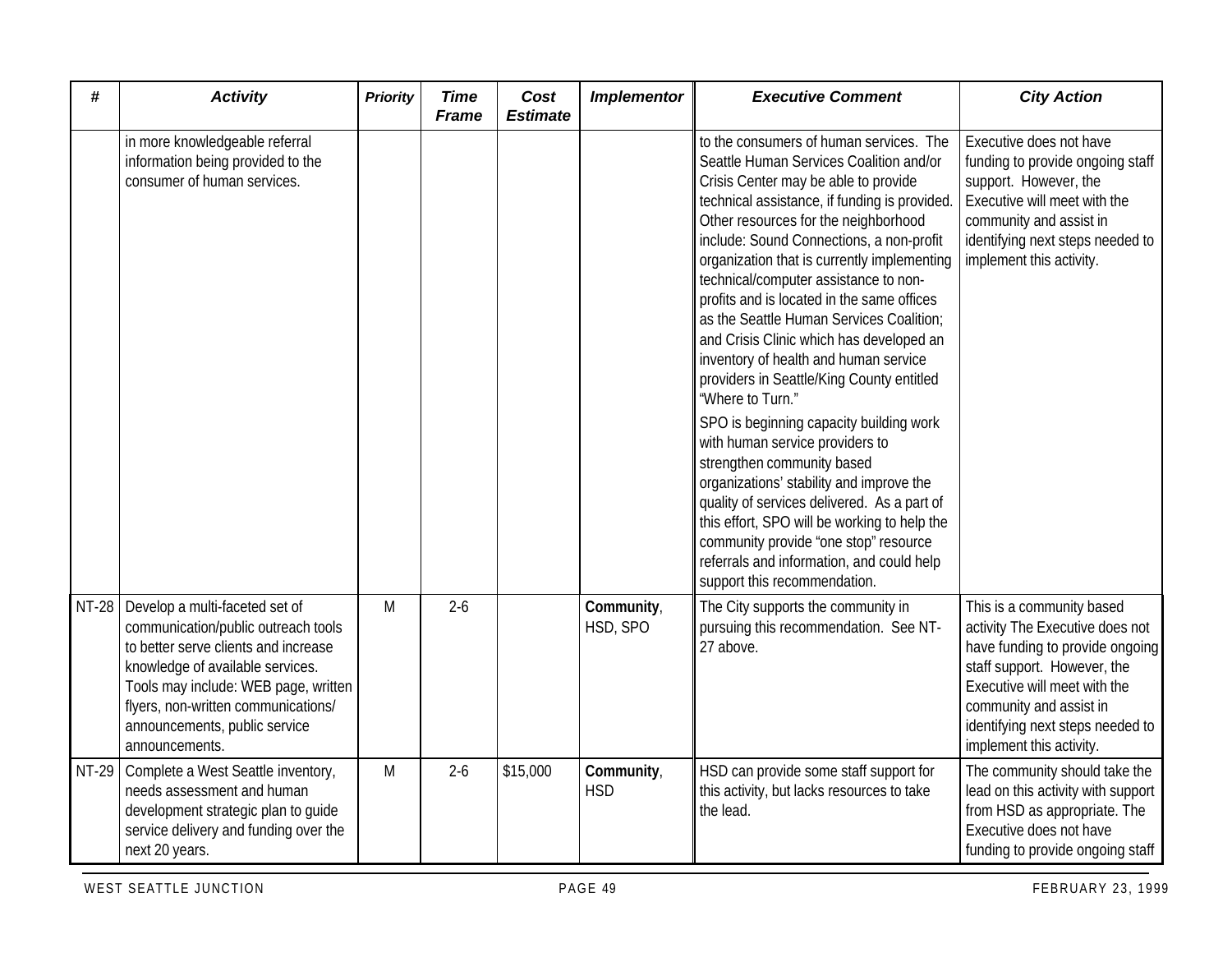| # | Activity | Priority | Time Frame | Cost Estimate | Implementor | Executive Comment | City Action |
|---|---|---|---|---|---|---|---|
| | in more knowledgeable referral information being provided to the consumer of human services. | | | | | to the consumers of human services. The Seattle Human Services Coalition and/or Crisis Center may be able to provide technical assistance, if funding is provided. Other resources for the neighborhood include: Sound Connections, a non-profit organization that is currently implementing technical/computer assistance to non-profits and is located in the same offices as the Seattle Human Services Coalition; and Crisis Clinic which has developed an inventory of health and human service providers in Seattle/King County entitled "Where to Turn."<br><br>SPO is beginning capacity building work with human service providers to strengthen community based organizations' stability and improve the quality of services delivered. As a part of this effort, SPO will be working to help the community provide "one stop" resource referrals and information, and could help support this recommendation. | Executive does not have funding to provide ongoing staff support. However, the Executive will meet with the community and assist in identifying next steps needed to implement this activity. |
| NT-28 | Develop a multi-faceted set of communication/public outreach tools to better serve clients and increase knowledge of available services. Tools may include: WEB page, written flyers, non-written communications/ announcements, public service announcements. | M | 2-6 | | **Community**, HSD, SPO | The City supports the community in pursuing this recommendation. See NT-27 above. | This is a community based activity The Executive does not have funding to provide ongoing staff support. However, the Executive will meet with the community and assist in identifying next steps needed to implement this activity. |
| NT-29 | Complete a West Seattle inventory, needs assessment and human development strategic plan to guide service delivery and funding over the next 20 years. | M | 2-6 | $15,000 | **Community**, **HSD** | HSD can provide some staff support for this activity, but lacks resources to take the lead. | The community should take the lead on this activity with support from HSD as appropriate. The Executive does not have funding to provide ongoing staff |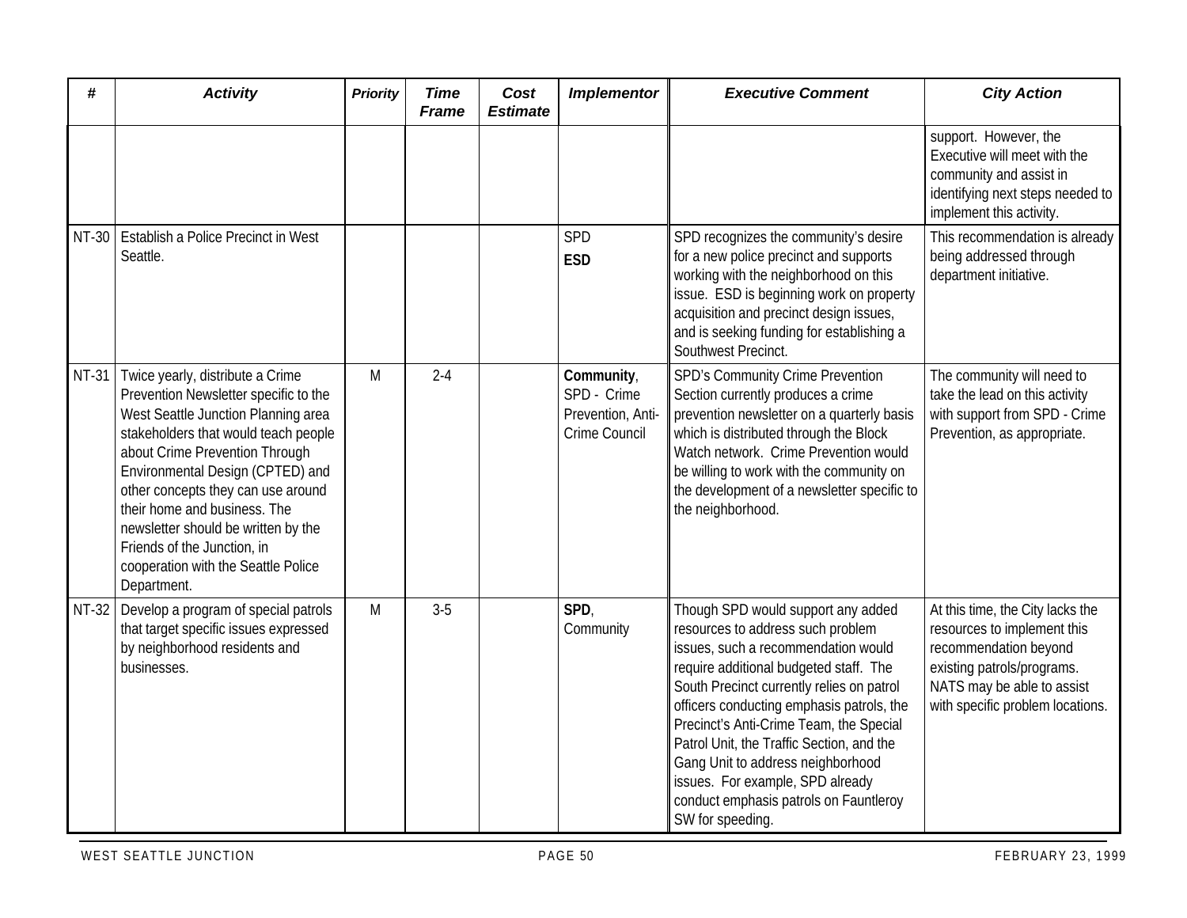| # | Activity | Priority | Time Frame | Cost Estimate | Implementor | Executive Comment | City Action |
|---|---|---|---|---|---|---|---|
| | | | | | | | support. However, the Executive will meet with the community and assist in identifying next steps needed to implement this activity. |
| NT-30 | Establish a Police Precinct in West Seattle. | | | | SPD **ESD** | SPD recognizes the community's desire for a new police precinct and supports working with the neighborhood on this issue. ESD is beginning work on property acquisition and precinct design issues, and is seeking funding for establishing a Southwest Precinct. | This recommendation is already being addressed through department initiative. |
| NT-31 | Twice yearly, distribute a Crime Prevention Newsletter specific to the West Seattle Junction Planning area stakeholders that would teach people about Crime Prevention Through Environmental Design (CPTED) and other concepts they can use around their home and business. The newsletter should be written by the Friends of the Junction, in cooperation with the Seattle Police Department. | M | 2-4 | | **Community**, SPD - Crime Prevention, Anti-Crime Council | SPD's Community Crime Prevention Section currently produces a crime prevention newsletter on a quarterly basis which is distributed through the Block Watch network. Crime Prevention would be willing to work with the community on the development of a newsletter specific to the neighborhood. | The community will need to take the lead on this activity with support from SPD - Crime Prevention, as appropriate. |
| NT-32 | Develop a program of special patrols that target specific issues expressed by neighborhood residents and businesses. | M | 3-5 | | **SPD**, Community | Though SPD would support any added resources to address such problem issues, such a recommendation would require additional budgeted staff. The South Precinct currently relies on patrol officers conducting emphasis patrols, the Precinct's Anti-Crime Team, the Special Patrol Unit, the Traffic Section, and the Gang Unit to address neighborhood issues. For example, SPD already conduct emphasis patrols on Fauntleroy SW for speeding. | At this time, the City lacks the resources to implement this recommendation beyond existing patrols/programs. NATS may be able to assist with specific problem locations. |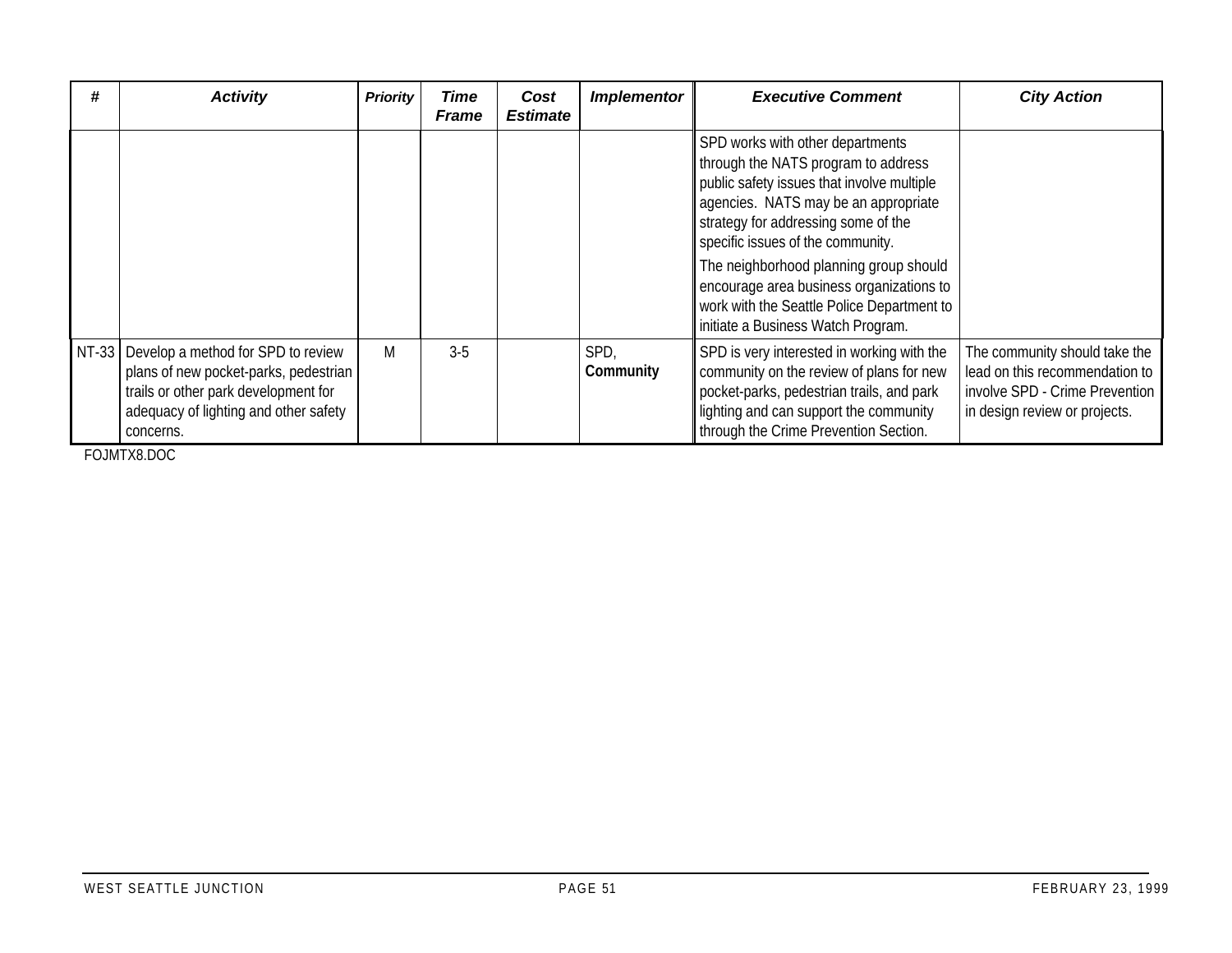| # | Activity | Priority | Time Frame | Cost Estimate | Implementor | Executive Comment | City Action |
|---|---|---|---|---|---|---|---|
| | | | | | | SPD works with other departments through the NATS program to address public safety issues that involve multiple agencies. NATS may be an appropriate strategy for addressing some of the specific issues of the community.<br>The neighborhood planning group should encourage area business organizations to work with the Seattle Police Department to initiate a Business Watch Program. | |
| NT-33 | Develop a method for SPD to review plans of new pocket-parks, pedestrian trails or other park development for adequacy of lighting and other safety concerns. | M | 3-5 | | SPD, **Community** | SPD is very interested in working with the community on the review of plans for new pocket-parks, pedestrian trails, and park lighting and can support the community through the Crime Prevention Section. | The community should take the lead on this recommendation to involve SPD - Crime Prevention in design review or projects. |

FOJMTX8.DOC